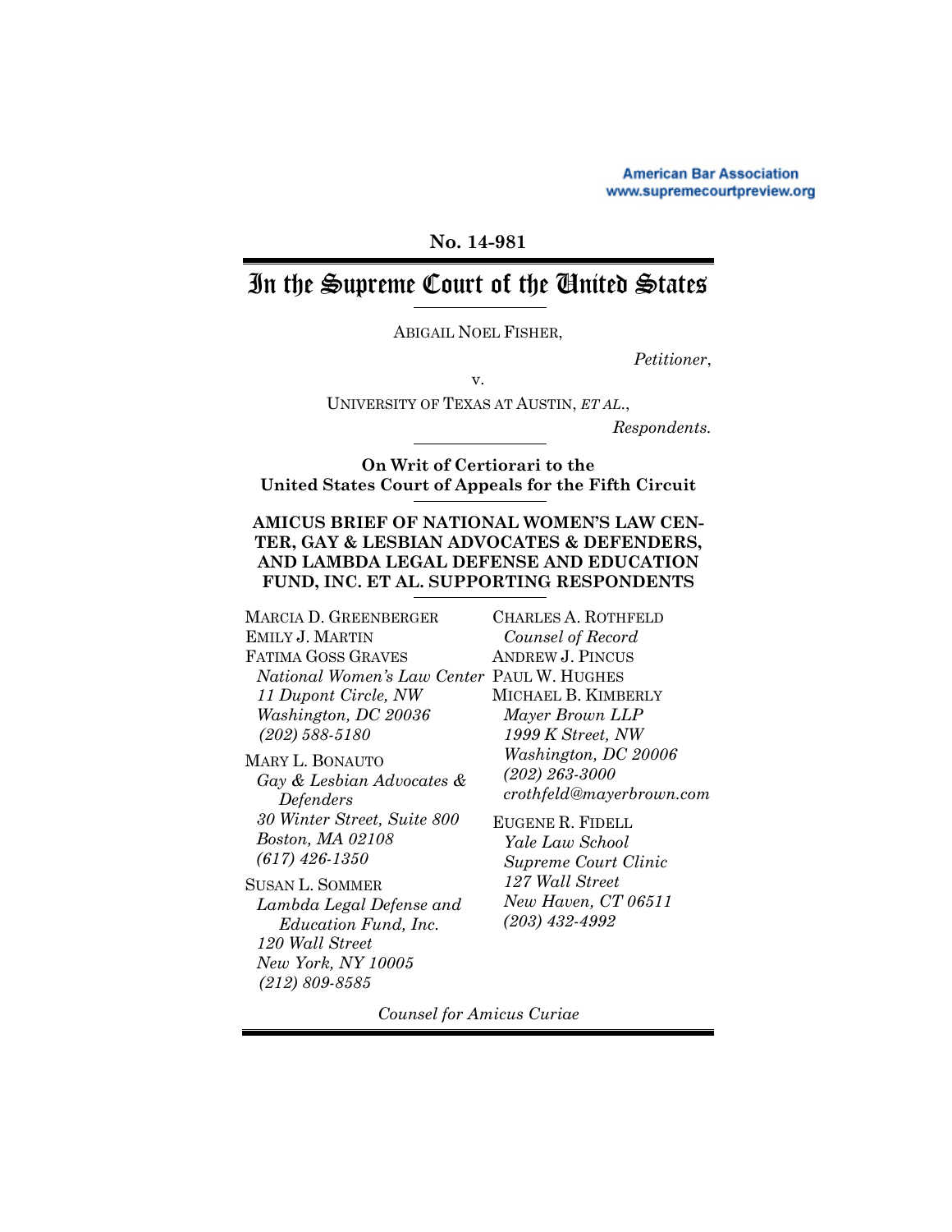American Bar Association
www.supremecourtpreview.org

**No. 14-981**

# In the Supreme Court of the United States

ABIGAIL NOEL FISHER,

*Petitioner*,

v.

UNIVERSITY OF TEXAS AT AUSTIN, *ET AL.*,

*Respondents.*

**On Writ of Certiorari to the United States Court of Appeals for the Fifth Circuit**

**AMICUS BRIEF OF NATIONAL WOMEN'S LAW CENTER, GAY & LESBIAN ADVOCATES & DEFENDERS, AND LAMBDA LEGAL DEFENSE AND EDUCATION FUND, INC. ET AL. SUPPORTING RESPONDENTS**

MARCIA D. GREENBERGER
EMILY J. MARTIN
FATIMA GOSS GRAVES
*National Women's Law Center*
*11 Dupont Circle, NW*
*Washington, DC 20036*
*(202) 588-5180*

MARY L. BONAUTO
*Gay & Lesbian Advocates & Defenders*
*30 Winter Street, Suite 800*
*Boston, MA 02108*
*(617) 426-1350*

SUSAN L. SOMMER
*Lambda Legal Defense and Education Fund, Inc.*
*120 Wall Street*
*New York, NY 10005*
*(212) 809-8585*

CHARLES A. ROTHFELD
*Counsel of Record*
ANDREW J. PINCUS
PAUL W. HUGHES
MICHAEL B. KIMBERLY
*Mayer Brown LLP*
*1999 K Street, NW*
*Washington, DC 20006*
*(202) 263-3000*
*crothfeld@mayerbrown.com*

EUGENE R. FIDELL
*Yale Law School Supreme Court Clinic*
*127 Wall Street*
*New Haven, CT 06511*
*(203) 432-4992*

*Counsel for Amicus Curiae*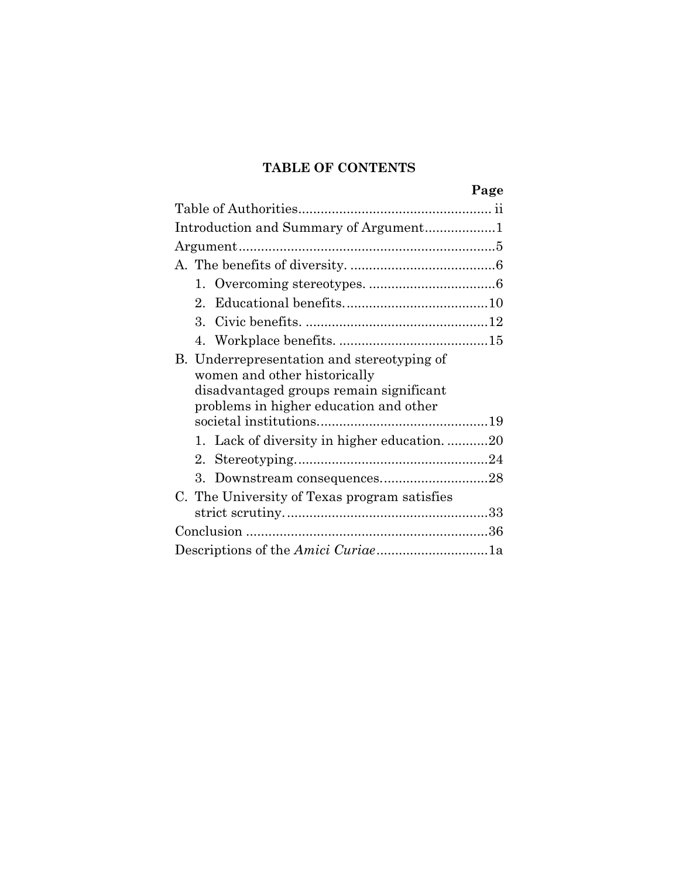**TABLE OF CONTENTS**

| | Page |
|---|---|
| Table of Authorities | ii |
| Introduction and Summary of Argument | 1 |
| Argument | 5 |
| A. The benefits of diversity. | 6 |
| 1. Overcoming stereotypes. | 6 |
| 2. Educational benefits. | 10 |
| 3. Civic benefits. | 12 |
| 4. Workplace benefits. | 15 |
| B. Underrepresentation and stereotyping of women and other historically disadvantaged groups remain significant problems in higher education and other societal institutions. | 19 |
| 1. Lack of diversity in higher education. | 20 |
| 2. Stereotyping. | 24 |
| 3. Downstream consequences. | 28 |
| C. The University of Texas program satisfies strict scrutiny. | 33 |
| Conclusion | 36 |
| Descriptions of the *Amici Curiae* | 1a |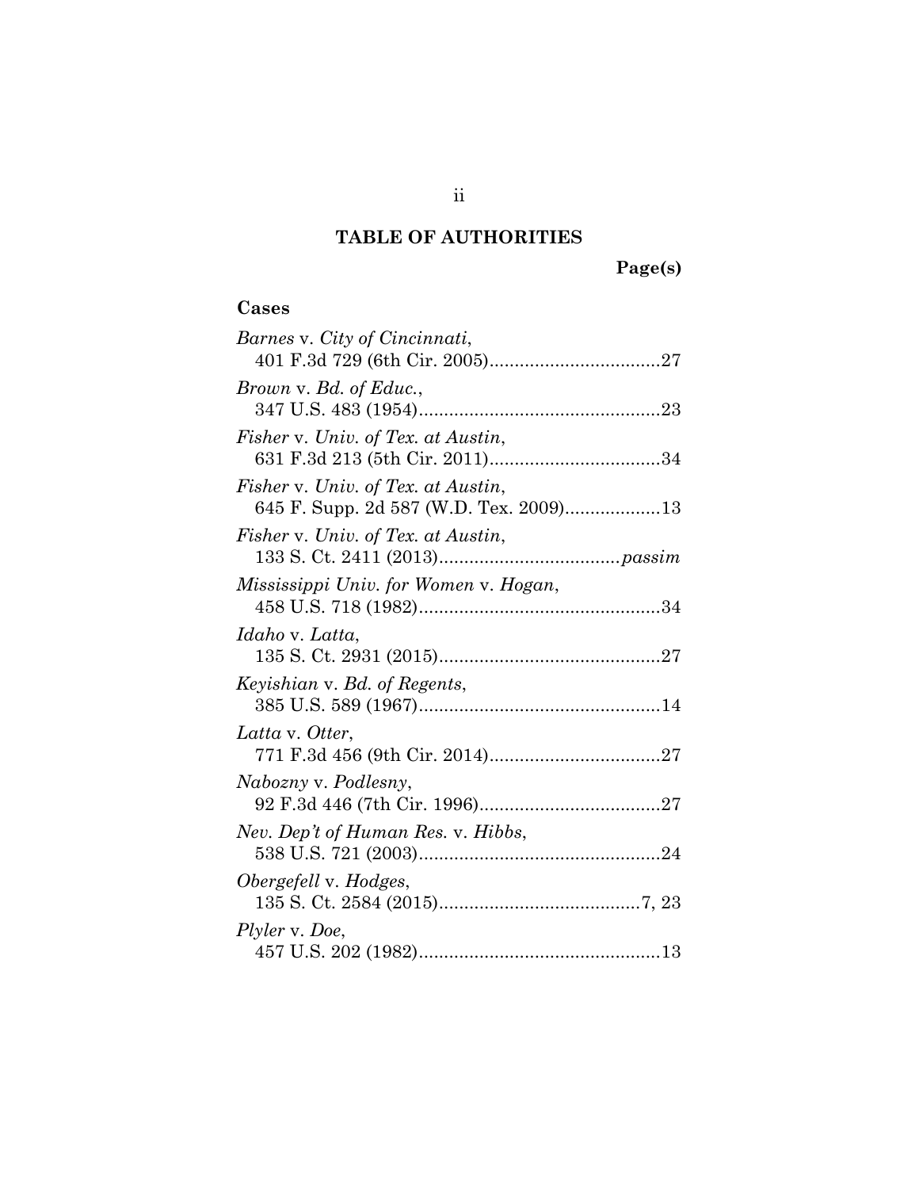# TABLE OF AUTHORITIES

**Page(s)**

## Cases

*Barnes* v. *City of Cincinnati*,
401 F.3d 729 (6th Cir. 2005)..................................27

*Brown* v. *Bd. of Educ.*,
347 U.S. 483 (1954)................................................23

*Fisher* v. *Univ. of Tex. at Austin*,
631 F.3d 213 (5th Cir. 2011)..................................34

*Fisher* v. *Univ. of Tex. at Austin*,
645 F. Supp. 2d 587 (W.D. Tex. 2009)...................13

*Fisher* v. *Univ. of Tex. at Austin*,
133 S. Ct. 2411 (2013)...................................*passim*

*Mississippi Univ. for Women* v. *Hogan*,
458 U.S. 718 (1982)................................................34

*Idaho* v. *Latta*,
135 S. Ct. 2931 (2015)............................................27

*Keyishian* v. *Bd. of Regents*,
385 U.S. 589 (1967)................................................14

*Latta* v. *Otter*,
771 F.3d 456 (9th Cir. 2014)..................................27

*Nabozny* v. *Podlesny*,
92 F.3d 446 (7th Cir. 1996)....................................27

*Nev. Dep't of Human Res.* v. *Hibbs*,
538 U.S. 721 (2003)................................................24

*Obergefell* v. *Hodges*,
135 S. Ct. 2584 (2015)........................................7, 23

*Plyler* v. *Doe*,
457 U.S. 202 (1982)................................................13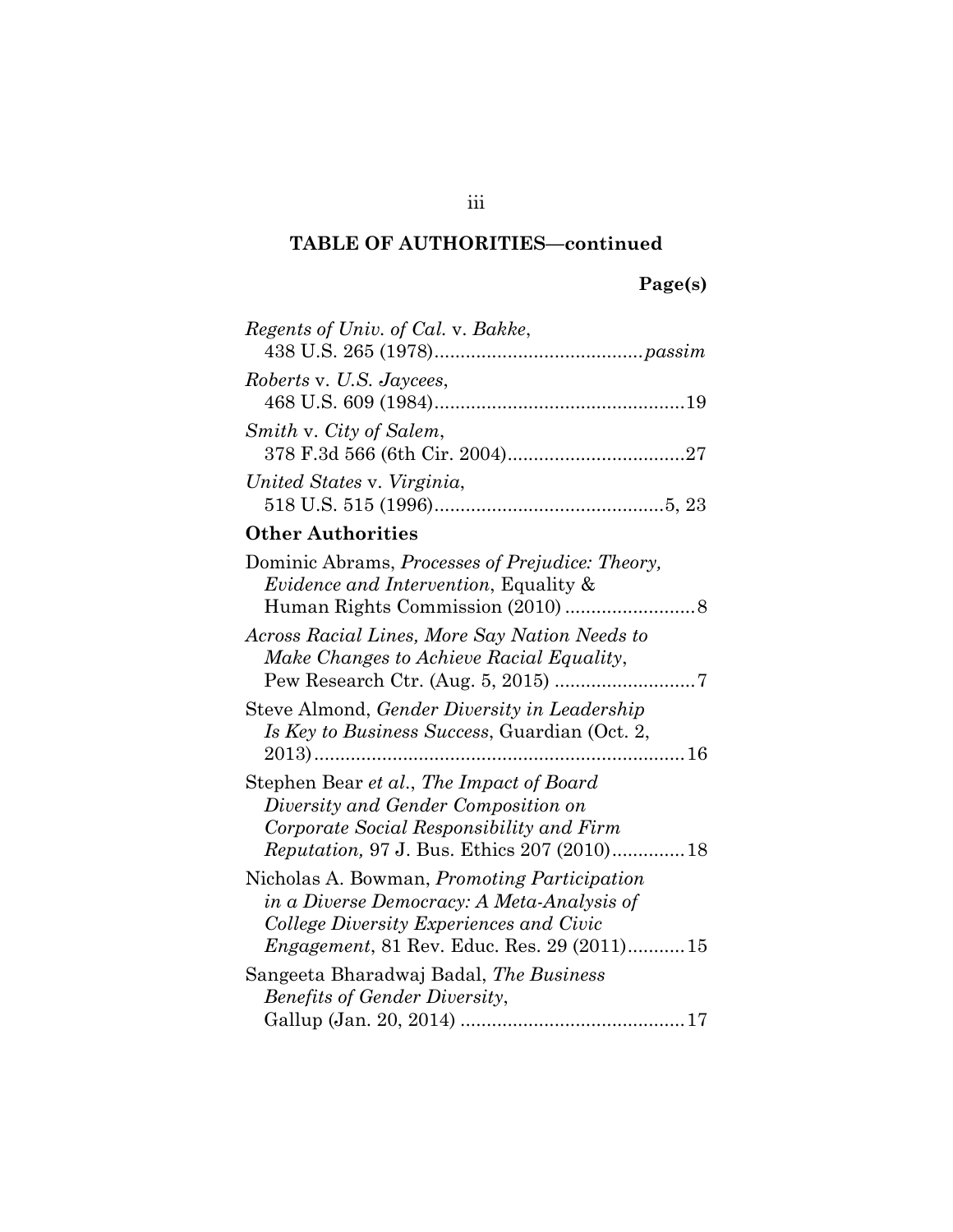**TABLE OF AUTHORITIES—continued**

**Page(s)**

*Regents of Univ. of Cal.* v. *Bakke*,
438 U.S. 265 (1978)........................................*passim*

*Roberts* v. *U.S. Jaycees*,
468 U.S. 609 (1984)................................................19

*Smith* v. *City of Salem*,
378 F.3d 566 (6th Cir. 2004)..................................27

*United States* v. *Virginia*,
518 U.S. 515 (1996)............................................5, 23

**Other Authorities**

Dominic Abrams, *Processes of Prejudice: Theory, Evidence and Intervention*, Equality & Human Rights Commission (2010) .........................8

*Across Racial Lines, More Say Nation Needs to Make Changes to Achieve Racial Equality*, Pew Research Ctr. (Aug. 5, 2015) ...........................7

Steve Almond, *Gender Diversity in Leadership Is Key to Business Success*, Guardian (Oct. 2, 2013)........................................................................16

Stephen Bear *et al.*, *The Impact of Board Diversity and Gender Composition on Corporate Social Responsibility and Firm Reputation,* 97 J. Bus. Ethics 207 (2010)..............18

Nicholas A. Bowman, *Promoting Participation in a Diverse Democracy: A Meta-Analysis of College Diversity Experiences and Civic Engagement*, 81 Rev. Educ. Res. 29 (2011)...........15

Sangeeta Bharadwaj Badal, *The Business Benefits of Gender Diversity*, Gallup (Jan. 20, 2014) ...........................................17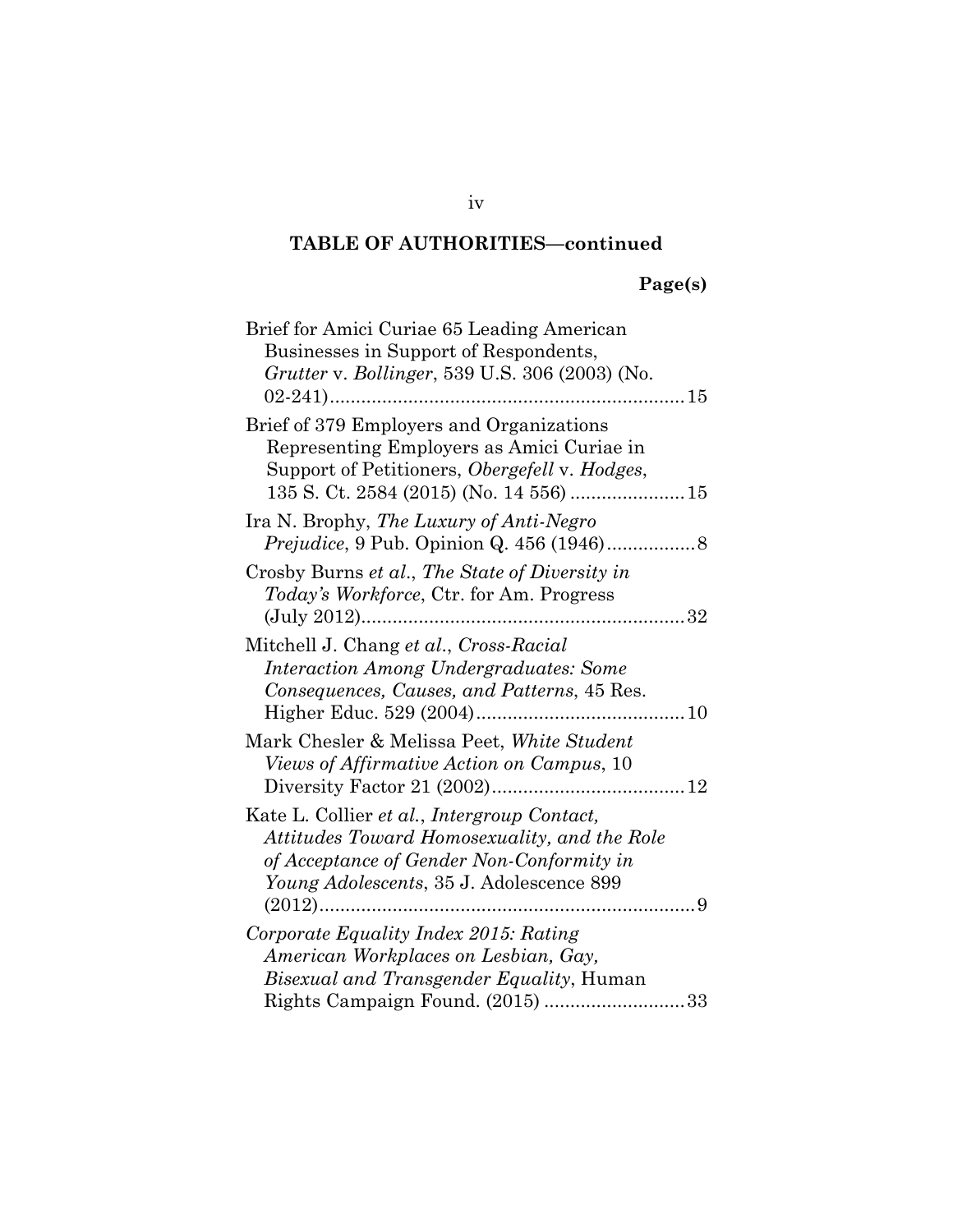**TABLE OF AUTHORITIES—continued**

**Page(s)**

Brief for Amici Curiae 65 Leading American Businesses in Support of Respondents, *Grutter* v. *Bollinger*, 539 U.S. 306 (2003) (No. 02-241) .................................................................... 15

Brief of 379 Employers and Organizations Representing Employers as Amici Curiae in Support of Petitioners, *Obergefell* v. *Hodges*, 135 S. Ct. 2584 (2015) (No. 14 556) ...................... 15

Ira N. Brophy, *The Luxury of Anti-Negro Prejudice*, 9 Pub. Opinion Q. 456 (1946) ................. 8

Crosby Burns *et al.*, *The State of Diversity in Today's Workforce*, Ctr. for Am. Progress (July 2012) .............................................................. 32

Mitchell J. Chang *et al.*, *Cross-Racial Interaction Among Undergraduates: Some Consequences, Causes, and Patterns*, 45 Res. Higher Educ. 529 (2004) ........................................ 10

Mark Chesler & Melissa Peet, *White Student Views of Affirmative Action on Campus*, 10 Diversity Factor 21 (2002) ..................................... 12

Kate L. Collier *et al.*, *Intergroup Contact, Attitudes Toward Homosexuality, and the Role of Acceptance of Gender Non-Conformity in Young Adolescents*, 35 J. Adolescence 899 (2012) ......................................................................... 9

*Corporate Equality Index 2015: Rating American Workplaces on Lesbian, Gay, Bisexual and Transgender Equality*, Human Rights Campaign Found. (2015) ........................... 33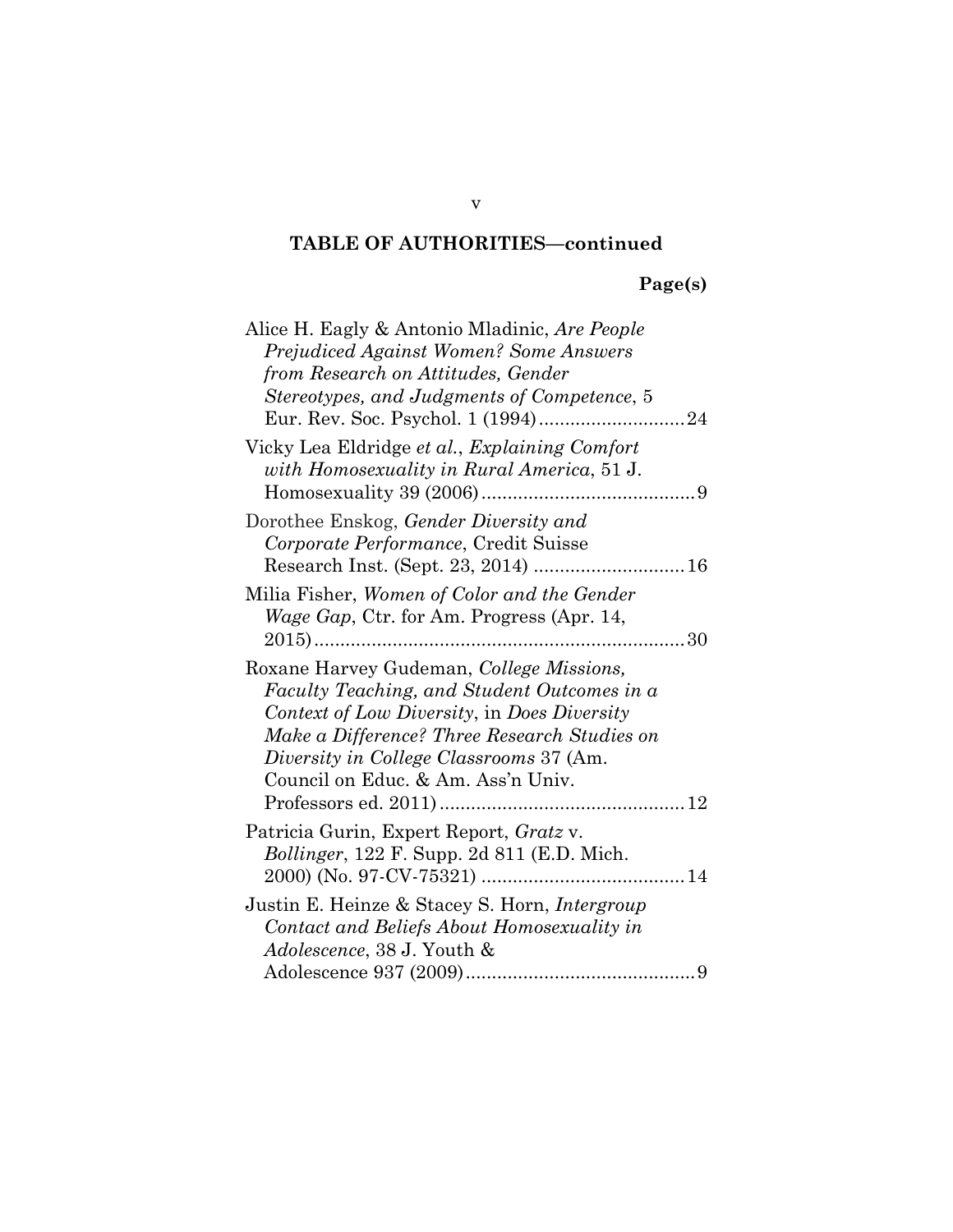**TABLE OF AUTHORITIES—continued**

**Page(s)**

Alice H. Eagly & Antonio Mladinic, *Are People Prejudiced Against Women? Some Answers from Research on Attitudes, Gender Stereotypes, and Judgments of Competence*, 5 Eur. Rev. Soc. Psychol. 1 (1994)............................24

Vicky Lea Eldridge *et al.*, *Explaining Comfort with Homosexuality in Rural America*, 51 J. Homosexuality 39 (2006).........................................9

Dorothee Enskog, *Gender Diversity and Corporate Performance*, Credit Suisse Research Inst. (Sept. 23, 2014) .............................16

Milia Fisher, *Women of Color and the Gender Wage Gap*, Ctr. for Am. Progress (Apr. 14, 2015).......................................................................30

Roxane Harvey Gudeman, *College Missions, Faculty Teaching, and Student Outcomes in a Context of Low Diversity*, in *Does Diversity Make a Difference? Three Research Studies on Diversity in College Classrooms* 37 (Am. Council on Educ. & Am. Ass'n Univ. Professors ed. 2011)...............................................12

Patricia Gurin, Expert Report, *Gratz* v. *Bollinger*, 122 F. Supp. 2d 811 (E.D. Mich. 2000) (No. 97-CV-75321) .......................................14

Justin E. Heinze & Stacey S. Horn, *Intergroup Contact and Beliefs About Homosexuality in Adolescence*, 38 J. Youth & Adolescence 937 (2009)............................................9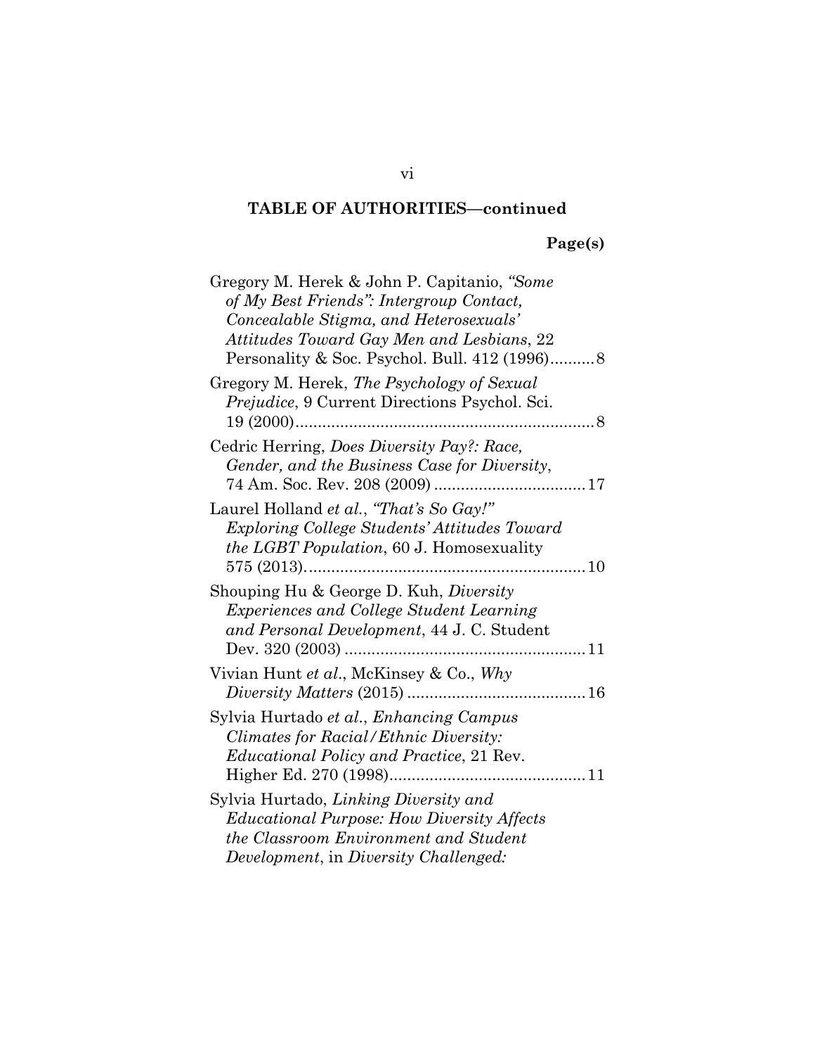## TABLE OF AUTHORITIES—continued

**Page(s)**

Gregory M. Herek & John P. Capitanio, *"Some of My Best Friends": Intergroup Contact, Concealable Stigma, and Heterosexuals' Attitudes Toward Gay Men and Lesbians*, 22 Personality & Soc. Psychol. Bull. 412 (1996)..........8

Gregory M. Herek, *The Psychology of Sexual Prejudice*, 9 Current Directions Psychol. Sci. 19 (2000)..................................................................8

Cedric Herring, *Does Diversity Pay?: Race, Gender, and the Business Case for Diversity*, 74 Am. Soc. Rev. 208 (2009) ..................................17

Laurel Holland *et al.*, *"That's So Gay!" Exploring College Students' Attitudes Toward the LGBT Population*, 60 J. Homosexuality 575 (2013)..............................................................10

Shouping Hu & George D. Kuh, *Diversity Experiences and College Student Learning and Personal Development*, 44 J. C. Student Dev. 320 (2003) ......................................................11

Vivian Hunt *et al.*, McKinsey & Co., *Why Diversity Matters* (2015) ........................................16

Sylvia Hurtado *et al.*, *Enhancing Campus Climates for Racial/Ethnic Diversity: Educational Policy and Practice*, 21 Rev. Higher Ed. 270 (1998)............................................11

Sylvia Hurtado, *Linking Diversity and Educational Purpose: How Diversity Affects the Classroom Environment and Student Development*, in *Diversity Challenged:*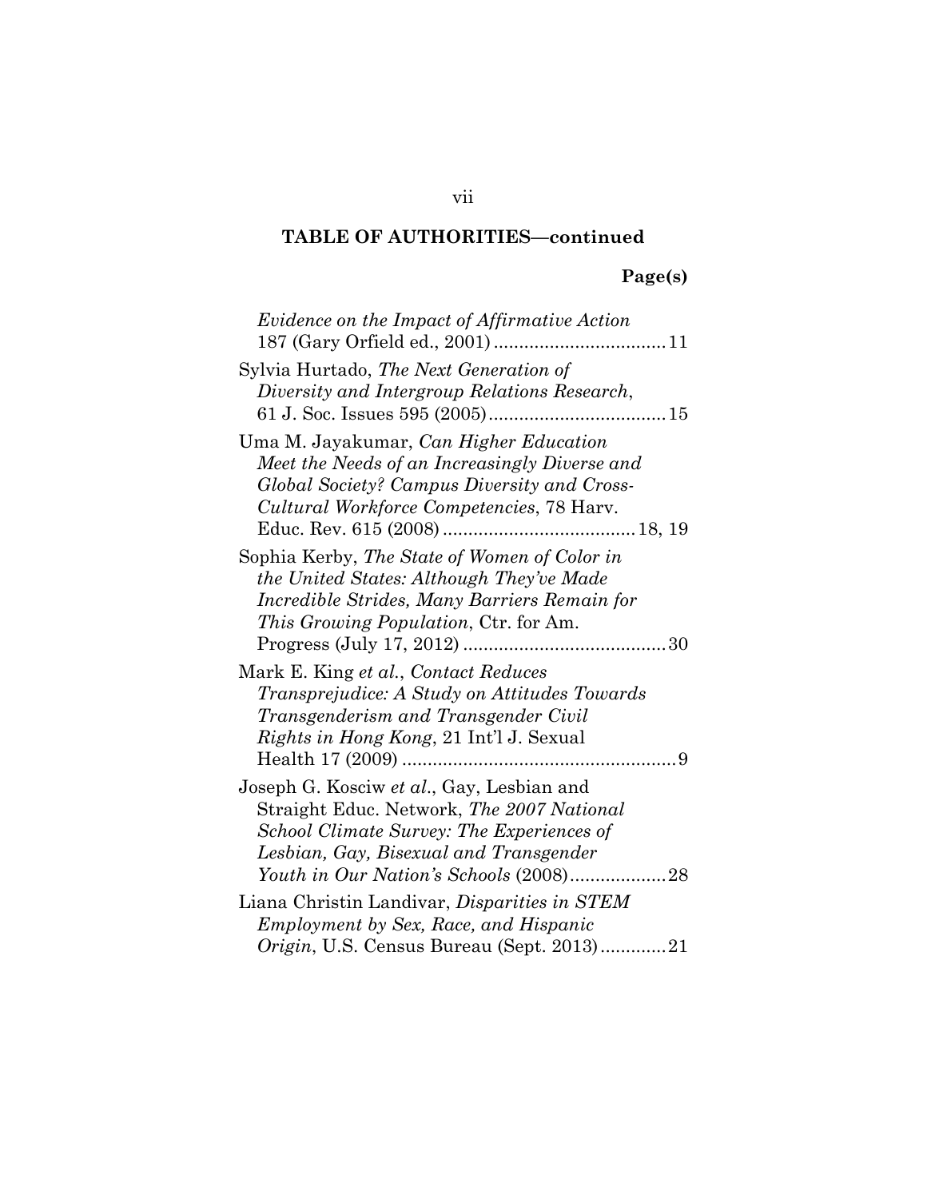**TABLE OF AUTHORITIES—continued**

**Page(s)**

*Evidence on the Impact of Affirmative Action* 187 (Gary Orfield ed., 2001) .................................. 11

Sylvia Hurtado, *The Next Generation of Diversity and Intergroup Relations Research*, 61 J. Soc. Issues 595 (2005) .................................. 15

Uma M. Jayakumar, *Can Higher Education Meet the Needs of an Increasingly Diverse and Global Society? Campus Diversity and Cross-Cultural Workforce Competencies*, 78 Harv. Educ. Rev. 615 (2008) ...................................... 18, 19

Sophia Kerby, *The State of Women of Color in the United States: Although They've Made Incredible Strides, Many Barriers Remain for This Growing Population*, Ctr. for Am. Progress (July 17, 2012) ........................................ 30

Mark E. King *et al.*, *Contact Reduces Transprejudice: A Study on Attitudes Towards Transgenderism and Transgender Civil Rights in Hong Kong*, 21 Int'l J. Sexual Health 17 (2009) ...................................................... 9

Joseph G. Kosciw *et al.*, Gay, Lesbian and Straight Educ. Network, *The 2007 National School Climate Survey: The Experiences of Lesbian, Gay, Bisexual and Transgender Youth in Our Nation's Schools* (2008) ................... 28

Liana Christin Landivar, *Disparities in STEM Employment by Sex, Race, and Hispanic Origin*, U.S. Census Bureau (Sept. 2013) ............. 21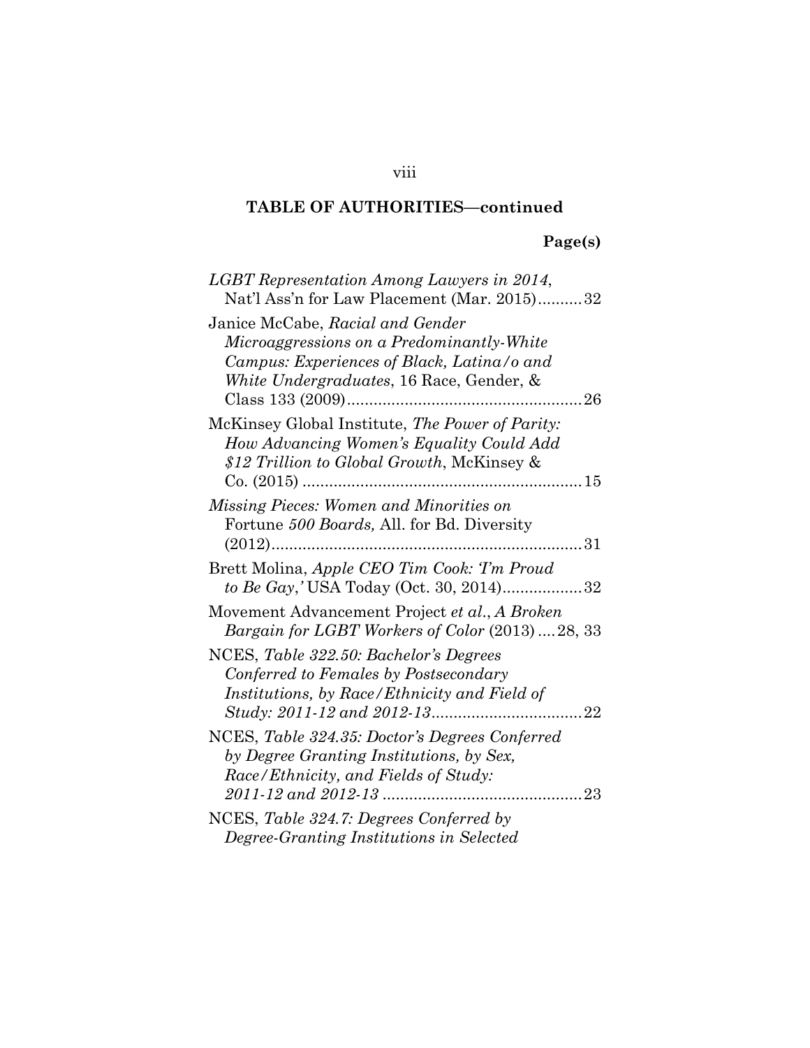**TABLE OF AUTHORITIES—continued**

**Page(s)**

*LGBT Representation Among Lawyers in 2014*, Nat'l Ass'n for Law Placement (Mar. 2015)..........32

Janice McCabe, *Racial and Gender Microaggressions on a Predominantly-White Campus: Experiences of Black, Latina/o and White Undergraduates*, 16 Race, Gender, & Class 133 (2009).....................................................26

McKinsey Global Institute, *The Power of Parity: How Advancing Women's Equality Could Add $12 Trillion to Global Growth*, McKinsey & Co. (2015) ...............................................................15

*Missing Pieces: Women and Minorities on* Fortune *500 Boards,* All. for Bd. Diversity (2012)......................................................................31

Brett Molina, *Apple CEO Tim Cook: 'I'm Proud to Be Gay,'* USA Today (Oct. 30, 2014)..................32

Movement Advancement Project *et al.*, *A Broken Bargain for LGBT Workers of Color* (2013) ....28, 33

NCES, *Table 322.50: Bachelor's Degrees Conferred to Females by Postsecondary Institutions, by Race/Ethnicity and Field of Study: 2011-12 and 2012-13*..................................22

NCES, *Table 324.35: Doctor's Degrees Conferred by Degree Granting Institutions, by Sex, Race/Ethnicity, and Fields of Study: 2011-12 and 2012-13* ............................................23

NCES, *Table 324.7: Degrees Conferred by Degree-Granting Institutions in Selected*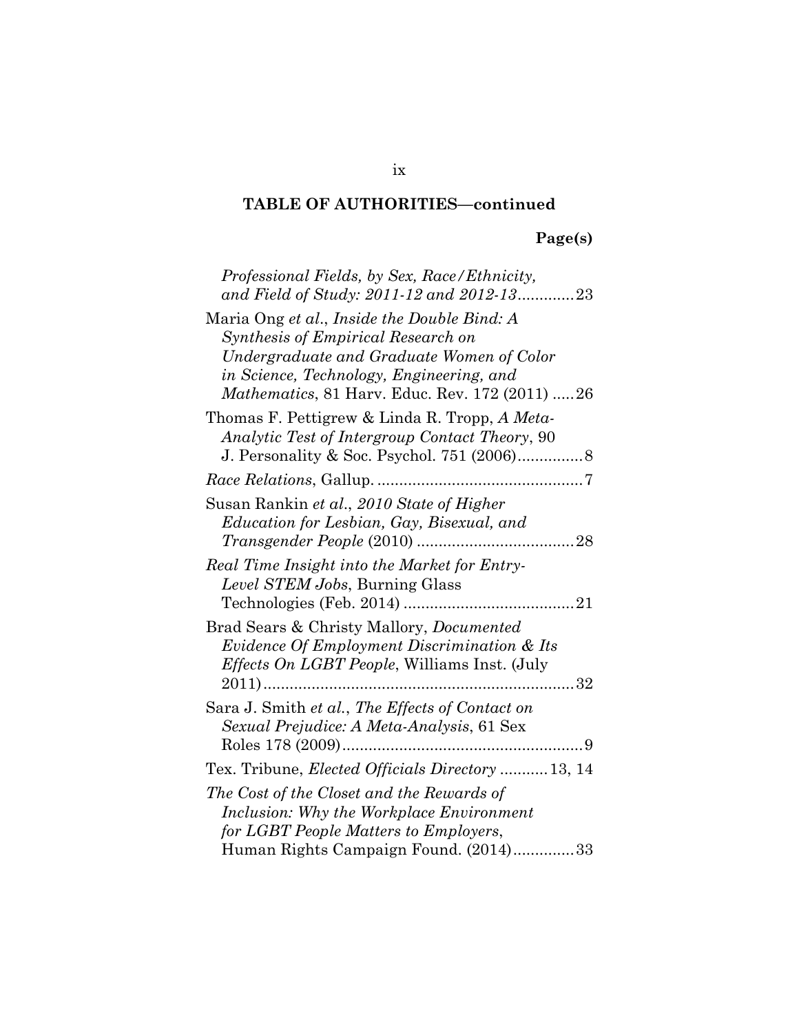**TABLE OF AUTHORITIES—continued**

**Page(s)**

*Professional Fields, by Sex, Race/Ethnicity, and Field of Study: 2011-12 and 2012-13*.............23

Maria Ong *et al.*, *Inside the Double Bind: A Synthesis of Empirical Research on Undergraduate and Graduate Women of Color in Science, Technology, Engineering, and Mathematics*, 81 Harv. Educ. Rev. 172 (2011) .....26

Thomas F. Pettigrew & Linda R. Tropp, *A Meta-Analytic Test of Intergroup Contact Theory*, 90 J. Personality & Soc. Psychol. 751 (2006)...............8

*Race Relations*, Gallup. ...............................................7

Susan Rankin *et al.*, *2010 State of Higher Education for Lesbian, Gay, Bisexual, and Transgender People* (2010) ....................................28

*Real Time Insight into the Market for Entry-Level STEM Jobs*, Burning Glass Technologies (Feb. 2014) .......................................21

Brad Sears & Christy Mallory, *Documented Evidence Of Employment Discrimination & Its Effects On LGBT People*, Williams Inst. (July 2011).......................................................................32

Sara J. Smith *et al.*, *The Effects of Contact on Sexual Prejudice: A Meta-Analysis*, 61 Sex Roles 178 (2009).......................................................9

Tex. Tribune, *Elected Officials Directory* ...........13, 14

*The Cost of the Closet and the Rewards of Inclusion: Why the Workplace Environment for LGBT People Matters to Employers*, Human Rights Campaign Found. (2014)..............33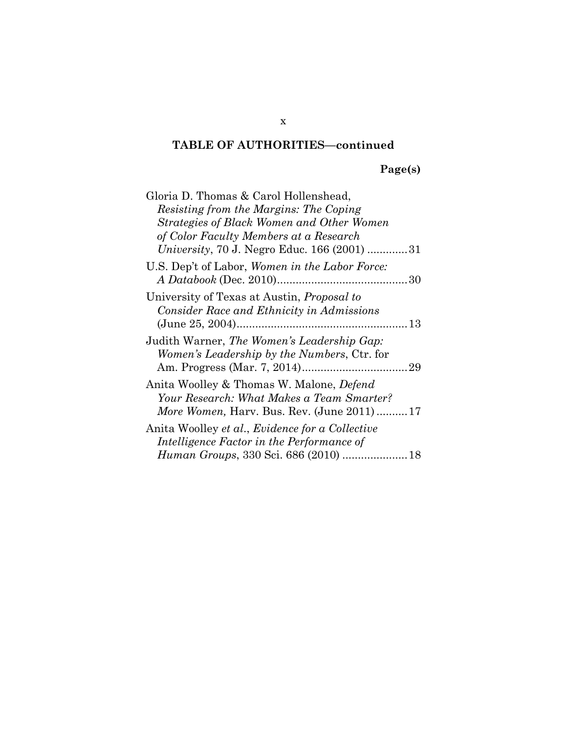**TABLE OF AUTHORITIES—continued**

**Page(s)**

Gloria D. Thomas & Carol Hollenshead, *Resisting from the Margins: The Coping Strategies of Black Women and Other Women of Color Faculty Members at a Research University*, 70 J. Negro Educ. 166 (2001) ............. 31

U.S. Dep't of Labor, *Women in the Labor Force: A Databook* (Dec. 2010).......................................... 30

University of Texas at Austin, *Proposal to Consider Race and Ethnicity in Admissions* (June 25, 2004)....................................................... 13

Judith Warner, *The Women's Leadership Gap: Women's Leadership by the Numbers*, Ctr. for Am. Progress (Mar. 7, 2014).................................. 29

Anita Woolley & Thomas W. Malone, *Defend Your Research: What Makes a Team Smarter? More Women,* Harv. Bus. Rev. (June 2011) .......... 17

Anita Woolley *et al.*, *Evidence for a Collective Intelligence Factor in the Performance of Human Groups*, 330 Sci. 686 (2010) ..................... 18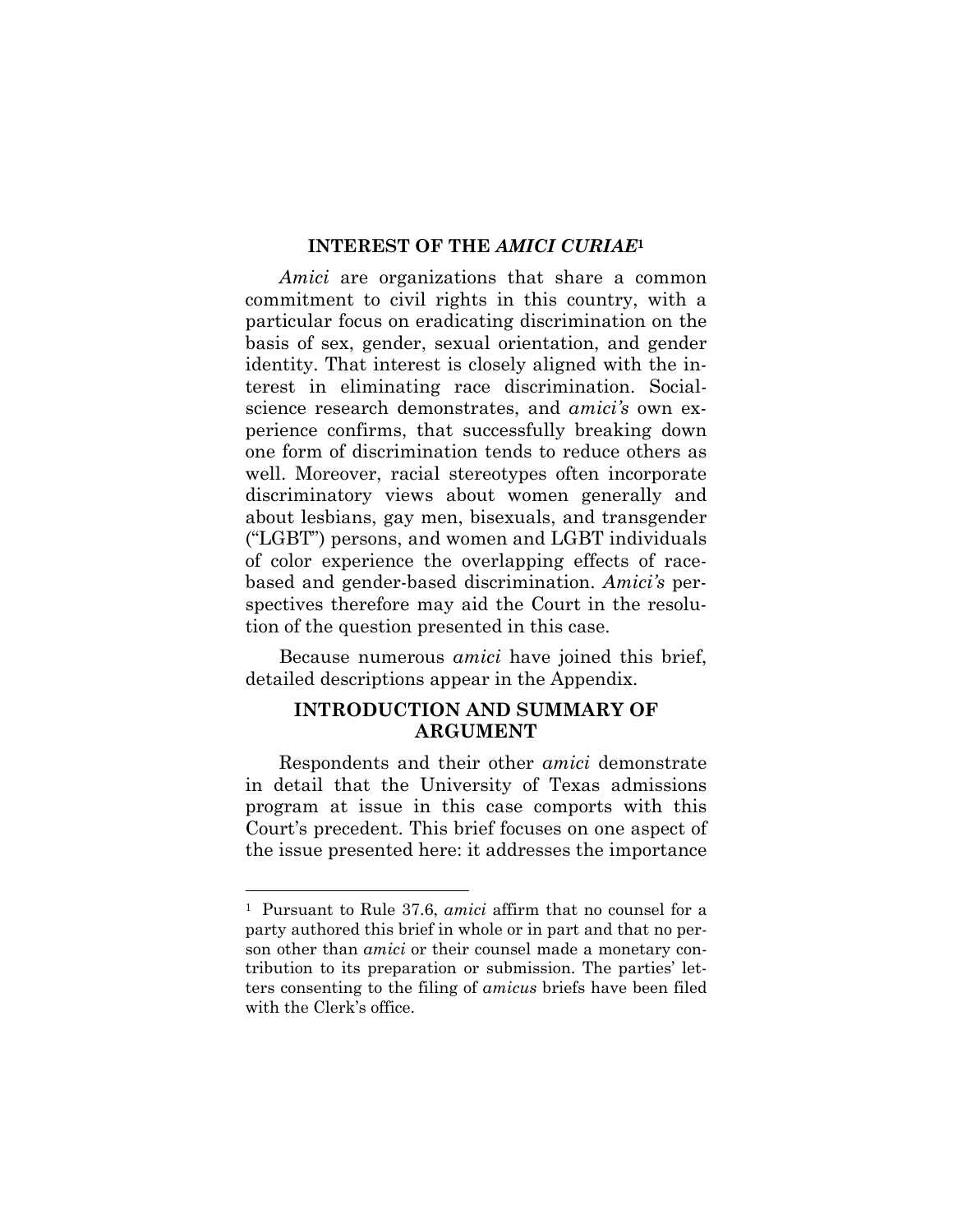## INTEREST OF THE *AMICI CURIAE*[1]

*Amici* are organizations that share a common commitment to civil rights in this country, with a particular focus on eradicating discrimination on the basis of sex, gender, sexual orientation, and gender identity. That interest is closely aligned with the interest in eliminating race discrimination. Social-science research demonstrates, and *amici's* own experience confirms, that successfully breaking down one form of discrimination tends to reduce others as well. Moreover, racial stereotypes often incorporate discriminatory views about women generally and about lesbians, gay men, bisexuals, and transgender ("LGBT") persons, and women and LGBT individuals of color experience the overlapping effects of race-based and gender-based discrimination. *Amici's* perspectives therefore may aid the Court in the resolution of the question presented in this case.

Because numerous *amici* have joined this brief, detailed descriptions appear in the Appendix.

## INTRODUCTION AND SUMMARY OF ARGUMENT

Respondents and their other *amici* demonstrate in detail that the University of Texas admissions program at issue in this case comports with this Court's precedent. This brief focuses on one aspect of the issue presented here: it addresses the importance

---

[1] Pursuant to Rule 37.6, *amici* affirm that no counsel for a party authored this brief in whole or in part and that no person other than *amici* or their counsel made a monetary contribution to its preparation or submission. The parties' letters consenting to the filing of *amicus* briefs have been filed with the Clerk's office.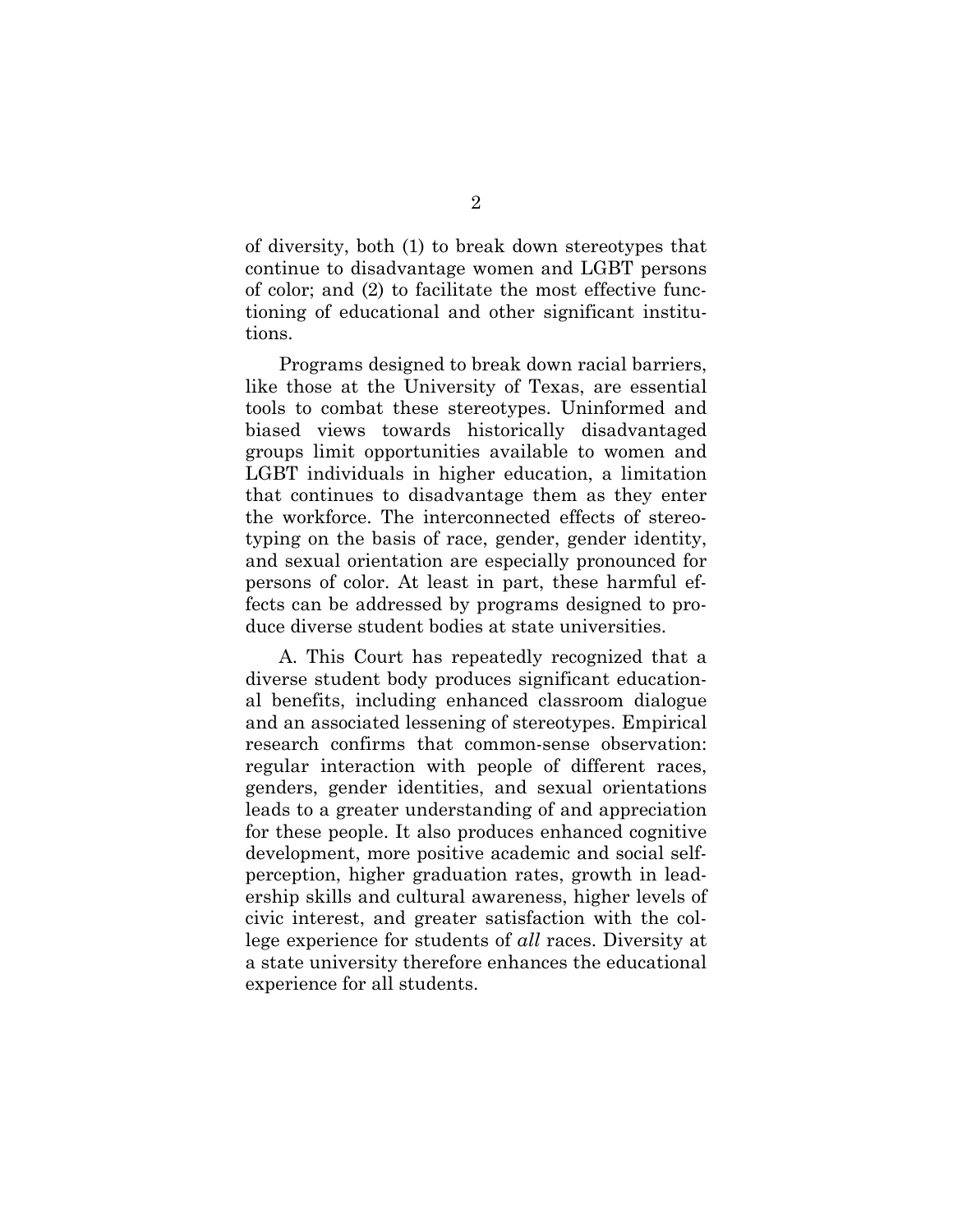of diversity, both (1) to break down stereotypes that continue to disadvantage women and LGBT persons of color; and (2) to facilitate the most effective functioning of educational and other significant institutions.

Programs designed to break down racial barriers, like those at the University of Texas, are essential tools to combat these stereotypes. Uninformed and biased views towards historically disadvantaged groups limit opportunities available to women and LGBT individuals in higher education, a limitation that continues to disadvantage them as they enter the workforce. The interconnected effects of stereotyping on the basis of race, gender, gender identity, and sexual orientation are especially pronounced for persons of color. At least in part, these harmful effects can be addressed by programs designed to produce diverse student bodies at state universities.

A. This Court has repeatedly recognized that a diverse student body produces significant educational benefits, including enhanced classroom dialogue and an associated lessening of stereotypes. Empirical research confirms that common-sense observation: regular interaction with people of different races, genders, gender identities, and sexual orientations leads to a greater understanding of and appreciation for these people. It also produces enhanced cognitive development, more positive academic and social self-perception, higher graduation rates, growth in leadership skills and cultural awareness, higher levels of civic interest, and greater satisfaction with the college experience for students of *all* races. Diversity at a state university therefore enhances the educational experience for all students.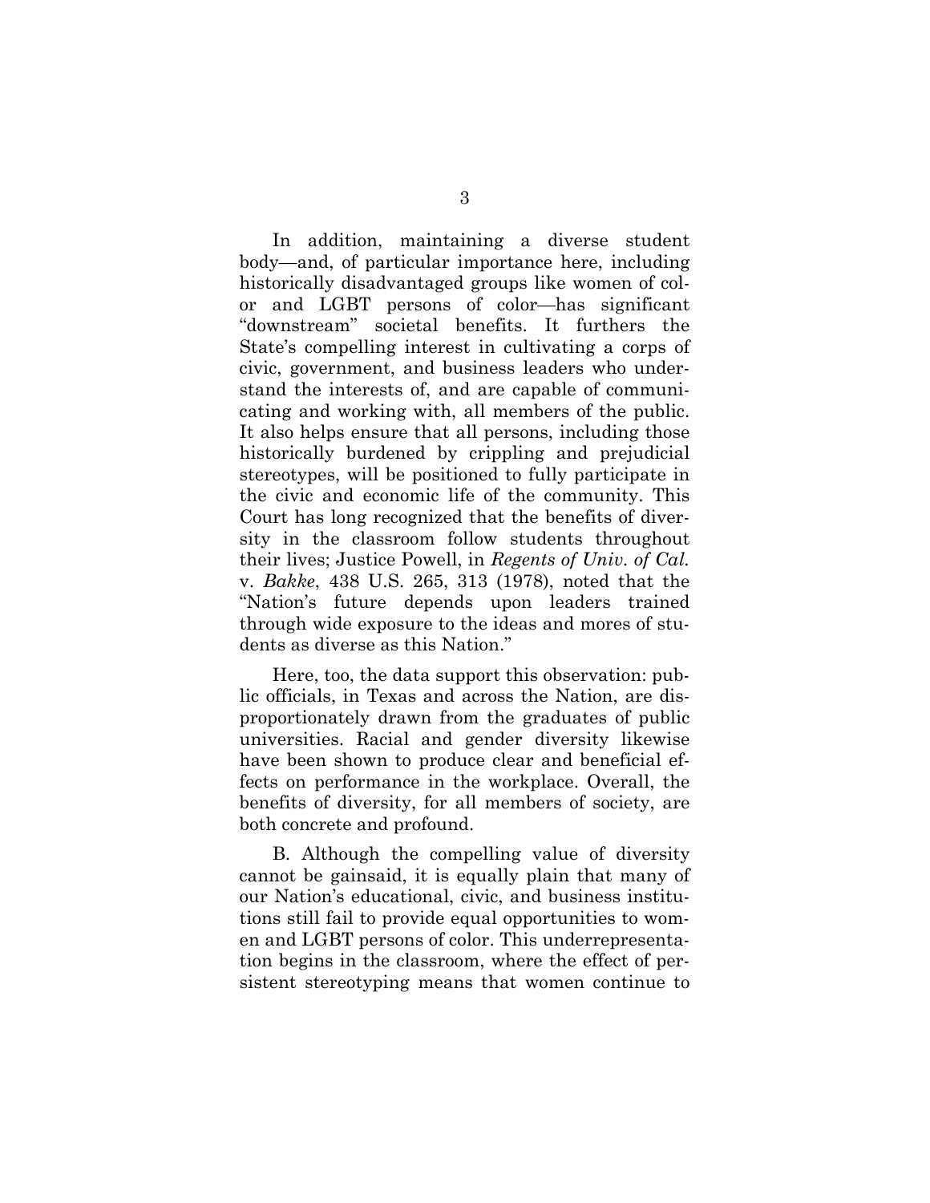In addition, maintaining a diverse student body—and, of particular importance here, including historically disadvantaged groups like women of color and LGBT persons of color—has significant "downstream" societal benefits. It furthers the State's compelling interest in cultivating a corps of civic, government, and business leaders who understand the interests of, and are capable of communicating and working with, all members of the public. It also helps ensure that all persons, including those historically burdened by crippling and prejudicial stereotypes, will be positioned to fully participate in the civic and economic life of the community. This Court has long recognized that the benefits of diversity in the classroom follow students throughout their lives; Justice Powell, in *Regents of Univ. of Cal.* v. *Bakke*, 438 U.S. 265, 313 (1978), noted that the "Nation's future depends upon leaders trained through wide exposure to the ideas and mores of students as diverse as this Nation."

Here, too, the data support this observation: public officials, in Texas and across the Nation, are disproportionately drawn from the graduates of public universities. Racial and gender diversity likewise have been shown to produce clear and beneficial effects on performance in the workplace. Overall, the benefits of diversity, for all members of society, are both concrete and profound.

B. Although the compelling value of diversity cannot be gainsaid, it is equally plain that many of our Nation's educational, civic, and business institutions still fail to provide equal opportunities to women and LGBT persons of color. This underrepresentation begins in the classroom, where the effect of persistent stereotyping means that women continue to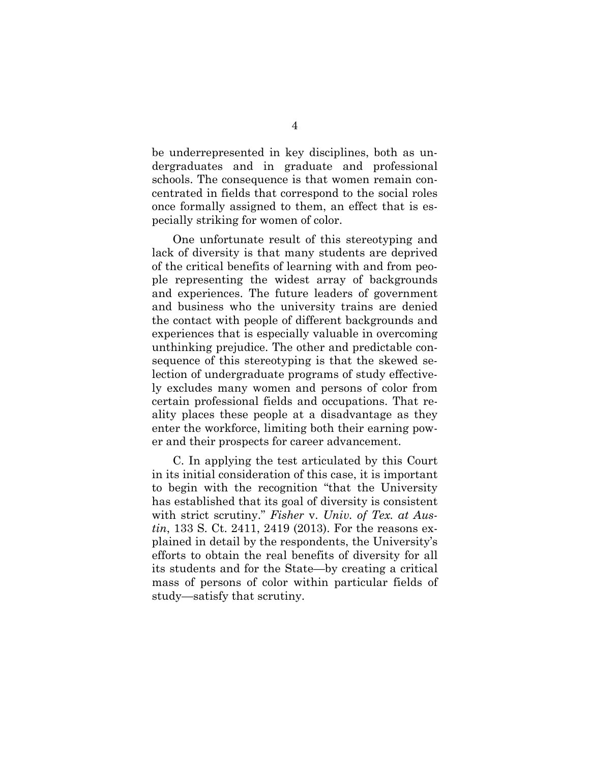be underrepresented in key disciplines, both as undergraduates and in graduate and professional schools. The consequence is that women remain concentrated in fields that correspond to the social roles once formally assigned to them, an effect that is especially striking for women of color.

One unfortunate result of this stereotyping and lack of diversity is that many students are deprived of the critical benefits of learning with and from people representing the widest array of backgrounds and experiences. The future leaders of government and business who the university trains are denied the contact with people of different backgrounds and experiences that is especially valuable in overcoming unthinking prejudice. The other and predictable consequence of this stereotyping is that the skewed selection of undergraduate programs of study effectively excludes many women and persons of color from certain professional fields and occupations. That reality places these people at a disadvantage as they enter the workforce, limiting both their earning power and their prospects for career advancement.

C. In applying the test articulated by this Court in its initial consideration of this case, it is important to begin with the recognition "that the University has established that its goal of diversity is consistent with strict scrutiny." *Fisher* v. *Univ. of Tex. at Austin*, 133 S. Ct. 2411, 2419 (2013). For the reasons explained in detail by the respondents, the University's efforts to obtain the real benefits of diversity for all its students and for the State—by creating a critical mass of persons of color within particular fields of study—satisfy that scrutiny.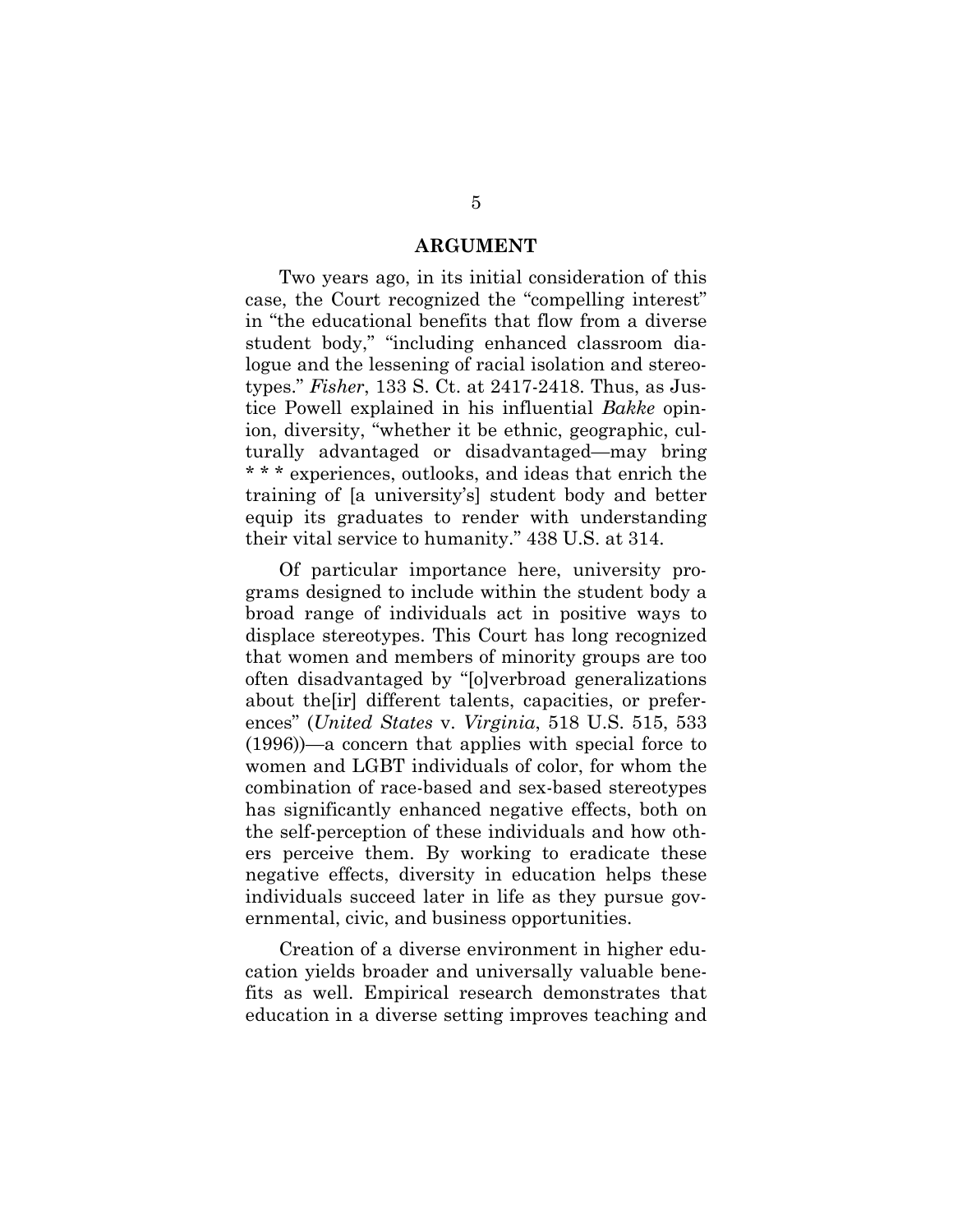## ARGUMENT

Two years ago, in its initial consideration of this case, the Court recognized the "compelling interest" in "the educational benefits that flow from a diverse student body," "including enhanced classroom dialogue and the lessening of racial isolation and stereotypes." *Fisher*, 133 S. Ct. at 2417-2418. Thus, as Justice Powell explained in his influential *Bakke* opinion, diversity, "whether it be ethnic, geographic, culturally advantaged or disadvantaged—may bring * * * experiences, outlooks, and ideas that enrich the training of [a university's] student body and better equip its graduates to render with understanding their vital service to humanity." 438 U.S. at 314.

Of particular importance here, university programs designed to include within the student body a broad range of individuals act in positive ways to displace stereotypes. This Court has long recognized that women and members of minority groups are too often disadvantaged by "[o]verbroad generalizations about the[ir] different talents, capacities, or preferences" (*United States* v. *Virginia*, 518 U.S. 515, 533 (1996))—a concern that applies with special force to women and LGBT individuals of color, for whom the combination of race-based and sex-based stereotypes has significantly enhanced negative effects, both on the self-perception of these individuals and how others perceive them. By working to eradicate these negative effects, diversity in education helps these individuals succeed later in life as they pursue governmental, civic, and business opportunities.

Creation of a diverse environment in higher education yields broader and universally valuable benefits as well. Empirical research demonstrates that education in a diverse setting improves teaching and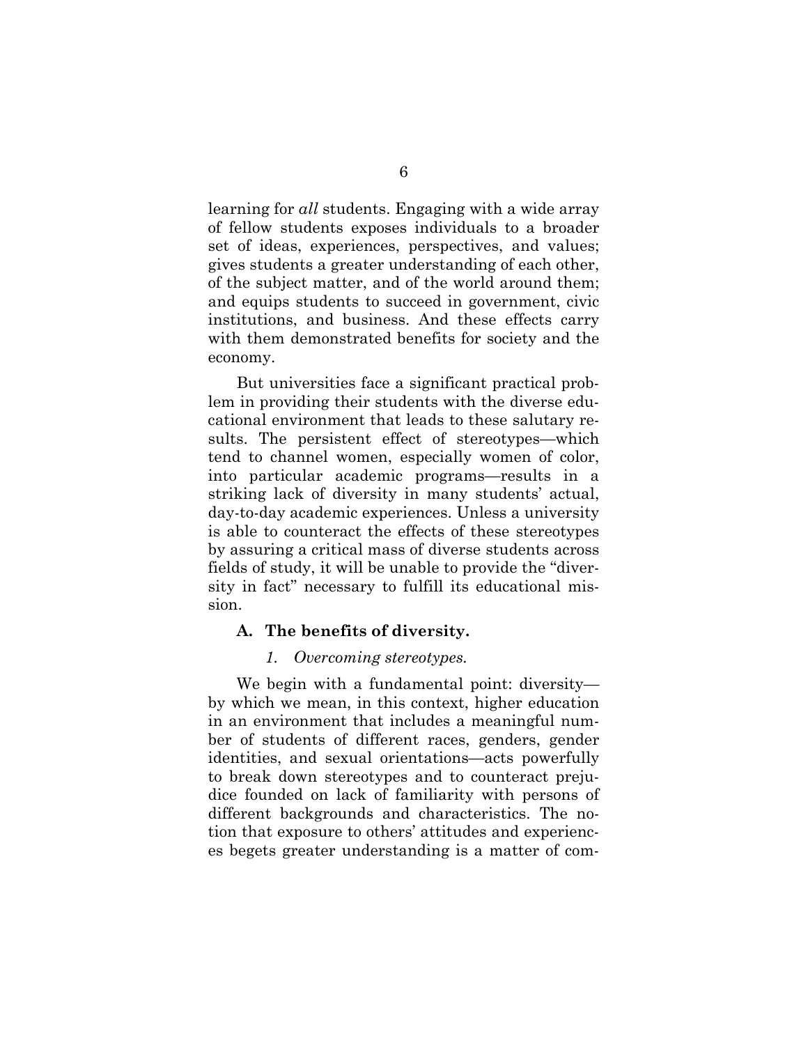learning for *all* students. Engaging with a wide array of fellow students exposes individuals to a broader set of ideas, experiences, perspectives, and values; gives students a greater understanding of each other, of the subject matter, and of the world around them; and equips students to succeed in government, civic institutions, and business. And these effects carry with them demonstrated benefits for society and the economy.

But universities face a significant practical problem in providing their students with the diverse educational environment that leads to these salutary results. The persistent effect of stereotypes—which tend to channel women, especially women of color, into particular academic programs—results in a striking lack of diversity in many students' actual, day-to-day academic experiences. Unless a university is able to counteract the effects of these stereotypes by assuring a critical mass of diverse students across fields of study, it will be unable to provide the "diversity in fact" necessary to fulfill its educational mission.

### A. The benefits of diversity.

#### *1. Overcoming stereotypes.*

We begin with a fundamental point: diversity—by which we mean, in this context, higher education in an environment that includes a meaningful number of students of different races, genders, gender identities, and sexual orientations—acts powerfully to break down stereotypes and to counteract prejudice founded on lack of familiarity with persons of different backgrounds and characteristics. The notion that exposure to others' attitudes and experiences begets greater understanding is a matter of com-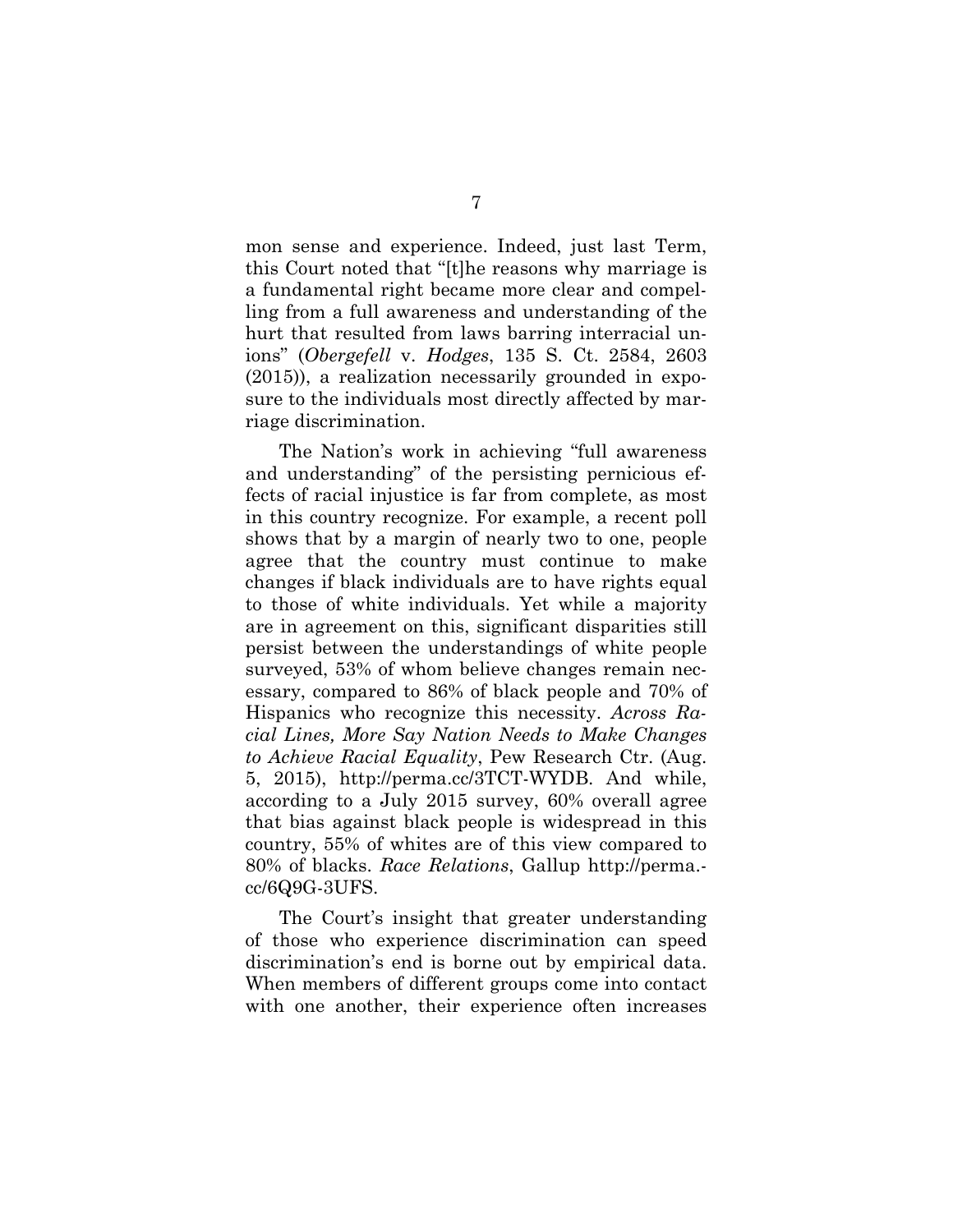mon sense and experience. Indeed, just last Term, this Court noted that "[t]he reasons why marriage is a fundamental right became more clear and compelling from a full awareness and understanding of the hurt that resulted from laws barring interracial unions" (*Obergefell* v. *Hodges*, 135 S. Ct. 2584, 2603 (2015)), a realization necessarily grounded in exposure to the individuals most directly affected by marriage discrimination.

The Nation's work in achieving "full awareness and understanding" of the persisting pernicious effects of racial injustice is far from complete, as most in this country recognize. For example, a recent poll shows that by a margin of nearly two to one, people agree that the country must continue to make changes if black individuals are to have rights equal to those of white individuals. Yet while a majority are in agreement on this, significant disparities still persist between the understandings of white people surveyed, 53% of whom believe changes remain necessary, compared to 86% of black people and 70% of Hispanics who recognize this necessity. *Across Racial Lines, More Say Nation Needs to Make Changes to Achieve Racial Equality*, Pew Research Ctr. (Aug. 5, 2015), http://perma.cc/3TCT-WYDB. And while, according to a July 2015 survey, 60% overall agree that bias against black people is widespread in this country, 55% of whites are of this view compared to 80% of blacks. *Race Relations*, Gallup http://perma.cc/6Q9G-3UFS.

The Court's insight that greater understanding of those who experience discrimination can speed discrimination's end is borne out by empirical data. When members of different groups come into contact with one another, their experience often increases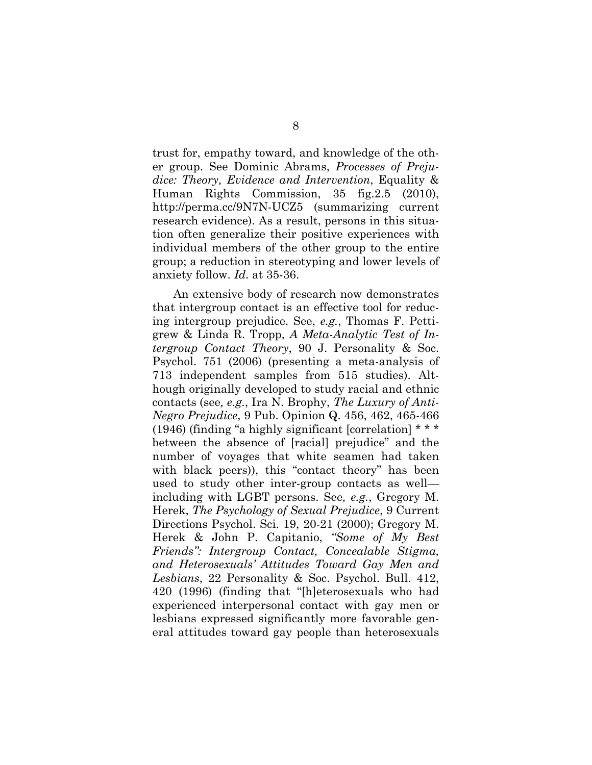trust for, empathy toward, and knowledge of the other group. See Dominic Abrams, *Processes of Prejudice: Theory, Evidence and Intervention*, Equality & Human Rights Commission, 35 fig.2.5 (2010), http://perma.cc/9N7N-UCZ5 (summarizing current research evidence). As a result, persons in this situation often generalize their positive experiences with individual members of the other group to the entire group; a reduction in stereotyping and lower levels of anxiety follow. *Id.* at 35-36.

An extensive body of research now demonstrates that intergroup contact is an effective tool for reducing intergroup prejudice. See, *e.g.*, Thomas F. Pettigrew & Linda R. Tropp, *A Meta-Analytic Test of Intergroup Contact Theory*, 90 J. Personality & Soc. Psychol. 751 (2006) (presenting a meta-analysis of 713 independent samples from 515 studies). Although originally developed to study racial and ethnic contacts (see*, e.g.*, Ira N. Brophy, *The Luxury of Anti-Negro Prejudice*, 9 Pub. Opinion Q. 456, 462, 465-466 (1946) (finding "a highly significant [correlation] * * * between the absence of [racial] prejudice" and the number of voyages that white seamen had taken with black peers)), this "contact theory" has been used to study other inter-group contacts as well—including with LGBT persons. See*, e.g.*, Gregory M. Herek, *The Psychology of Sexual Prejudice*, 9 Current Directions Psychol. Sci. 19, 20-21 (2000); Gregory M. Herek & John P. Capitanio, *"Some of My Best Friends": Intergroup Contact, Concealable Stigma, and Heterosexuals' Attitudes Toward Gay Men and Lesbians*, 22 Personality & Soc. Psychol. Bull. 412, 420 (1996) (finding that "[h]eterosexuals who had experienced interpersonal contact with gay men or lesbians expressed significantly more favorable general attitudes toward gay people than heterosexuals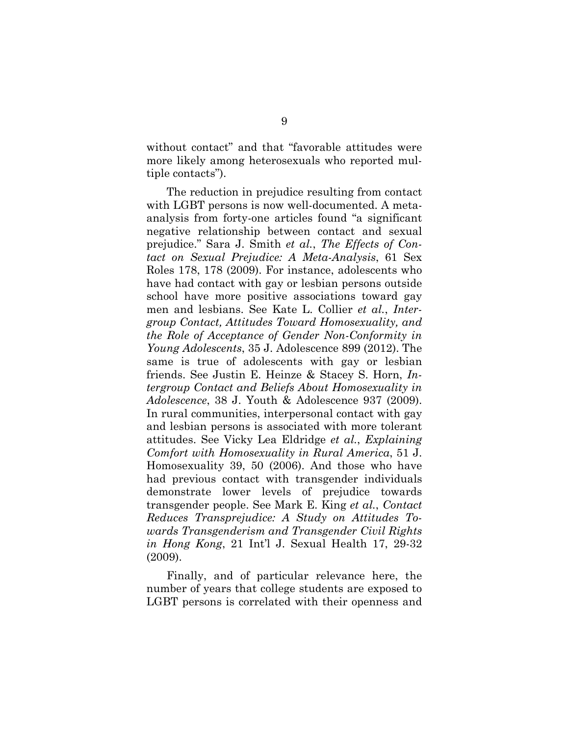without contact" and that "favorable attitudes were more likely among heterosexuals who reported multiple contacts").

The reduction in prejudice resulting from contact with LGBT persons is now well-documented. A meta-analysis from forty-one articles found "a significant negative relationship between contact and sexual prejudice." Sara J. Smith *et al.*, *The Effects of Contact on Sexual Prejudice: A Meta-Analysis*, 61 Sex Roles 178, 178 (2009). For instance, adolescents who have had contact with gay or lesbian persons outside school have more positive associations toward gay men and lesbians. See Kate L. Collier *et al.*, *Intergroup Contact, Attitudes Toward Homosexuality, and the Role of Acceptance of Gender Non-Conformity in Young Adolescents*, 35 J. Adolescence 899 (2012). The same is true of adolescents with gay or lesbian friends. See Justin E. Heinze & Stacey S. Horn, *Intergroup Contact and Beliefs About Homosexuality in Adolescence*, 38 J. Youth & Adolescence 937 (2009). In rural communities, interpersonal contact with gay and lesbian persons is associated with more tolerant attitudes. See Vicky Lea Eldridge *et al.*, *Explaining Comfort with Homosexuality in Rural America*, 51 J. Homosexuality 39, 50 (2006). And those who have had previous contact with transgender individuals demonstrate lower levels of prejudice towards transgender people. See Mark E. King *et al.*, *Contact Reduces Transprejudice: A Study on Attitudes Towards Transgenderism and Transgender Civil Rights in Hong Kong*, 21 Int'l J. Sexual Health 17, 29-32 (2009).

Finally, and of particular relevance here, the number of years that college students are exposed to LGBT persons is correlated with their openness and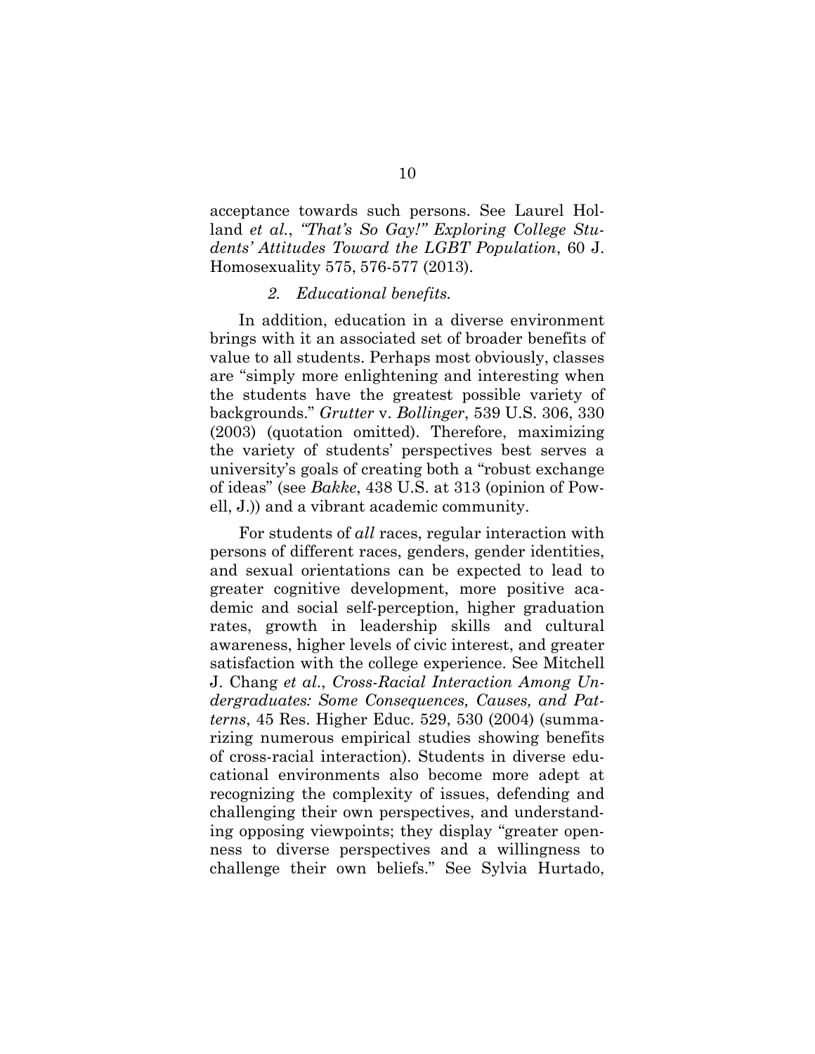acceptance towards such persons. See Laurel Holland *et al.*, *"That's So Gay!" Exploring College Students' Attitudes Toward the LGBT Population*, 60 J. Homosexuality 575, 576-577 (2013).

*2. Educational benefits.*

In addition, education in a diverse environment brings with it an associated set of broader benefits of value to all students. Perhaps most obviously, classes are "simply more enlightening and interesting when the students have the greatest possible variety of backgrounds." *Grutter* v. *Bollinger*, 539 U.S. 306, 330 (2003) (quotation omitted). Therefore, maximizing the variety of students' perspectives best serves a university's goals of creating both a "robust exchange of ideas" (see *Bakke*, 438 U.S. at 313 (opinion of Powell, J.)) and a vibrant academic community.

For students of *all* races, regular interaction with persons of different races, genders, gender identities, and sexual orientations can be expected to lead to greater cognitive development, more positive academic and social self-perception, higher graduation rates, growth in leadership skills and cultural awareness, higher levels of civic interest, and greater satisfaction with the college experience. See Mitchell J. Chang *et al.*, *Cross-Racial Interaction Among Undergraduates: Some Consequences, Causes, and Patterns*, 45 Res. Higher Educ. 529, 530 (2004) (summarizing numerous empirical studies showing benefits of cross-racial interaction). Students in diverse educational environments also become more adept at recognizing the complexity of issues, defending and challenging their own perspectives, and understanding opposing viewpoints; they display "greater openness to diverse perspectives and a willingness to challenge their own beliefs." See Sylvia Hurtado,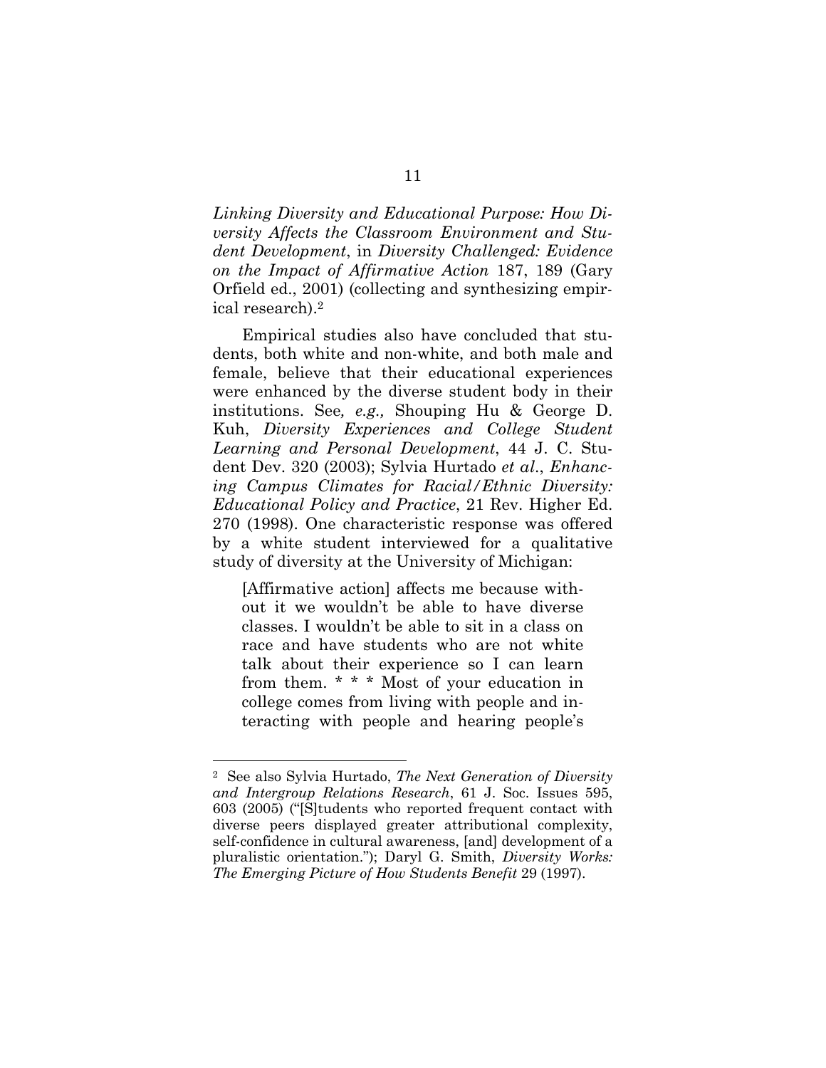*Linking Diversity and Educational Purpose: How Diversity Affects the Classroom Environment and Student Development*, in *Diversity Challenged: Evidence on the Impact of Affirmative Action* 187, 189 (Gary Orfield ed., 2001) (collecting and synthesizing empirical research).[2]

Empirical studies also have concluded that students, both white and non-white, and both male and female, believe that their educational experiences were enhanced by the diverse student body in their institutions. See*, e.g.,* Shouping Hu & George D. Kuh, *Diversity Experiences and College Student Learning and Personal Development*, 44 J. C. Student Dev. 320 (2003); Sylvia Hurtado *et al*., *Enhancing Campus Climates for Racial/Ethnic Diversity: Educational Policy and Practice*, 21 Rev. Higher Ed. 270 (1998). One characteristic response was offered by a white student interviewed for a qualitative study of diversity at the University of Michigan:

> [Affirmative action] affects me because without it we wouldn't be able to have diverse classes. I wouldn't be able to sit in a class on race and have students who are not white talk about their experience so I can learn from them. * * * Most of your education in college comes from living with people and interacting with people and hearing people's

---

[2] See also Sylvia Hurtado, *The Next Generation of Diversity and Intergroup Relations Research*, 61 J. Soc. Issues 595, 603 (2005) ("[S]tudents who reported frequent contact with diverse peers displayed greater attributional complexity, self-confidence in cultural awareness, [and] development of a pluralistic orientation."); Daryl G. Smith, *Diversity Works: The Emerging Picture of How Students Benefit* 29 (1997).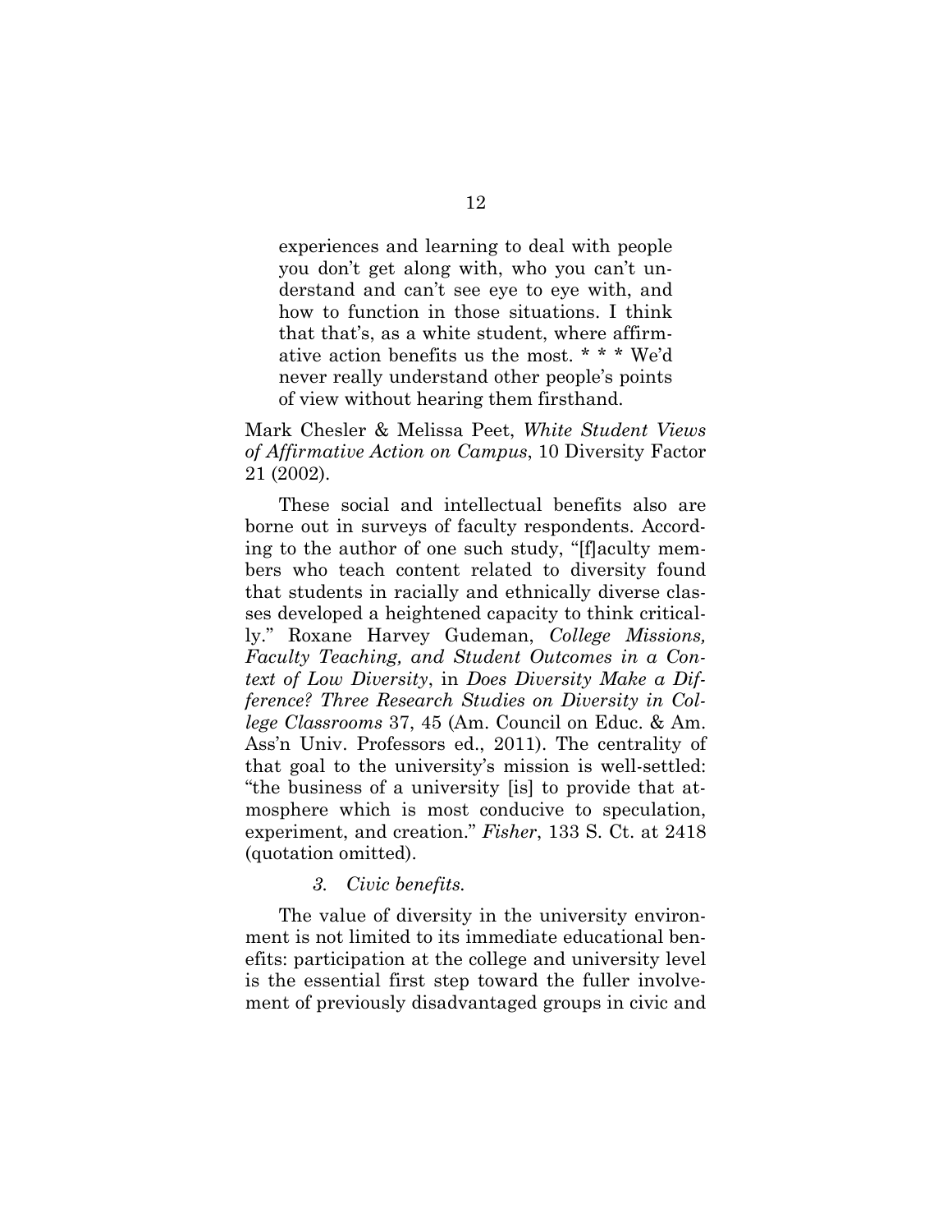> experiences and learning to deal with people you don't get along with, who you can't understand and can't see eye to eye with, and how to function in those situations. I think that that's, as a white student, where affirmative action benefits us the most. * * * We'd never really understand other people's points of view without hearing them firsthand.

Mark Chesler & Melissa Peet, *White Student Views of Affirmative Action on Campus*, 10 Diversity Factor 21 (2002).

These social and intellectual benefits also are borne out in surveys of faculty respondents. According to the author of one such study, "[f]aculty members who teach content related to diversity found that students in racially and ethnically diverse classes developed a heightened capacity to think critically." Roxane Harvey Gudeman, *College Missions, Faculty Teaching, and Student Outcomes in a Context of Low Diversity*, in *Does Diversity Make a Difference? Three Research Studies on Diversity in College Classrooms* 37, 45 (Am. Council on Educ. & Am. Ass'n Univ. Professors ed., 2011). The centrality of that goal to the university's mission is well-settled: "the business of a university [is] to provide that atmosphere which is most conducive to speculation, experiment, and creation." *Fisher*, 133 S. Ct. at 2418 (quotation omitted).

#### *3. Civic benefits.*

The value of diversity in the university environment is not limited to its immediate educational benefits: participation at the college and university level is the essential first step toward the fuller involvement of previously disadvantaged groups in civic and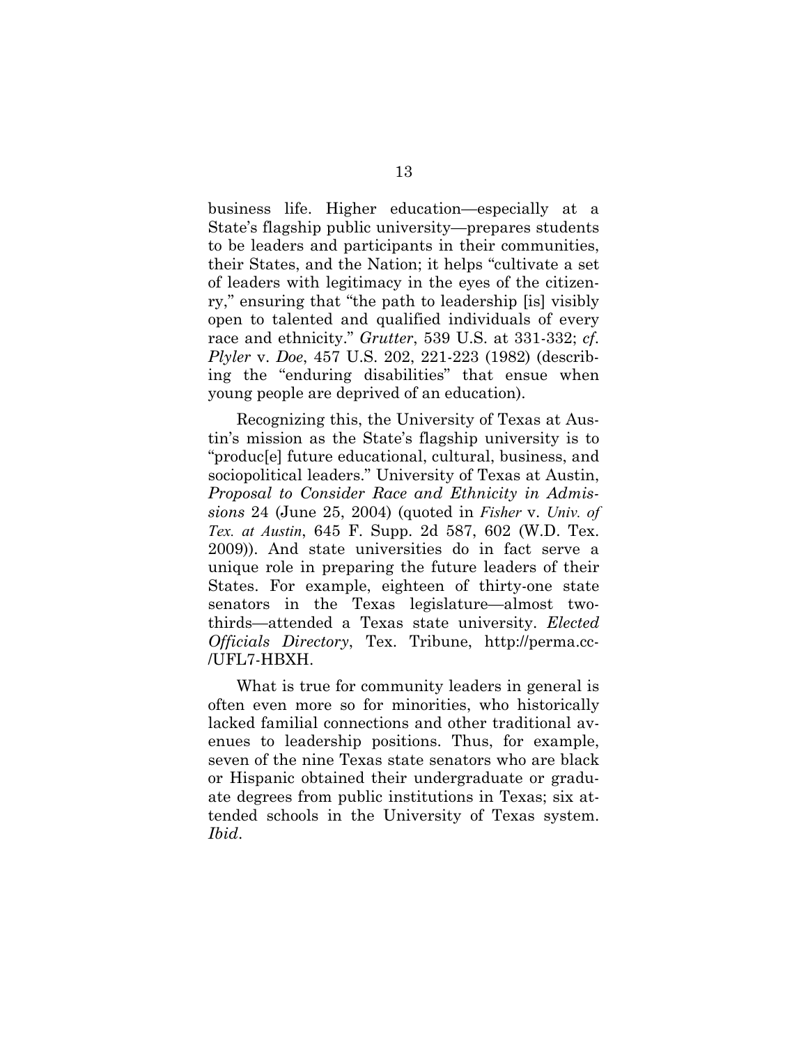business life. Higher education—especially at a State's flagship public university—prepares students to be leaders and participants in their communities, their States, and the Nation; it helps "cultivate a set of leaders with legitimacy in the eyes of the citizenry," ensuring that "the path to leadership [is] visibly open to talented and qualified individuals of every race and ethnicity." *Grutter*, 539 U.S. at 331-332; *cf*. *Plyler* v. *Doe*, 457 U.S. 202, 221-223 (1982) (describing the "enduring disabilities" that ensue when young people are deprived of an education).

Recognizing this, the University of Texas at Austin's mission as the State's flagship university is to "produc[e] future educational, cultural, business, and sociopolitical leaders." University of Texas at Austin, *Proposal to Consider Race and Ethnicity in Admissions* 24 (June 25, 2004) (quoted in *Fisher* v. *Univ. of Tex. at Austin*, 645 F. Supp. 2d 587, 602 (W.D. Tex. 2009)). And state universities do in fact serve a unique role in preparing the future leaders of their States. For example, eighteen of thirty-one state senators in the Texas legislature—almost two-thirds—attended a Texas state university. *Elected Officials Directory*, Tex. Tribune, http://perma.cc-/UFL7-HBXH.

What is true for community leaders in general is often even more so for minorities, who historically lacked familial connections and other traditional avenues to leadership positions. Thus, for example, seven of the nine Texas state senators who are black or Hispanic obtained their undergraduate or graduate degrees from public institutions in Texas; six attended schools in the University of Texas system. *Ibid*.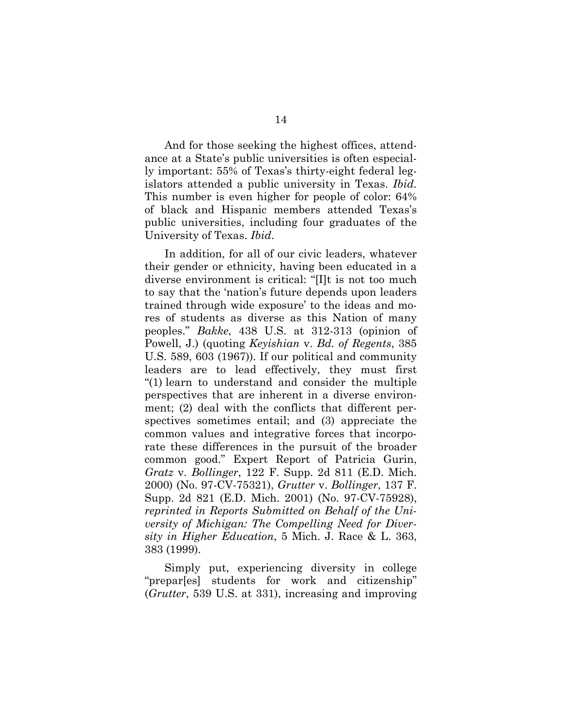And for those seeking the highest offices, attendance at a State's public universities is often especially important: 55% of Texas's thirty-eight federal legislators attended a public university in Texas. *Ibid.* This number is even higher for people of color: 64% of black and Hispanic members attended Texas's public universities, including four graduates of the University of Texas. *Ibid*.

In addition, for all of our civic leaders, whatever their gender or ethnicity, having been educated in a diverse environment is critical: "[I]t is not too much to say that the 'nation's future depends upon leaders trained through wide exposure' to the ideas and mores of students as diverse as this Nation of many peoples." *Bakke*, 438 U.S. at 312-313 (opinion of Powell, J.) (quoting *Keyishian* v. *Bd. of Regents*, 385 U.S. 589, 603 (1967)). If our political and community leaders are to lead effectively, they must first "(1) learn to understand and consider the multiple perspectives that are inherent in a diverse environment; (2) deal with the conflicts that different perspectives sometimes entail; and (3) appreciate the common values and integrative forces that incorporate these differences in the pursuit of the broader common good." Expert Report of Patricia Gurin, *Gratz* v. *Bollinger*, 122 F. Supp. 2d 811 (E.D. Mich. 2000) (No. 97-CV-75321), *Grutter* v. *Bollinger*, 137 F. Supp. 2d 821 (E.D. Mich. 2001) (No. 97-CV-75928), *reprinted in Reports Submitted on Behalf of the University of Michigan: The Compelling Need for Diversity in Higher Education*, 5 Mich. J. Race & L. 363, 383 (1999).

Simply put, experiencing diversity in college "prepar[es] students for work and citizenship" (*Grutter*, 539 U.S. at 331), increasing and improving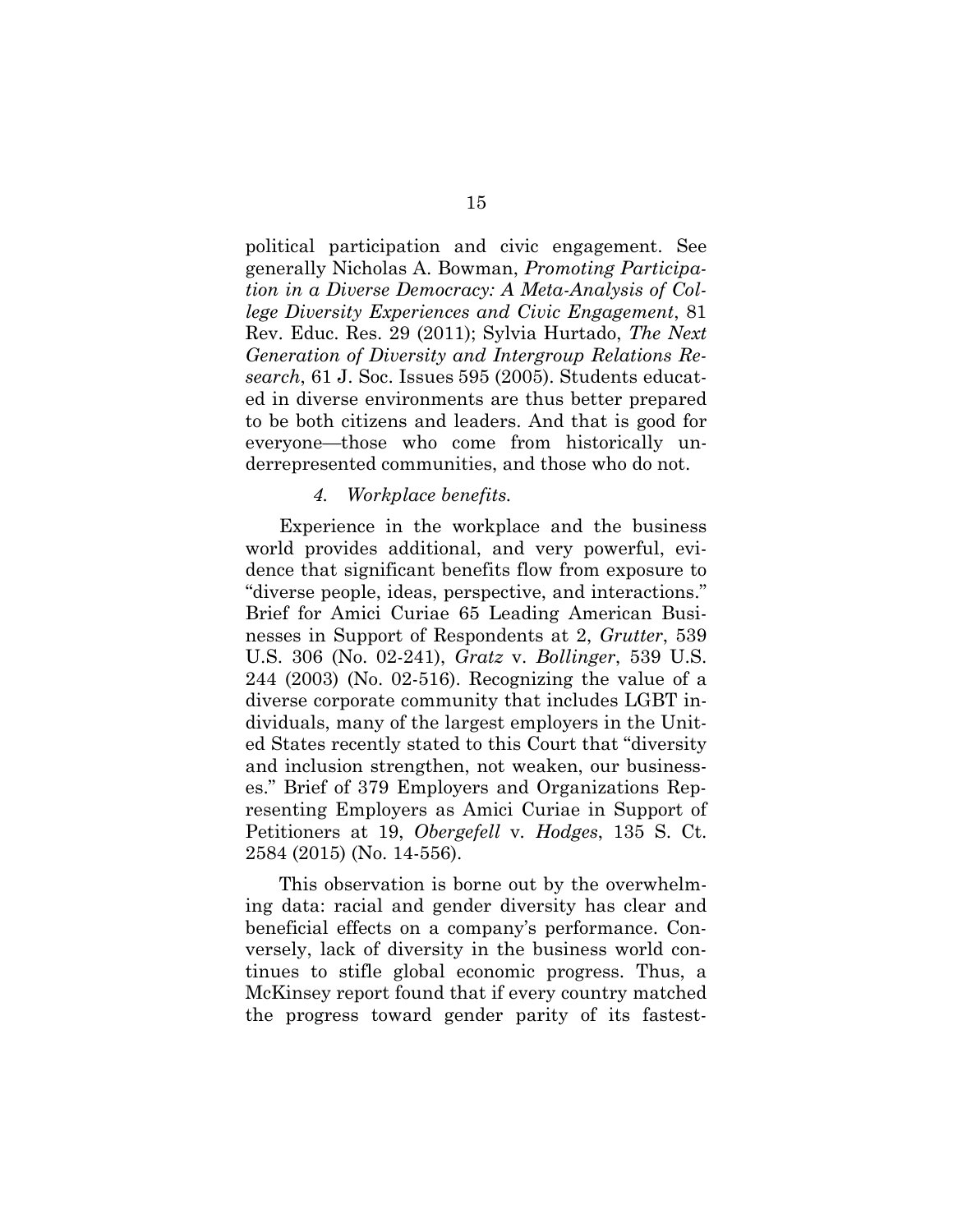political participation and civic engagement. See generally Nicholas A. Bowman, *Promoting Participation in a Diverse Democracy: A Meta-Analysis of College Diversity Experiences and Civic Engagement*, 81 Rev. Educ. Res. 29 (2011); Sylvia Hurtado, *The Next Generation of Diversity and Intergroup Relations Research*, 61 J. Soc. Issues 595 (2005). Students educated in diverse environments are thus better prepared to be both citizens and leaders. And that is good for everyone—those who come from historically underrepresented communities, and those who do not.

#### *4. Workplace benefits.*

Experience in the workplace and the business world provides additional, and very powerful, evidence that significant benefits flow from exposure to "diverse people, ideas, perspective, and interactions." Brief for Amici Curiae 65 Leading American Businesses in Support of Respondents at 2, *Grutter*, 539 U.S. 306 (No. 02-241), *Gratz* v. *Bollinger*, 539 U.S. 244 (2003) (No. 02-516). Recognizing the value of a diverse corporate community that includes LGBT individuals, many of the largest employers in the United States recently stated to this Court that "diversity and inclusion strengthen, not weaken, our businesses." Brief of 379 Employers and Organizations Representing Employers as Amici Curiae in Support of Petitioners at 19, *Obergefell* v. *Hodges*, 135 S. Ct. 2584 (2015) (No. 14-556).

This observation is borne out by the overwhelming data: racial and gender diversity has clear and beneficial effects on a company's performance. Conversely, lack of diversity in the business world continues to stifle global economic progress. Thus, a McKinsey report found that if every country matched the progress toward gender parity of its fastest-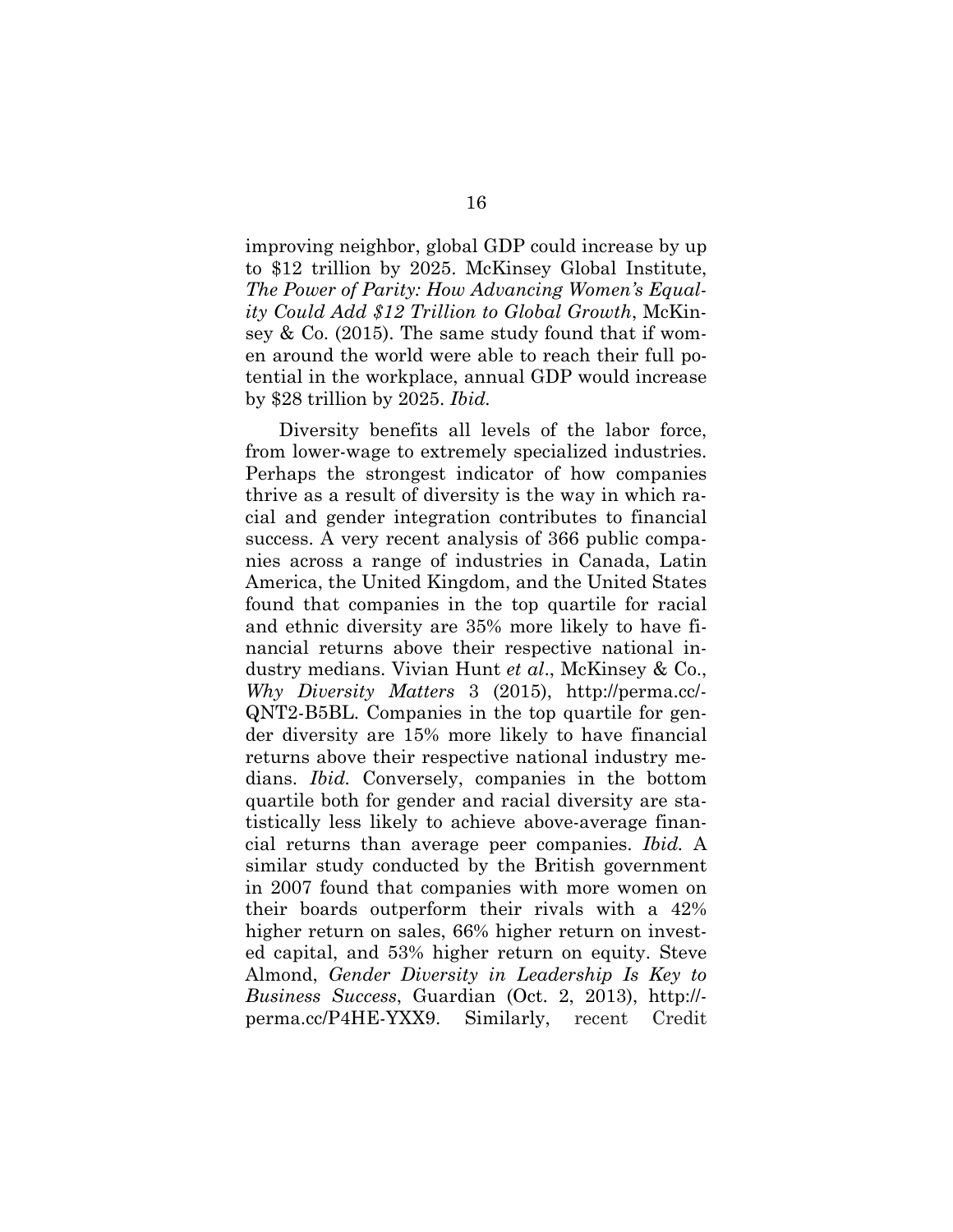improving neighbor, global GDP could increase by up to $12 trillion by 2025. McKinsey Global Institute, *The Power of Parity: How Advancing Women's Equality Could Add $12 Trillion to Global Growth*, McKinsey & Co. (2015). The same study found that if women around the world were able to reach their full potential in the workplace, annual GDP would increase by $28 trillion by 2025. *Ibid.*

Diversity benefits all levels of the labor force, from lower-wage to extremely specialized industries. Perhaps the strongest indicator of how companies thrive as a result of diversity is the way in which racial and gender integration contributes to financial success. A very recent analysis of 366 public companies across a range of industries in Canada, Latin America, the United Kingdom, and the United States found that companies in the top quartile for racial and ethnic diversity are 35% more likely to have financial returns above their respective national industry medians. Vivian Hunt *et al.*, McKinsey & Co., *Why Diversity Matters* 3 (2015), http://perma.cc/QNT2-B5BL. Companies in the top quartile for gender diversity are 15% more likely to have financial returns above their respective national industry medians. *Ibid.* Conversely, companies in the bottom quartile both for gender and racial diversity are statistically less likely to achieve above-average financial returns than average peer companies. *Ibid.* A similar study conducted by the British government in 2007 found that companies with more women on their boards outperform their rivals with a 42% higher return on sales, 66% higher return on invested capital, and 53% higher return on equity. Steve Almond, *Gender Diversity in Leadership Is Key to Business Success*, Guardian (Oct. 2, 2013), http://perma.cc/P4HE-YXX9. Similarly, recent Credit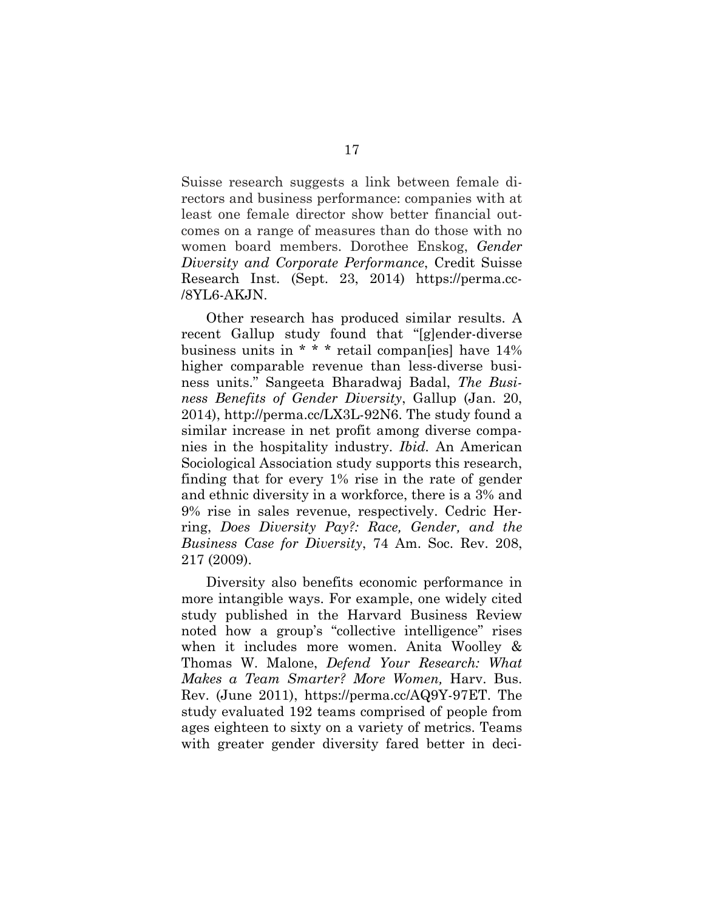Suisse research suggests a link between female directors and business performance: companies with at least one female director show better financial outcomes on a range of measures than do those with no women board members. Dorothee Enskog, *Gender Diversity and Corporate Performance*, Credit Suisse Research Inst. (Sept. 23, 2014) https://perma.cc-/8YL6-AKJN.

Other research has produced similar results. A recent Gallup study found that "[g]ender-diverse business units in * * * retail compan[ies] have 14% higher comparable revenue than less-diverse business units." Sangeeta Bharadwaj Badal, *The Business Benefits of Gender Diversity*, Gallup (Jan. 20, 2014), http://perma.cc/LX3L-92N6. The study found a similar increase in net profit among diverse companies in the hospitality industry. *Ibid.* An American Sociological Association study supports this research, finding that for every 1% rise in the rate of gender and ethnic diversity in a workforce, there is a 3% and 9% rise in sales revenue, respectively. Cedric Herring, *Does Diversity Pay?: Race, Gender, and the Business Case for Diversity*, 74 Am. Soc. Rev. 208, 217 (2009).

Diversity also benefits economic performance in more intangible ways. For example, one widely cited study published in the Harvard Business Review noted how a group's "collective intelligence" rises when it includes more women. Anita Woolley & Thomas W. Malone, *Defend Your Research: What Makes a Team Smarter? More Women,* Harv. Bus. Rev. (June 2011), https://perma.cc/AQ9Y-97ET. The study evaluated 192 teams comprised of people from ages eighteen to sixty on a variety of metrics. Teams with greater gender diversity fared better in deci-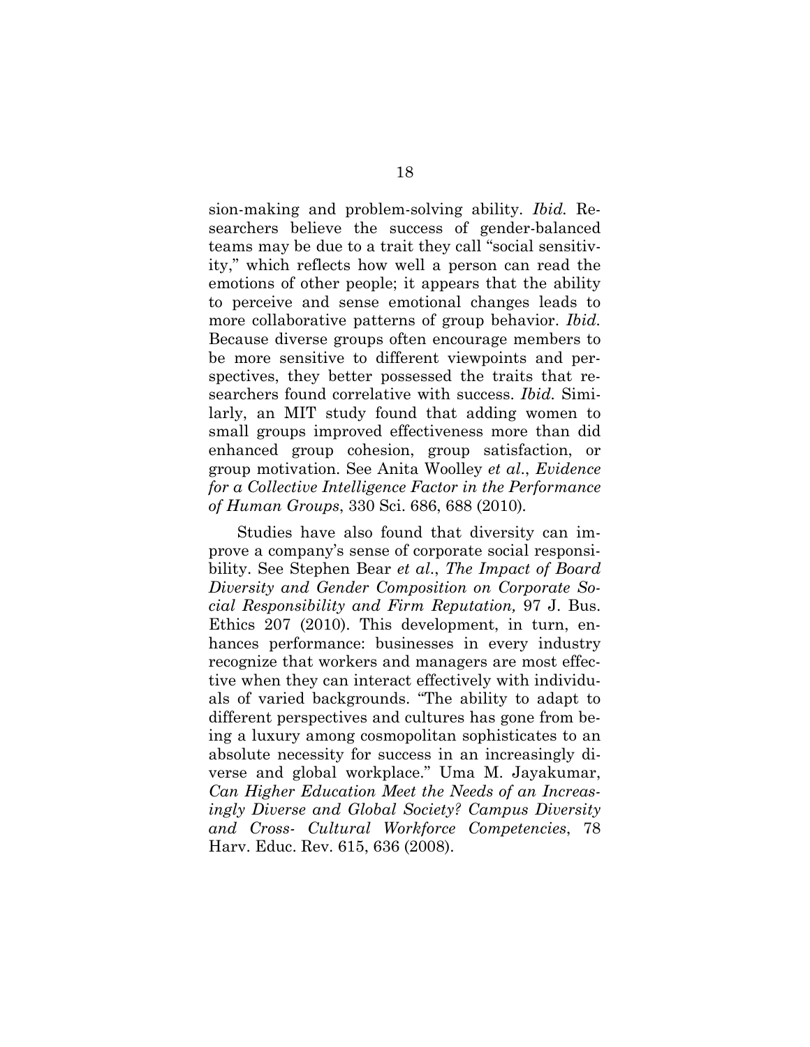sion-making and problem-solving ability. *Ibid.* Researchers believe the success of gender-balanced teams may be due to a trait they call "social sensitivity," which reflects how well a person can read the emotions of other people; it appears that the ability to perceive and sense emotional changes leads to more collaborative patterns of group behavior. *Ibid.* Because diverse groups often encourage members to be more sensitive to different viewpoints and perspectives, they better possessed the traits that researchers found correlative with success. *Ibid.* Similarly, an MIT study found that adding women to small groups improved effectiveness more than did enhanced group cohesion, group satisfaction, or group motivation. See Anita Woolley *et al.*, *Evidence for a Collective Intelligence Factor in the Performance of Human Groups*, 330 Sci. 686, 688 (2010).

Studies have also found that diversity can improve a company's sense of corporate social responsibility. See Stephen Bear *et al.*, *The Impact of Board Diversity and Gender Composition on Corporate Social Responsibility and Firm Reputation,* 97 J. Bus. Ethics 207 (2010). This development, in turn, enhances performance: businesses in every industry recognize that workers and managers are most effective when they can interact effectively with individuals of varied backgrounds. "The ability to adapt to different perspectives and cultures has gone from being a luxury among cosmopolitan sophisticates to an absolute necessity for success in an increasingly diverse and global workplace." Uma M. Jayakumar, *Can Higher Education Meet the Needs of an Increasingly Diverse and Global Society? Campus Diversity and Cross- Cultural Workforce Competencies*, 78 Harv. Educ. Rev. 615, 636 (2008).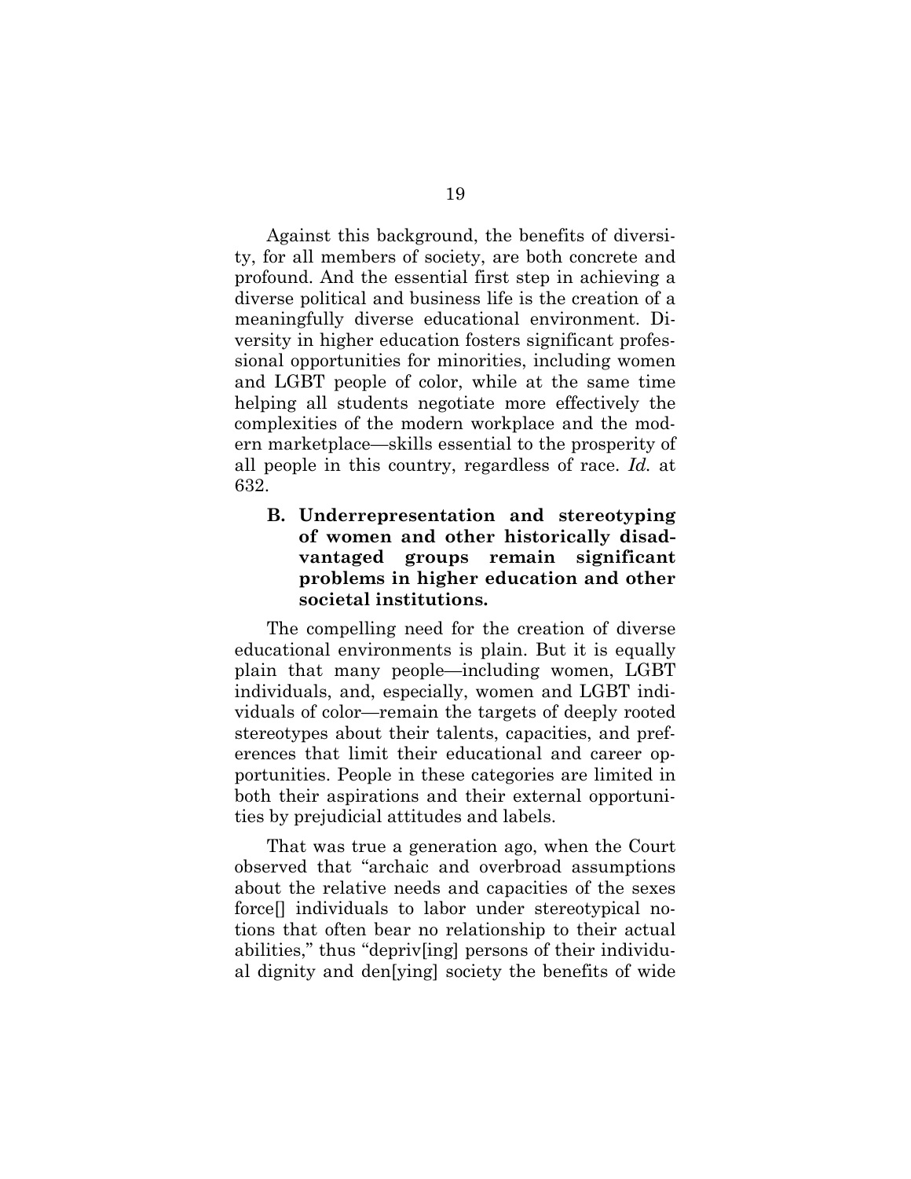Against this background, the benefits of diversity, for all members of society, are both concrete and profound. And the essential first step in achieving a diverse political and business life is the creation of a meaningfully diverse educational environment. Diversity in higher education fosters significant professional opportunities for minorities, including women and LGBT people of color, while at the same time helping all students negotiate more effectively the complexities of the modern workplace and the modern marketplace—skills essential to the prosperity of all people in this country, regardless of race. *Id.* at 632.

### B. Underrepresentation and stereotyping of women and other historically disadvantaged groups remain significant problems in higher education and other societal institutions.

The compelling need for the creation of diverse educational environments is plain. But it is equally plain that many people—including women, LGBT individuals, and, especially, women and LGBT individuals of color—remain the targets of deeply rooted stereotypes about their talents, capacities, and preferences that limit their educational and career opportunities. People in these categories are limited in both their aspirations and their external opportunities by prejudicial attitudes and labels.

That was true a generation ago, when the Court observed that "archaic and overbroad assumptions about the relative needs and capacities of the sexes force[] individuals to labor under stereotypical notions that often bear no relationship to their actual abilities," thus "depriv[ing] persons of their individual dignity and den[ying] society the benefits of wide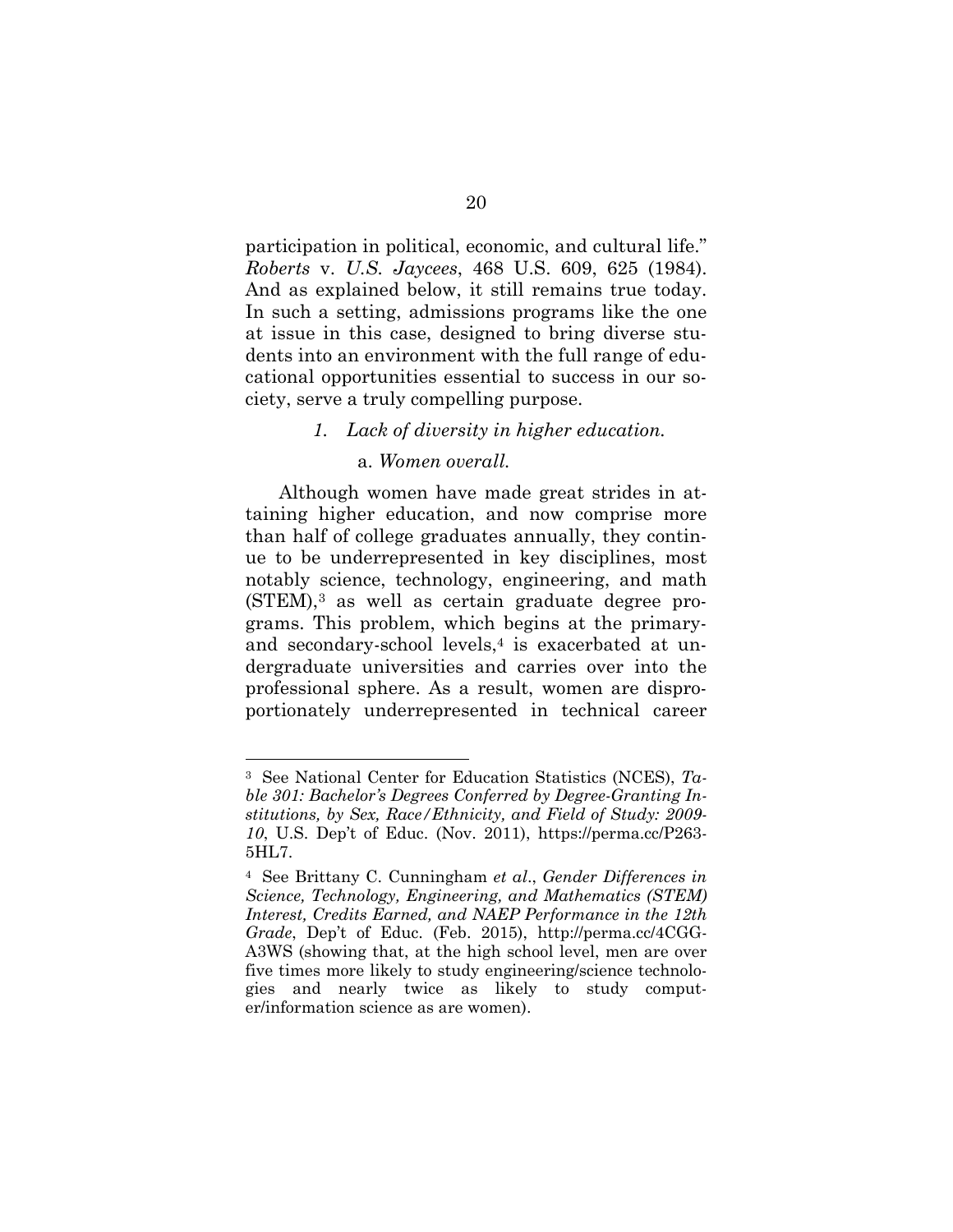participation in political, economic, and cultural life." *Roberts* v. *U.S. Jaycees*, 468 U.S. 609, 625 (1984). And as explained below, it still remains true today. In such a setting, admissions programs like the one at issue in this case, designed to bring diverse students into an environment with the full range of educational opportunities essential to success in our society, serve a truly compelling purpose.

### *1. Lack of diversity in higher education.*

#### a. *Women overall.*

Although women have made great strides in attaining higher education, and now comprise more than half of college graduates annually, they continue to be underrepresented in key disciplines, most notably science, technology, engineering, and math (STEM),[3] as well as certain graduate degree programs. This problem, which begins at the primary- and secondary-school levels,[4] is exacerbated at undergraduate universities and carries over into the professional sphere. As a result, women are disproportionately underrepresented in technical career

---

[3] See National Center for Education Statistics (NCES), *Table 301: Bachelor's Degrees Conferred by Degree-Granting Institutions, by Sex, Race/Ethnicity, and Field of Study: 2009-10*, U.S. Dep't of Educ. (Nov. 2011), https://perma.cc/P263-5HL7.

[4] See Brittany C. Cunningham *et al*., *Gender Differences in Science, Technology, Engineering, and Mathematics (STEM) Interest, Credits Earned, and NAEP Performance in the 12th Grade*, Dep't of Educ. (Feb. 2015), http://perma.cc/4CGG-A3WS (showing that, at the high school level, men are over five times more likely to study engineering/science technologies and nearly twice as likely to study computer/information science as are women).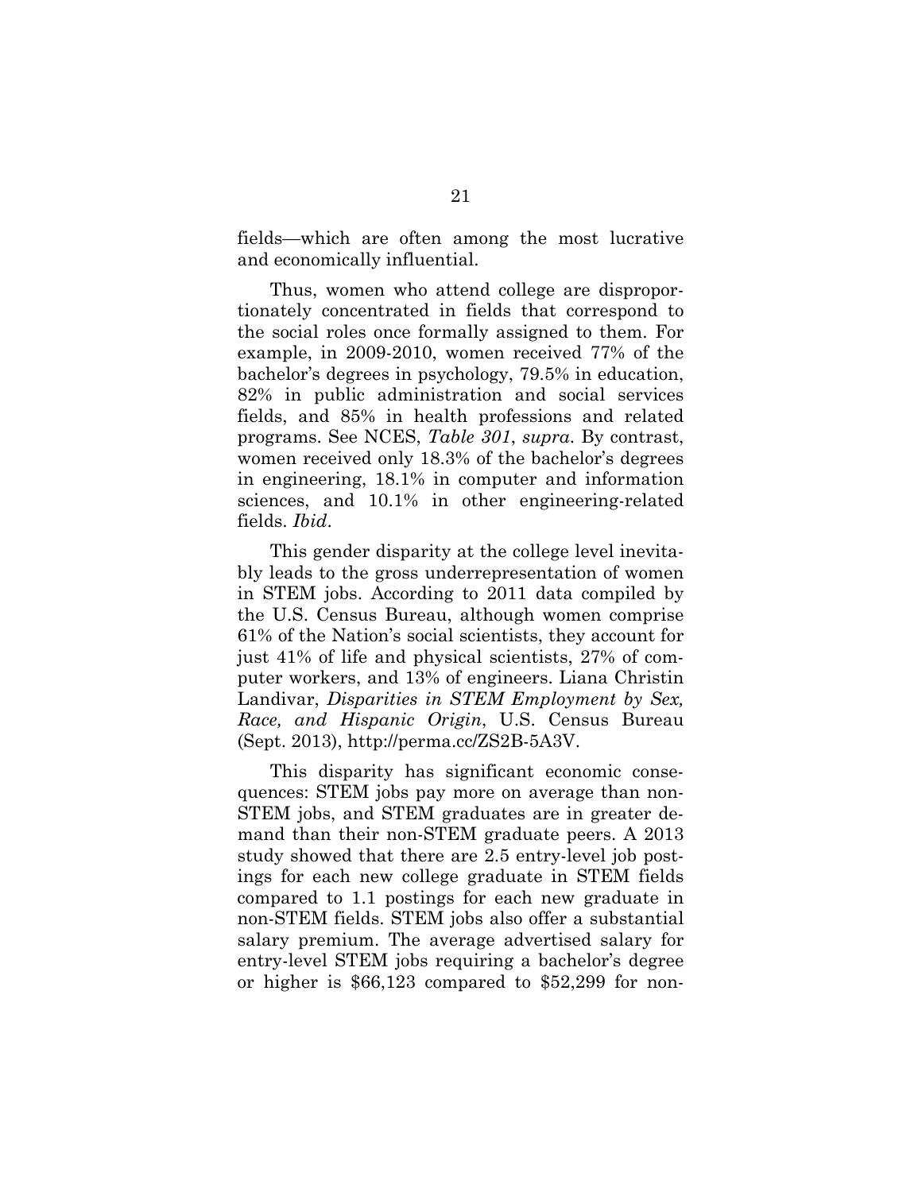fields—which are often among the most lucrative and economically influential.

Thus, women who attend college are disproportionately concentrated in fields that correspond to the social roles once formally assigned to them. For example, in 2009-2010, women received 77% of the bachelor's degrees in psychology, 79.5% in education, 82% in public administration and social services fields, and 85% in health professions and related programs. See NCES, *Table 301*, *supra*. By contrast, women received only 18.3% of the bachelor's degrees in engineering, 18.1% in computer and information sciences, and 10.1% in other engineering-related fields. *Ibid*.

This gender disparity at the college level inevitably leads to the gross underrepresentation of women in STEM jobs. According to 2011 data compiled by the U.S. Census Bureau, although women comprise 61% of the Nation's social scientists, they account for just 41% of life and physical scientists, 27% of computer workers, and 13% of engineers. Liana Christin Landivar, *Disparities in STEM Employment by Sex, Race, and Hispanic Origin*, U.S. Census Bureau (Sept. 2013), http://perma.cc/ZS2B-5A3V.

This disparity has significant economic consequences: STEM jobs pay more on average than non-STEM jobs, and STEM graduates are in greater demand than their non-STEM graduate peers. A 2013 study showed that there are 2.5 entry-level job postings for each new college graduate in STEM fields compared to 1.1 postings for each new graduate in non-STEM fields. STEM jobs also offer a substantial salary premium. The average advertised salary for entry-level STEM jobs requiring a bachelor's degree or higher is $66,123 compared to $52,299 for non-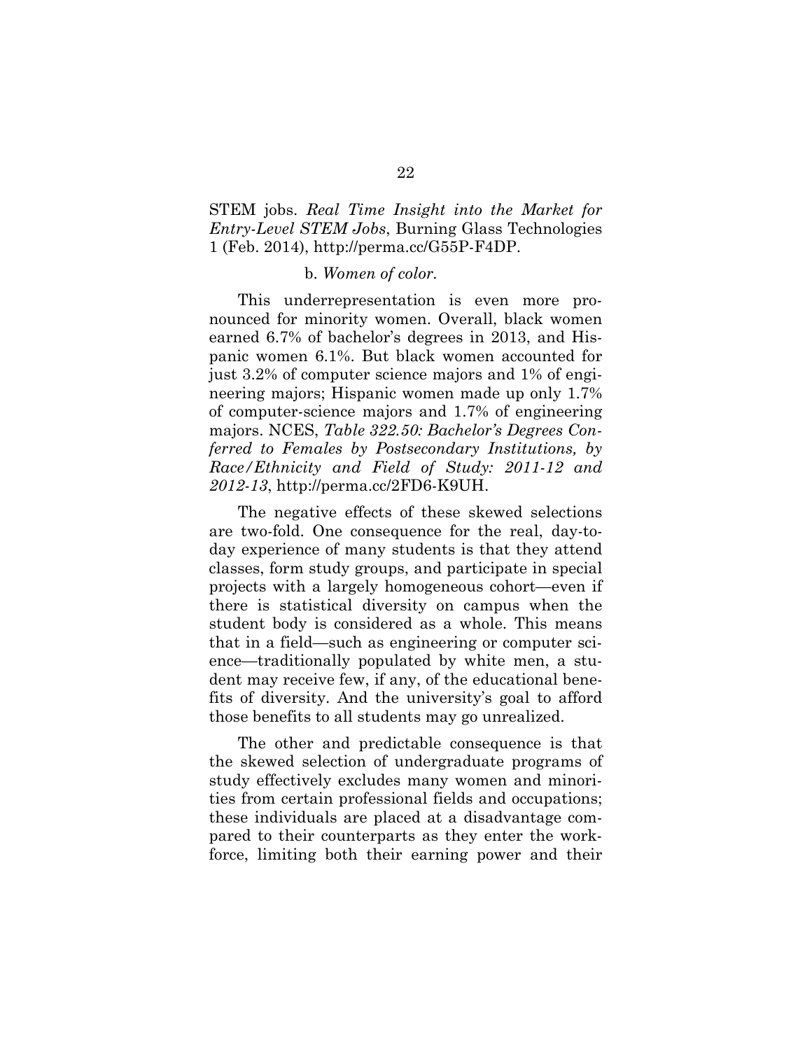STEM jobs. *Real Time Insight into the Market for Entry-Level STEM Jobs*, Burning Glass Technologies 1 (Feb. 2014), http://perma.cc/G55P-F4DP.

b. *Women of color.*

This underrepresentation is even more pronounced for minority women. Overall, black women earned 6.7% of bachelor's degrees in 2013, and Hispanic women 6.1%. But black women accounted for just 3.2% of computer science majors and 1% of engineering majors; Hispanic women made up only 1.7% of computer-science majors and 1.7% of engineering majors. NCES, *Table 322.50: Bachelor's Degrees Conferred to Females by Postsecondary Institutions, by Race/Ethnicity and Field of Study: 2011-12 and 2012-13*, http://perma.cc/2FD6-K9UH.

The negative effects of these skewed selections are two-fold. One consequence for the real, day-to-day experience of many students is that they attend classes, form study groups, and participate in special projects with a largely homogeneous cohort—even if there is statistical diversity on campus when the student body is considered as a whole. This means that in a field—such as engineering or computer science—traditionally populated by white men, a student may receive few, if any, of the educational benefits of diversity. And the university's goal to afford those benefits to all students may go unrealized.

The other and predictable consequence is that the skewed selection of undergraduate programs of study effectively excludes many women and minorities from certain professional fields and occupations; these individuals are placed at a disadvantage compared to their counterparts as they enter the workforce, limiting both their earning power and their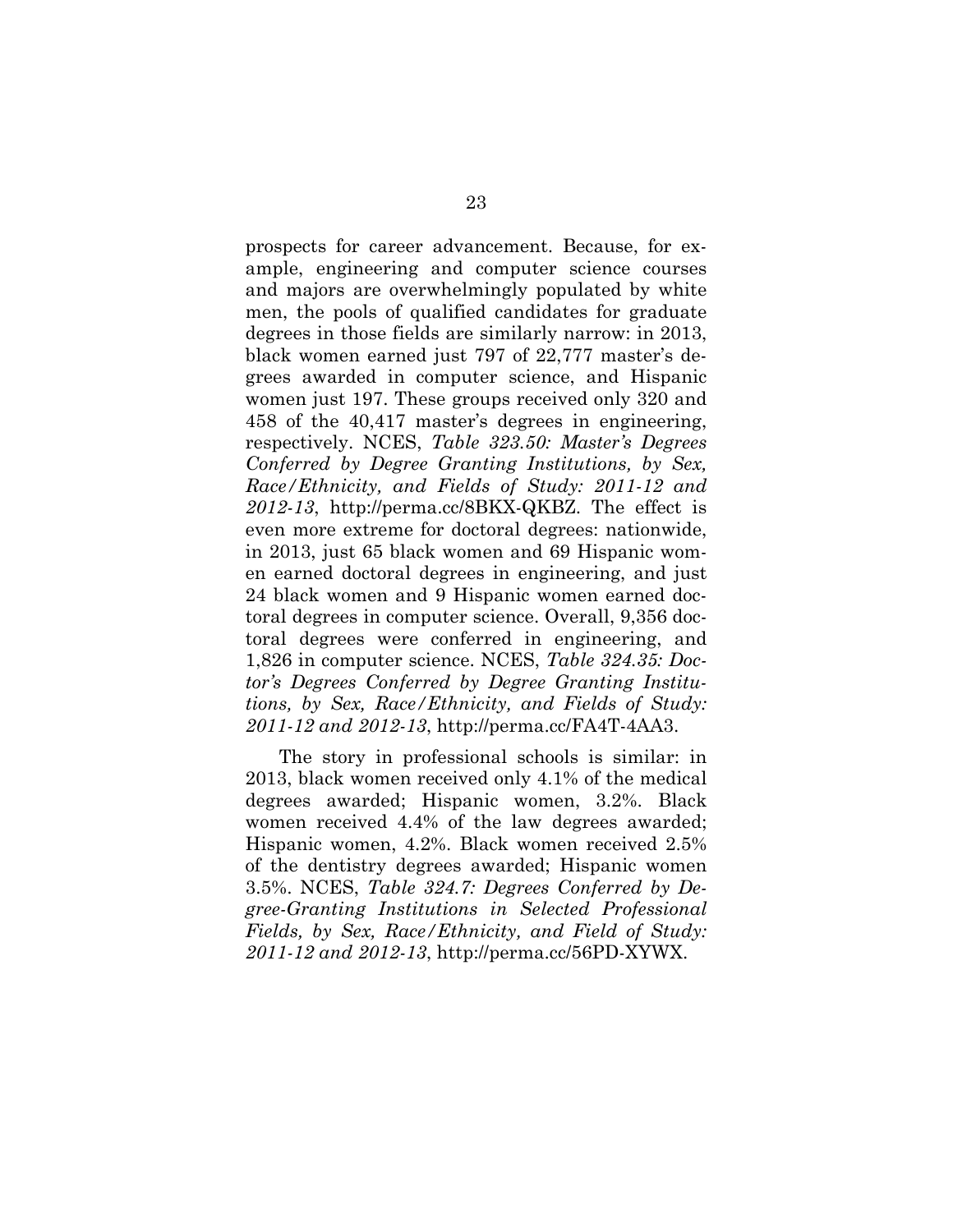prospects for career advancement. Because, for example, engineering and computer science courses and majors are overwhelmingly populated by white men, the pools of qualified candidates for graduate degrees in those fields are similarly narrow: in 2013, black women earned just 797 of 22,777 master's degrees awarded in computer science, and Hispanic women just 197. These groups received only 320 and 458 of the 40,417 master's degrees in engineering, respectively. NCES, *Table 323.50: Master's Degrees Conferred by Degree Granting Institutions, by Sex, Race/Ethnicity, and Fields of Study: 2011-12 and 2012-13*, http://perma.cc/8BKX-QKBZ. The effect is even more extreme for doctoral degrees: nationwide, in 2013, just 65 black women and 69 Hispanic women earned doctoral degrees in engineering, and just 24 black women and 9 Hispanic women earned doctoral degrees in computer science. Overall, 9,356 doctoral degrees were conferred in engineering, and 1,826 in computer science. NCES, *Table 324.35: Doctor's Degrees Conferred by Degree Granting Institutions, by Sex, Race/Ethnicity, and Fields of Study: 2011-12 and 2012-13*, http://perma.cc/FA4T-4AA3.

The story in professional schools is similar: in 2013, black women received only 4.1% of the medical degrees awarded; Hispanic women, 3.2%. Black women received 4.4% of the law degrees awarded; Hispanic women, 4.2%. Black women received 2.5% of the dentistry degrees awarded; Hispanic women 3.5%. NCES, *Table 324.7: Degrees Conferred by Degree-Granting Institutions in Selected Professional Fields, by Sex, Race/Ethnicity, and Field of Study: 2011-12 and 2012-13*, http://perma.cc/56PD-XYWX.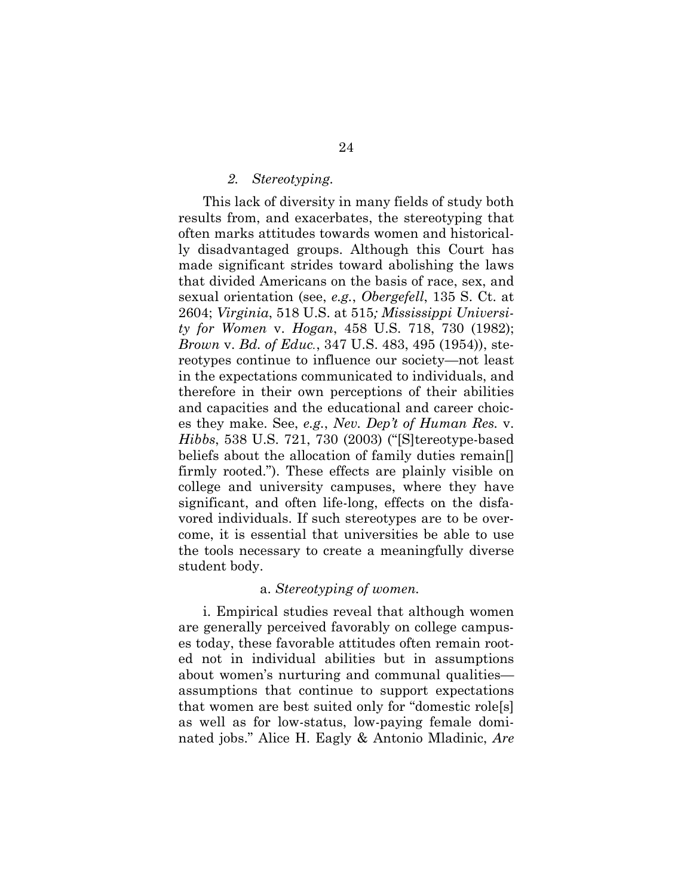*2. Stereotyping.*

This lack of diversity in many fields of study both results from, and exacerbates, the stereotyping that often marks attitudes towards women and historically disadvantaged groups. Although this Court has made significant strides toward abolishing the laws that divided Americans on the basis of race, sex, and sexual orientation (see, *e.g.*, *Obergefell*, 135 S. Ct. at 2604; *Virginia*, 518 U.S. at 515*; Mississippi University for Women* v. *Hogan*, 458 U.S. 718, 730 (1982); *Brown* v. *Bd. of Educ.*, 347 U.S. 483, 495 (1954)), stereotypes continue to influence our society—not least in the expectations communicated to individuals, and therefore in their own perceptions of their abilities and capacities and the educational and career choices they make. See, *e.g.*, *Nev. Dep't of Human Res.* v. *Hibbs*, 538 U.S. 721, 730 (2003) ("[S]tereotype-based beliefs about the allocation of family duties remain[] firmly rooted."). These effects are plainly visible on college and university campuses, where they have significant, and often life-long, effects on the disfavored individuals. If such stereotypes are to be overcome, it is essential that universities be able to use the tools necessary to create a meaningfully diverse student body.

a. *Stereotyping of women.*

i. Empirical studies reveal that although women are generally perceived favorably on college campuses today, these favorable attitudes often remain rooted not in individual abilities but in assumptions about women's nurturing and communal qualities—assumptions that continue to support expectations that women are best suited only for "domestic role[s] as well as for low-status, low-paying female dominated jobs." Alice H. Eagly & Antonio Mladinic, *Are*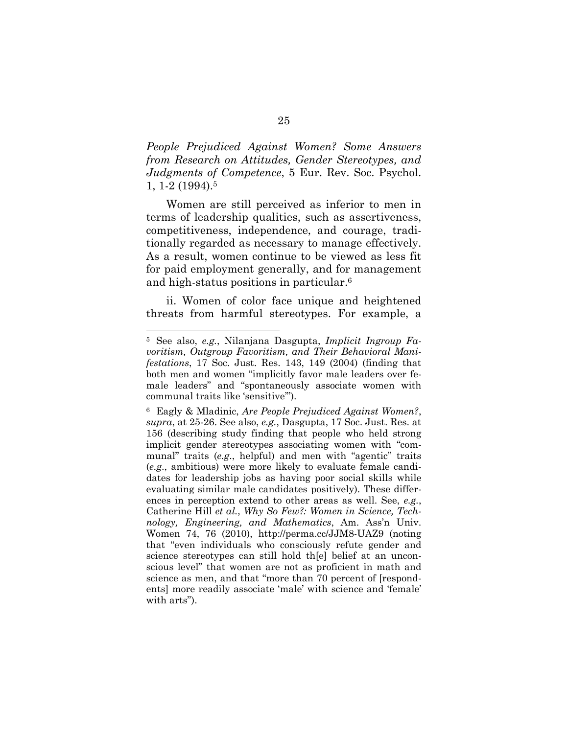*People Prejudiced Against Women? Some Answers from Research on Attitudes, Gender Stereotypes, and Judgments of Competence*, 5 Eur. Rev. Soc. Psychol. 1, 1-2 (1994).[5]

Women are still perceived as inferior to men in terms of leadership qualities, such as assertiveness, competitiveness, independence, and courage, traditionally regarded as necessary to manage effectively. As a result, women continue to be viewed as less fit for paid employment generally, and for management and high-status positions in particular.[6]

ii. Women of color face unique and heightened threats from harmful stereotypes. For example, a

---

[5] See also, *e.g.*, Nilanjana Dasgupta, *Implicit Ingroup Favoritism, Outgroup Favoritism, and Their Behavioral Manifestations*, 17 Soc. Just. Res. 143, 149 (2004) (finding that both men and women "implicitly favor male leaders over female leaders" and "spontaneously associate women with communal traits like 'sensitive'").

[6] Eagly & Mladinic, *Are People Prejudiced Against Women?*, *supra*, at 25-26. See also, *e.g.*, Dasgupta, 17 Soc. Just. Res. at 156 (describing study finding that people who held strong implicit gender stereotypes associating women with "communal" traits (*e.g.*, helpful) and men with "agentic" traits (*e.g.*, ambitious) were more likely to evaluate female candidates for leadership jobs as having poor social skills while evaluating similar male candidates positively). These differences in perception extend to other areas as well. See, *e.g.*, Catherine Hill *et al.*, *Why So Few?: Women in Science, Technology, Engineering, and Mathematics*, Am. Ass'n Univ. Women 74, 76 (2010), http://perma.cc/JJM8-UAZ9 (noting that "even individuals who consciously refute gender and science stereotypes can still hold th[e] belief at an unconscious level" that women are not as proficient in math and science as men, and that "more than 70 percent of [respondents] more readily associate 'male' with science and 'female' with arts").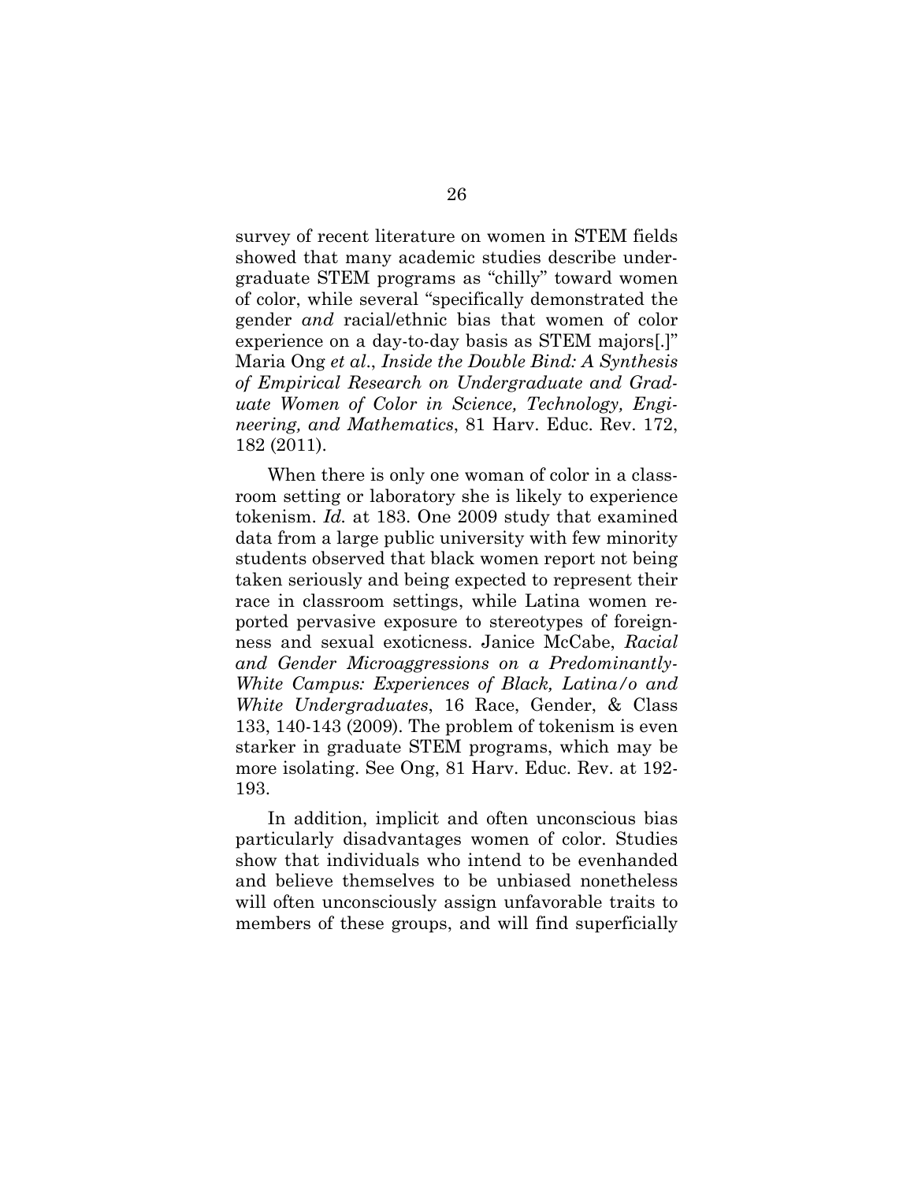survey of recent literature on women in STEM fields showed that many academic studies describe undergraduate STEM programs as "chilly" toward women of color, while several "specifically demonstrated the gender *and* racial/ethnic bias that women of color experience on a day-to-day basis as STEM majors[.]" Maria Ong *et al*., *Inside the Double Bind: A Synthesis of Empirical Research on Undergraduate and Graduate Women of Color in Science, Technology, Engineering, and Mathematics*, 81 Harv. Educ. Rev. 172, 182 (2011).

When there is only one woman of color in a classroom setting or laboratory she is likely to experience tokenism. *Id.* at 183. One 2009 study that examined data from a large public university with few minority students observed that black women report not being taken seriously and being expected to represent their race in classroom settings, while Latina women reported pervasive exposure to stereotypes of foreignness and sexual exoticness. Janice McCabe, *Racial and Gender Microaggressions on a Predominantly-White Campus: Experiences of Black, Latina/o and White Undergraduates*, 16 Race, Gender, & Class 133, 140-143 (2009). The problem of tokenism is even starker in graduate STEM programs, which may be more isolating. See Ong, 81 Harv. Educ. Rev. at 192-193.

In addition, implicit and often unconscious bias particularly disadvantages women of color. Studies show that individuals who intend to be evenhanded and believe themselves to be unbiased nonetheless will often unconsciously assign unfavorable traits to members of these groups, and will find superficially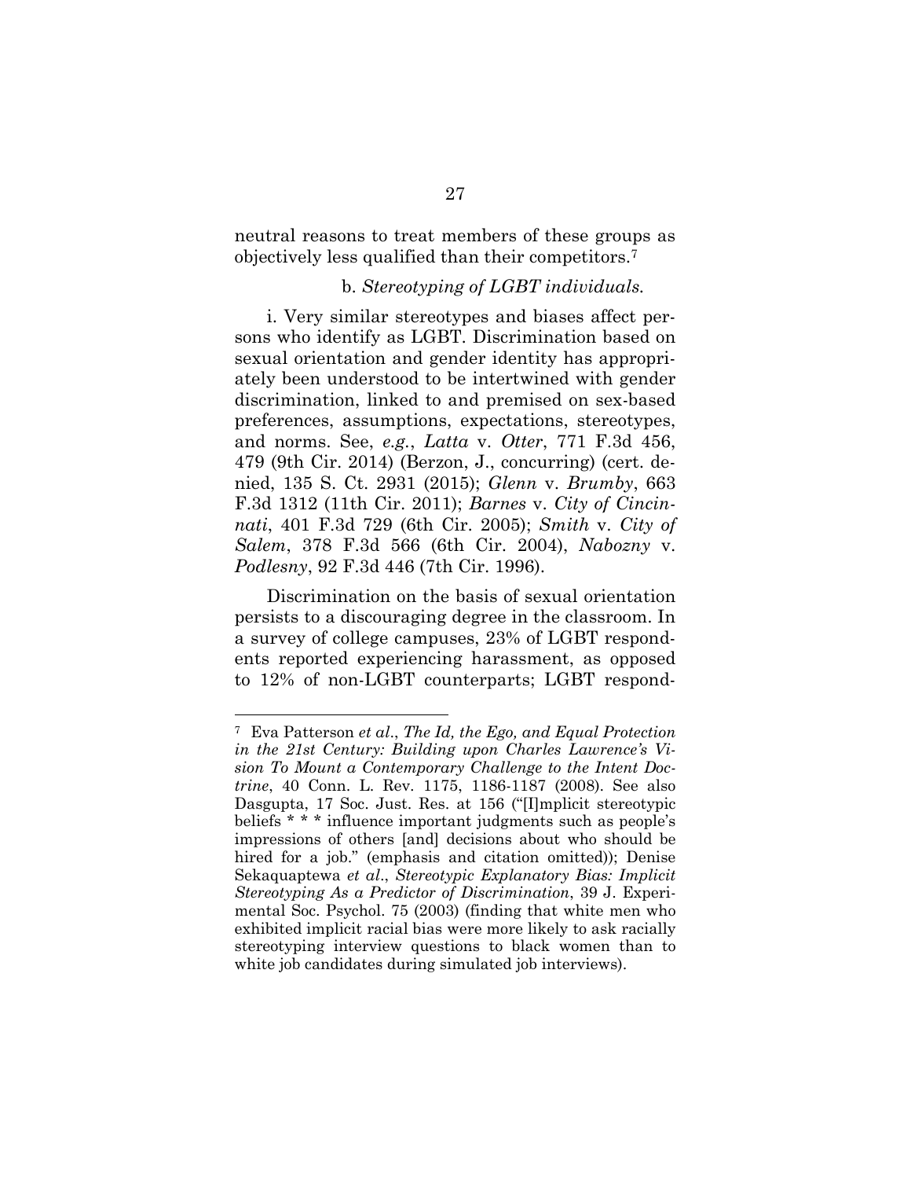neutral reasons to treat members of these groups as objectively less qualified than their competitors.[7]

b. *Stereotyping of LGBT individuals.*

i. Very similar stereotypes and biases affect persons who identify as LGBT. Discrimination based on sexual orientation and gender identity has appropriately been understood to be intertwined with gender discrimination, linked to and premised on sex-based preferences, assumptions, expectations, stereotypes, and norms. See, *e.g.*, *Latta* v. *Otter*, 771 F.3d 456, 479 (9th Cir. 2014) (Berzon, J., concurring) (cert. denied, 135 S. Ct. 2931 (2015); *Glenn* v. *Brumby*, 663 F.3d 1312 (11th Cir. 2011); *Barnes* v. *City of Cincinnati*, 401 F.3d 729 (6th Cir. 2005); *Smith* v. *City of Salem*, 378 F.3d 566 (6th Cir. 2004), *Nabozny* v. *Podlesny*, 92 F.3d 446 (7th Cir. 1996).

Discrimination on the basis of sexual orientation persists to a discouraging degree in the classroom. In a survey of college campuses, 23% of LGBT respondents reported experiencing harassment, as opposed to 12% of non-LGBT counterparts; LGBT respond-

[7] Eva Patterson *et al*., *The Id, the Ego, and Equal Protection in the 21st Century: Building upon Charles Lawrence's Vision To Mount a Contemporary Challenge to the Intent Doctrine*, 40 Conn. L. Rev. 1175, 1186-1187 (2008). See also Dasgupta, 17 Soc. Just. Res. at 156 ("[I]mplicit stereotypic beliefs * * * influence important judgments such as people's impressions of others [and] decisions about who should be hired for a job." (emphasis and citation omitted)); Denise Sekaquaptewa *et al*., *Stereotypic Explanatory Bias: Implicit Stereotyping As a Predictor of Discrimination*, 39 J. Experimental Soc. Psychol. 75 (2003) (finding that white men who exhibited implicit racial bias were more likely to ask racially stereotyping interview questions to black women than to white job candidates during simulated job interviews).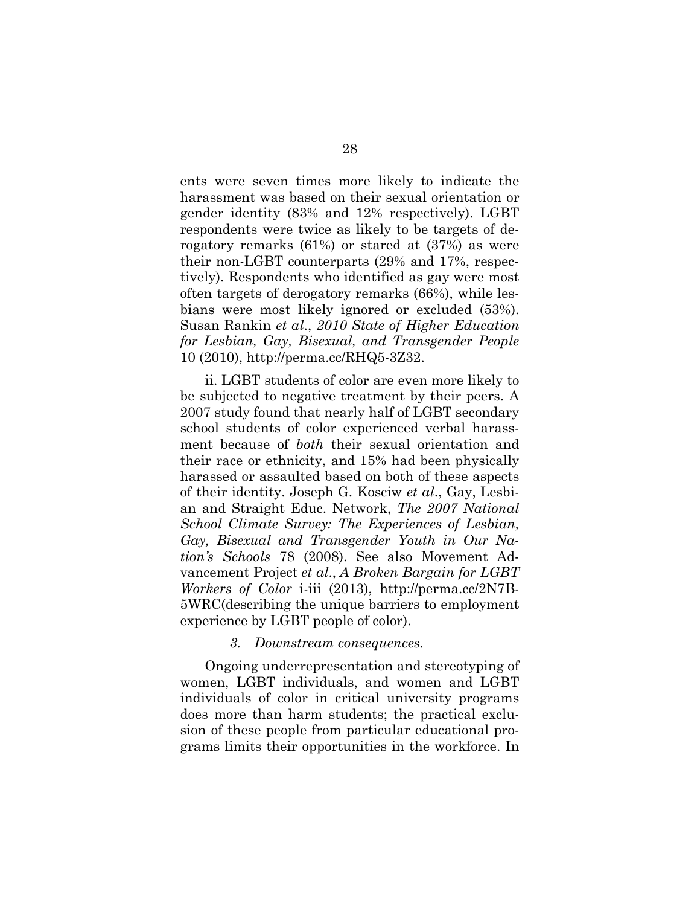ents were seven times more likely to indicate the harassment was based on their sexual orientation or gender identity (83% and 12% respectively). LGBT respondents were twice as likely to be targets of derogatory remarks (61%) or stared at (37%) as were their non-LGBT counterparts (29% and 17%, respectively). Respondents who identified as gay were most often targets of derogatory remarks (66%), while lesbians were most likely ignored or excluded (53%). Susan Rankin *et al*., *2010 State of Higher Education for Lesbian, Gay, Bisexual, and Transgender People* 10 (2010), http://perma.cc/RHQ5-3Z32.

ii. LGBT students of color are even more likely to be subjected to negative treatment by their peers. A 2007 study found that nearly half of LGBT secondary school students of color experienced verbal harassment because of *both* their sexual orientation and their race or ethnicity, and 15% had been physically harassed or assaulted based on both of these aspects of their identity. Joseph G. Kosciw *et al*., Gay, Lesbian and Straight Educ. Network, *The 2007 National School Climate Survey: The Experiences of Lesbian, Gay, Bisexual and Transgender Youth in Our Nation's Schools* 78 (2008). See also Movement Advancement Project *et al*., *A Broken Bargain for LGBT Workers of Color* i-iii (2013), http://perma.cc/2N7B-5WRC(describing the unique barriers to employment experience by LGBT people of color).

### *3. Downstream consequences.*

Ongoing underrepresentation and stereotyping of women, LGBT individuals, and women and LGBT individuals of color in critical university programs does more than harm students; the practical exclusion of these people from particular educational programs limits their opportunities in the workforce. In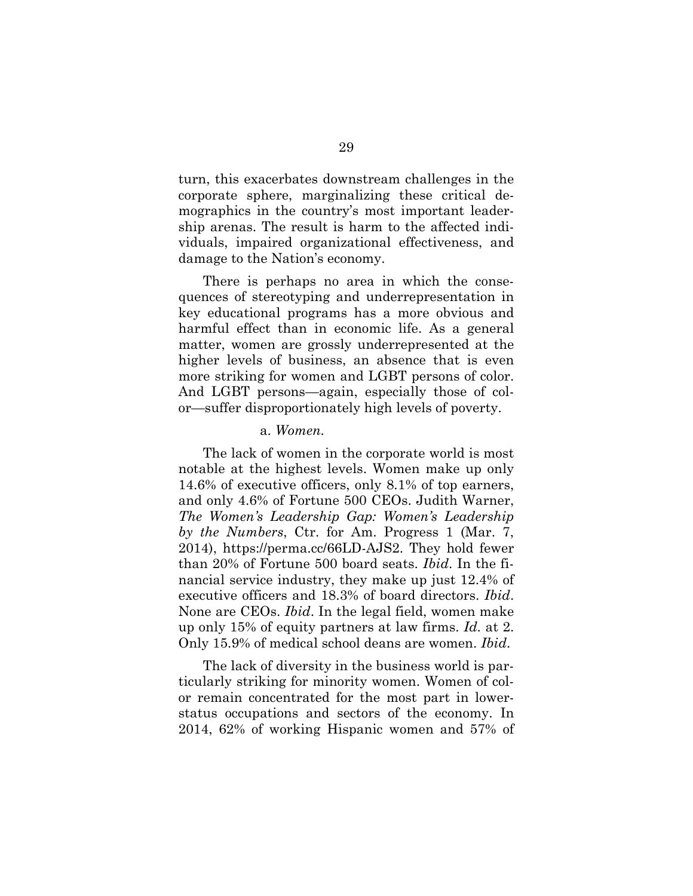turn, this exacerbates downstream challenges in the corporate sphere, marginalizing these critical demographics in the country's most important leadership arenas. The result is harm to the affected individuals, impaired organizational effectiveness, and damage to the Nation's economy.

There is perhaps no area in which the consequences of stereotyping and underrepresentation in key educational programs has a more obvious and harmful effect than in economic life. As a general matter, women are grossly underrepresented at the higher levels of business, an absence that is even more striking for women and LGBT persons of color. And LGBT persons—again, especially those of color—suffer disproportionately high levels of poverty.

a. *Women.*

The lack of women in the corporate world is most notable at the highest levels. Women make up only 14.6% of executive officers, only 8.1% of top earners, and only 4.6% of Fortune 500 CEOs. Judith Warner, *The Women's Leadership Gap: Women's Leadership by the Numbers*, Ctr. for Am. Progress 1 (Mar. 7, 2014), https://perma.cc/66LD-AJS2. They hold fewer than 20% of Fortune 500 board seats. *Ibid*. In the financial service industry, they make up just 12.4% of executive officers and 18.3% of board directors. *Ibid*. None are CEOs. *Ibid*. In the legal field, women make up only 15% of equity partners at law firms. *Id.* at 2. Only 15.9% of medical school deans are women. *Ibid*.

The lack of diversity in the business world is particularly striking for minority women. Women of color remain concentrated for the most part in lower-status occupations and sectors of the economy. In 2014, 62% of working Hispanic women and 57% of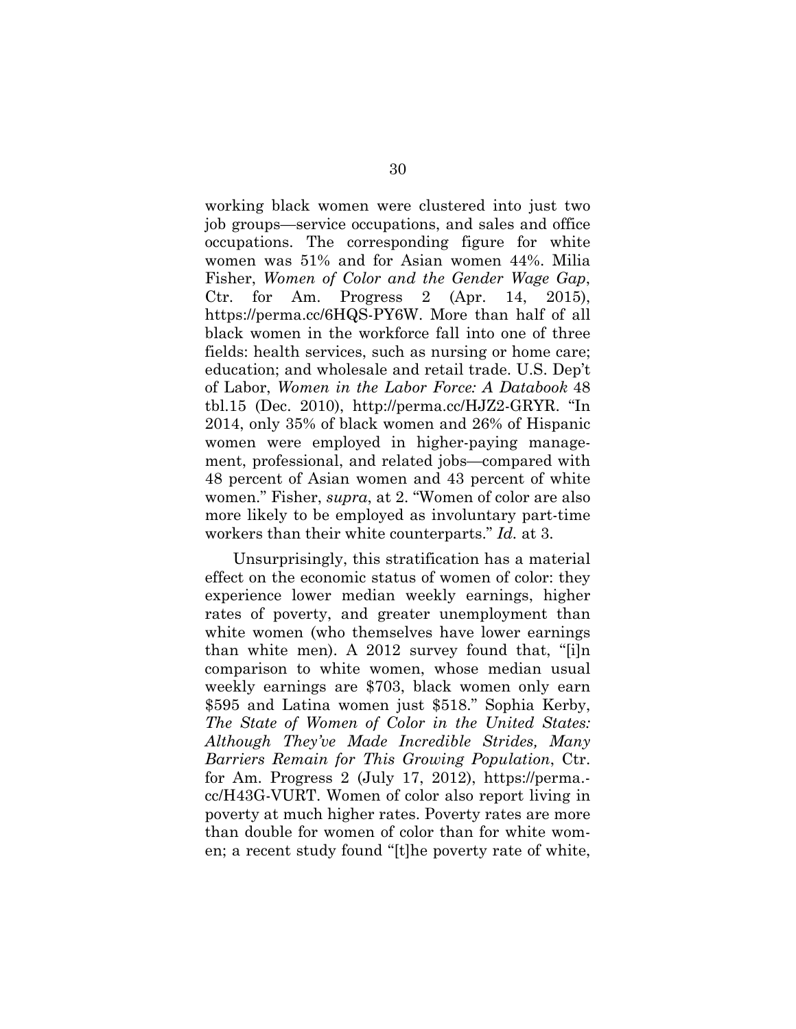working black women were clustered into just two job groups—service occupations, and sales and office occupations. The corresponding figure for white women was 51% and for Asian women 44%. Milia Fisher, *Women of Color and the Gender Wage Gap*, Ctr. for Am. Progress 2 (Apr. 14, 2015), https://perma.cc/6HQS-PY6W. More than half of all black women in the workforce fall into one of three fields: health services, such as nursing or home care; education; and wholesale and retail trade. U.S. Dep't of Labor, *Women in the Labor Force: A Databook* 48 tbl.15 (Dec. 2010), http://perma.cc/HJZ2-GRYR. "In 2014, only 35% of black women and 26% of Hispanic women were employed in higher-paying management, professional, and related jobs—compared with 48 percent of Asian women and 43 percent of white women." Fisher, *supra*, at 2. "Women of color are also more likely to be employed as involuntary part-time workers than their white counterparts." *Id.* at 3.

Unsurprisingly, this stratification has a material effect on the economic status of women of color: they experience lower median weekly earnings, higher rates of poverty, and greater unemployment than white women (who themselves have lower earnings than white men). A 2012 survey found that, "[i]n comparison to white women, whose median usual weekly earnings are $703, black women only earn $595 and Latina women just $518." Sophia Kerby, *The State of Women of Color in the United States: Although They've Made Incredible Strides, Many Barriers Remain for This Growing Population*, Ctr. for Am. Progress 2 (July 17, 2012), https://perma.cc/H43G-VURT. Women of color also report living in poverty at much higher rates. Poverty rates are more than double for women of color than for white women; a recent study found "[t]he poverty rate of white,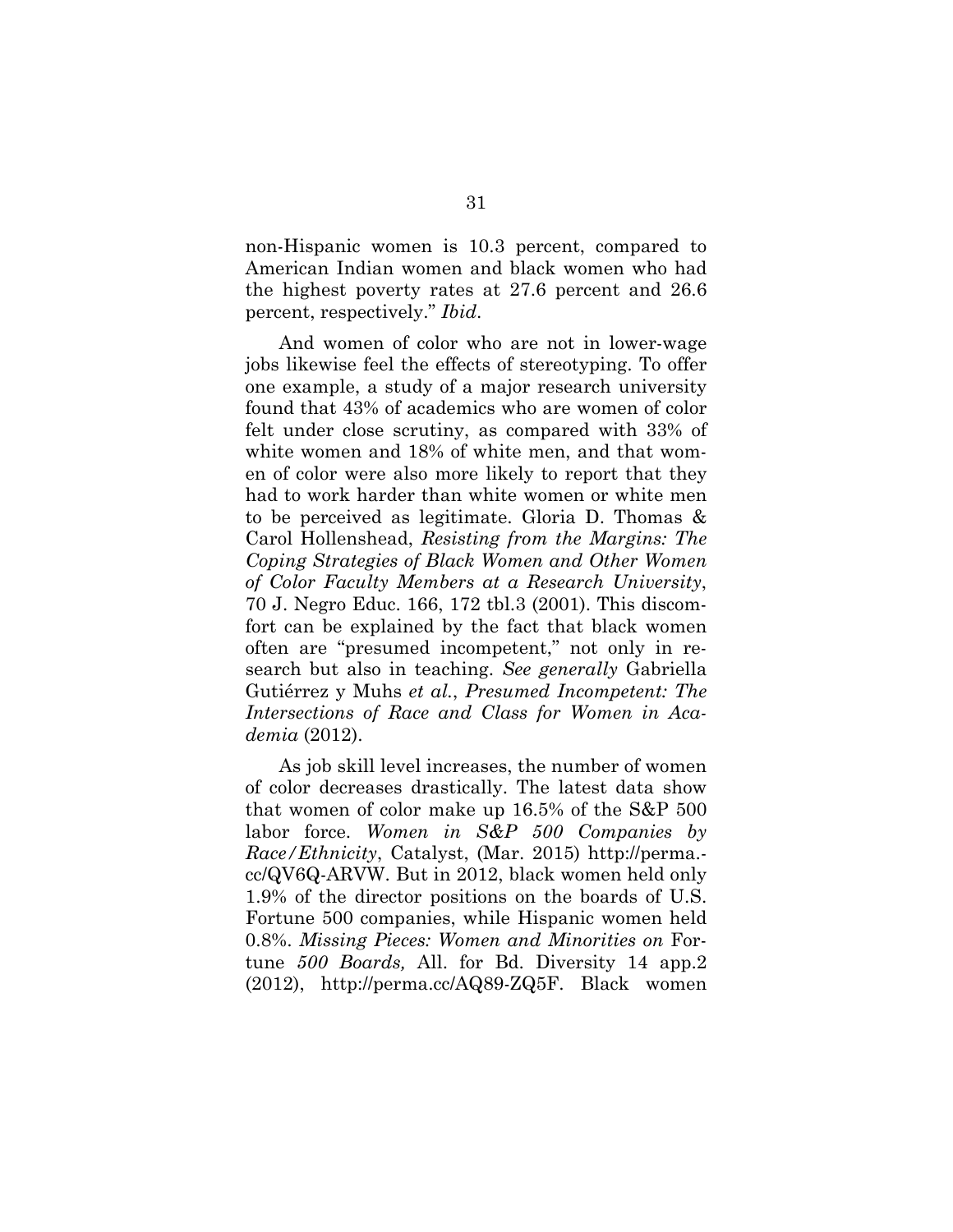non-Hispanic women is 10.3 percent, compared to American Indian women and black women who had the highest poverty rates at 27.6 percent and 26.6 percent, respectively." *Ibid.*

And women of color who are not in lower-wage jobs likewise feel the effects of stereotyping. To offer one example, a study of a major research university found that 43% of academics who are women of color felt under close scrutiny, as compared with 33% of white women and 18% of white men, and that women of color were also more likely to report that they had to work harder than white women or white men to be perceived as legitimate. Gloria D. Thomas & Carol Hollenshead, *Resisting from the Margins: The Coping Strategies of Black Women and Other Women of Color Faculty Members at a Research University*, 70 J. Negro Educ. 166, 172 tbl.3 (2001). This discomfort can be explained by the fact that black women often are "presumed incompetent," not only in research but also in teaching. *See generally* Gabriella Gutiérrez y Muhs *et al.*, *Presumed Incompetent: The Intersections of Race and Class for Women in Academia* (2012).

As job skill level increases, the number of women of color decreases drastically. The latest data show that women of color make up 16.5% of the S&P 500 labor force. *Women in S&P 500 Companies by Race/Ethnicity*, Catalyst, (Mar. 2015) http://perma.cc/QV6Q-ARVW. But in 2012, black women held only 1.9% of the director positions on the boards of U.S. Fortune 500 companies, while Hispanic women held 0.8%. *Missing Pieces: Women and Minorities on* Fortune *500 Boards,* All. for Bd. Diversity 14 app.2 (2012), http://perma.cc/AQ89-ZQ5F. Black women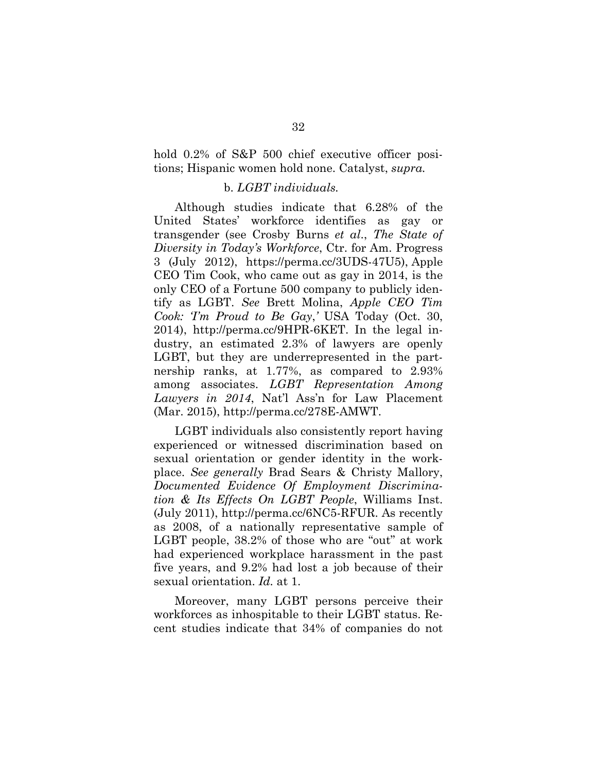hold 0.2% of S&P 500 chief executive officer positions; Hispanic women hold none. Catalyst, *supra.*

b. *LGBT individuals.*

Although studies indicate that 6.28% of the United States' workforce identifies as gay or transgender (see Crosby Burns *et al.*, *The State of Diversity in Today's Workforce*, Ctr. for Am. Progress 3 (July 2012), https://perma.cc/3UDS-47U5), Apple CEO Tim Cook, who came out as gay in 2014, is the only CEO of a Fortune 500 company to publicly identify as LGBT. *See* Brett Molina, *Apple CEO Tim Cook: 'I'm Proud to Be Gay*,' USA Today (Oct. 30, 2014), http://perma.cc/9HPR-6KET. In the legal industry, an estimated 2.3% of lawyers are openly LGBT, but they are underrepresented in the partnership ranks, at 1.77%, as compared to 2.93% among associates. *LGBT Representation Among Lawyers in 2014*, Nat'l Ass'n for Law Placement (Mar. 2015), http://perma.cc/278E-AMWT.

LGBT individuals also consistently report having experienced or witnessed discrimination based on sexual orientation or gender identity in the workplace. *See generally* Brad Sears & Christy Mallory, *Documented Evidence Of Employment Discrimination & Its Effects On LGBT People*, Williams Inst. (July 2011), http://perma.cc/6NC5-RFUR. As recently as 2008, of a nationally representative sample of LGBT people, 38.2% of those who are "out" at work had experienced workplace harassment in the past five years, and 9.2% had lost a job because of their sexual orientation. *Id.* at 1.

Moreover, many LGBT persons perceive their workforces as inhospitable to their LGBT status. Recent studies indicate that 34% of companies do not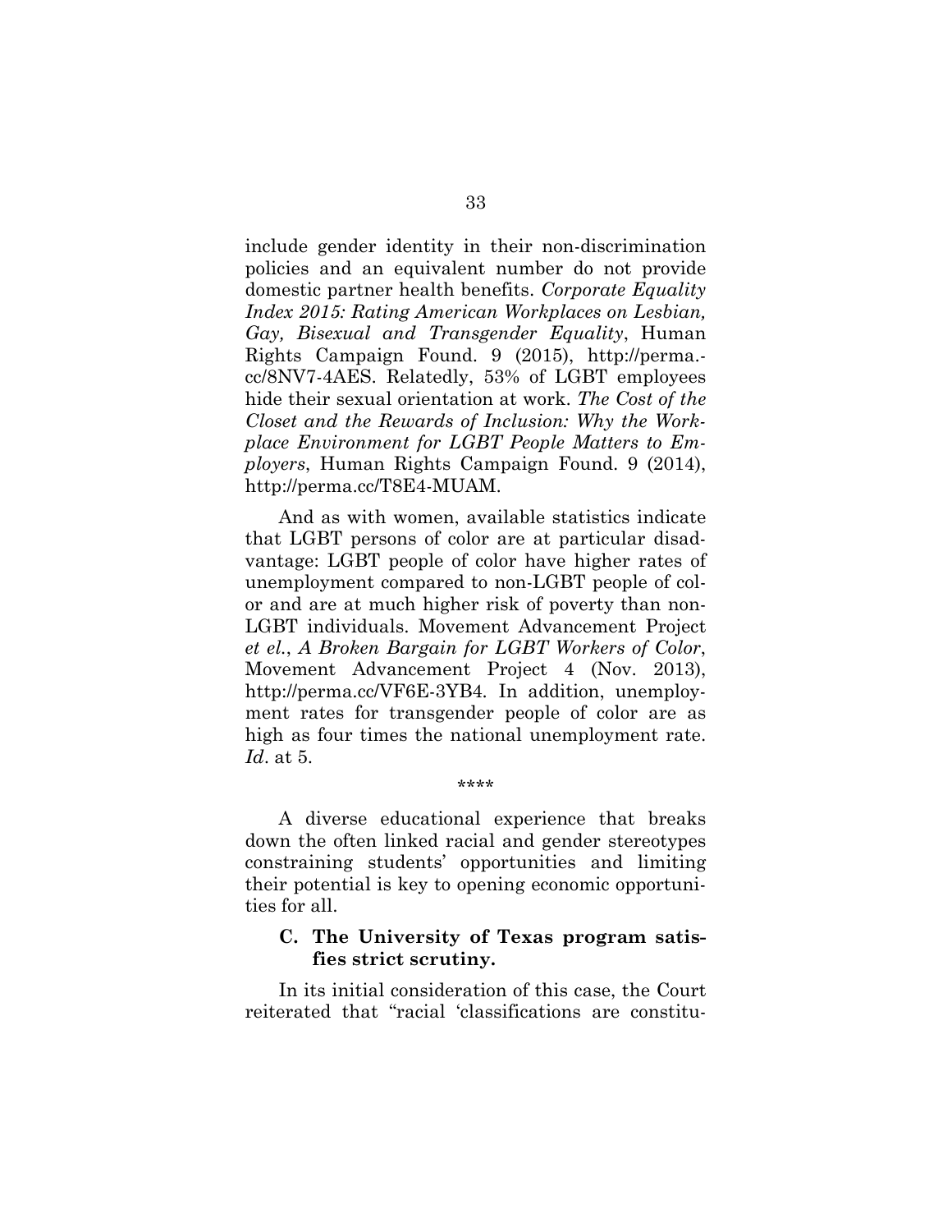include gender identity in their non-discrimination policies and an equivalent number do not provide domestic partner health benefits. *Corporate Equality Index 2015: Rating American Workplaces on Lesbian, Gay, Bisexual and Transgender Equality*, Human Rights Campaign Found. 9 (2015), http://perma.cc/8NV7-4AES. Relatedly, 53% of LGBT employees hide their sexual orientation at work. *The Cost of the Closet and the Rewards of Inclusion: Why the Workplace Environment for LGBT People Matters to Employers*, Human Rights Campaign Found. 9 (2014), http://perma.cc/T8E4-MUAM.

And as with women, available statistics indicate that LGBT persons of color are at particular disadvantage: LGBT people of color have higher rates of unemployment compared to non-LGBT people of color and are at much higher risk of poverty than non-LGBT individuals. Movement Advancement Project *et el.*, *A Broken Bargain for LGBT Workers of Color*, Movement Advancement Project 4 (Nov. 2013), http://perma.cc/VF6E-3YB4. In addition, unemployment rates for transgender people of color are as high as four times the national unemployment rate. *Id*. at 5.

\*\*\*\*

A diverse educational experience that breaks down the often linked racial and gender stereotypes constraining students' opportunities and limiting their potential is key to opening economic opportunities for all.

### C. The University of Texas program satisfies strict scrutiny.

In its initial consideration of this case, the Court reiterated that "racial 'classifications are constitu-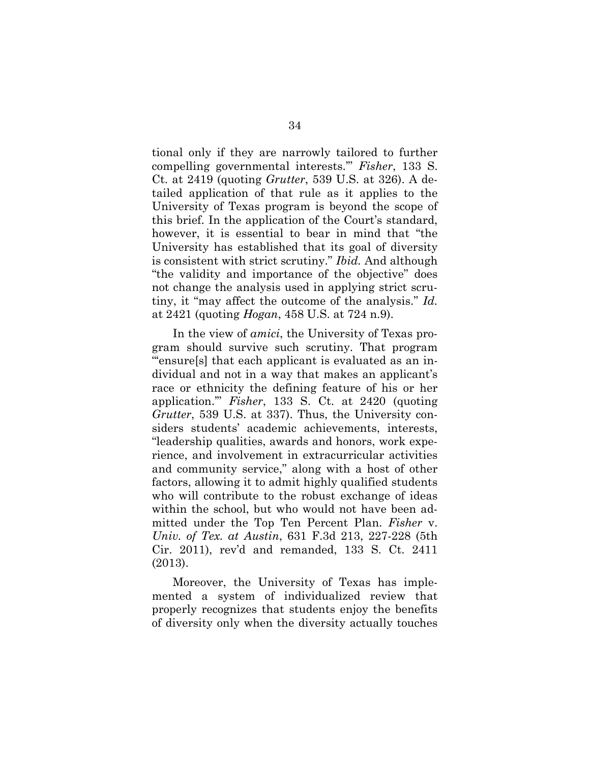tional only if they are narrowly tailored to further compelling governmental interests.'" *Fisher*, 133 S. Ct. at 2419 (quoting *Grutter*, 539 U.S. at 326). A detailed application of that rule as it applies to the University of Texas program is beyond the scope of this brief. In the application of the Court's standard, however, it is essential to bear in mind that "the University has established that its goal of diversity is consistent with strict scrutiny." *Ibid.* And although "the validity and importance of the objective" does not change the analysis used in applying strict scrutiny, it "may affect the outcome of the analysis." *Id.* at 2421 (quoting *Hogan*, 458 U.S. at 724 n.9).

In the view of *amici*, the University of Texas program should survive such scrutiny. That program "'ensure[s] that each applicant is evaluated as an individual and not in a way that makes an applicant's race or ethnicity the defining feature of his or her application.'" *Fisher*, 133 S. Ct. at 2420 (quoting *Grutter*, 539 U.S. at 337). Thus, the University considers students' academic achievements, interests, "leadership qualities, awards and honors, work experience, and involvement in extracurricular activities and community service," along with a host of other factors, allowing it to admit highly qualified students who will contribute to the robust exchange of ideas within the school, but who would not have been admitted under the Top Ten Percent Plan. *Fisher* v. *Univ. of Tex. at Austin*, 631 F.3d 213, 227-228 (5th Cir. 2011), rev'd and remanded, 133 S. Ct. 2411 (2013).

Moreover, the University of Texas has implemented a system of individualized review that properly recognizes that students enjoy the benefits of diversity only when the diversity actually touches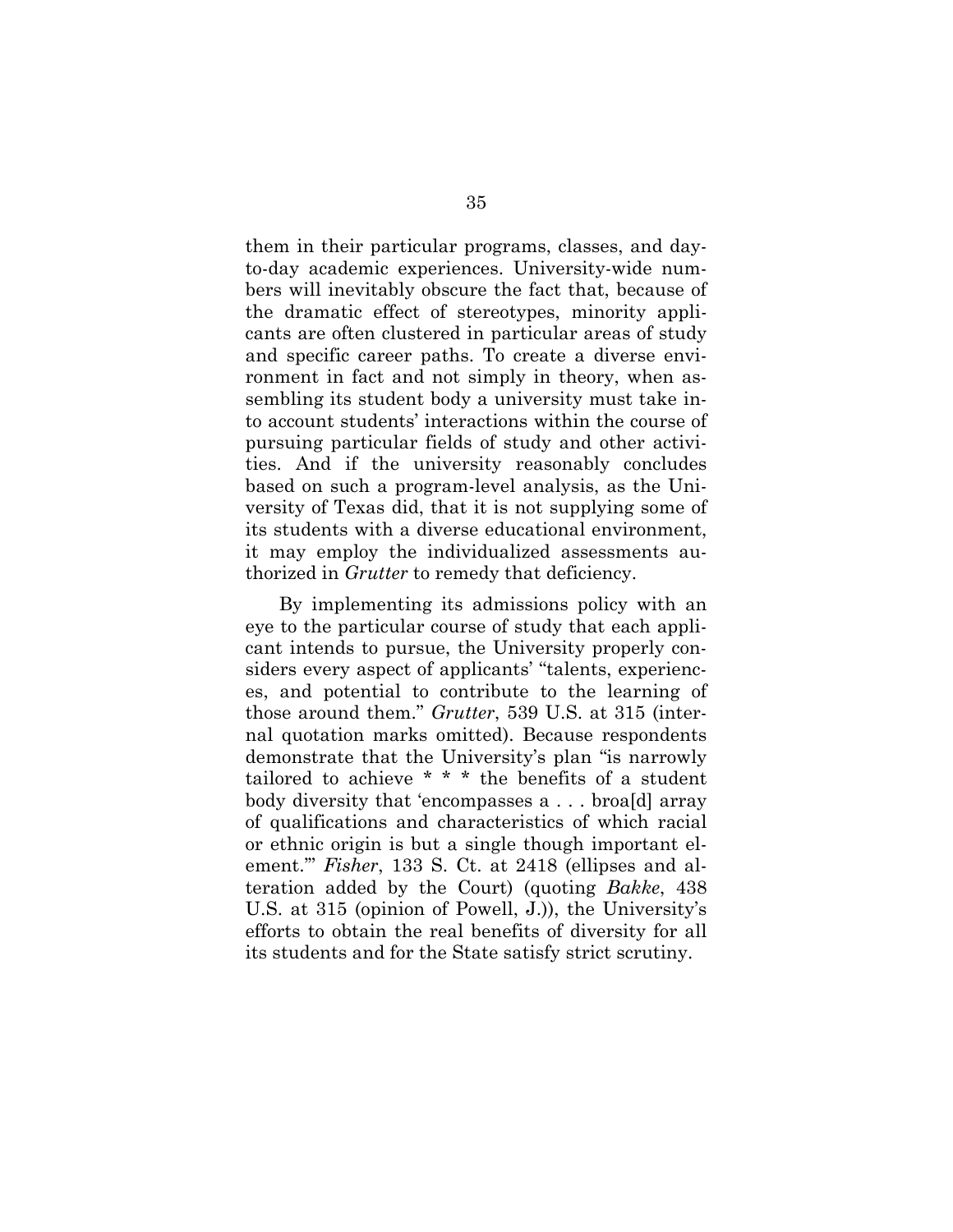them in their particular programs, classes, and day-to-day academic experiences. University-wide numbers will inevitably obscure the fact that, because of the dramatic effect of stereotypes, minority applicants are often clustered in particular areas of study and specific career paths. To create a diverse environment in fact and not simply in theory, when assembling its student body a university must take into account students' interactions within the course of pursuing particular fields of study and other activities. And if the university reasonably concludes based on such a program-level analysis, as the University of Texas did, that it is not supplying some of its students with a diverse educational environment, it may employ the individualized assessments authorized in *Grutter* to remedy that deficiency.

By implementing its admissions policy with an eye to the particular course of study that each applicant intends to pursue, the University properly considers every aspect of applicants' "talents, experiences, and potential to contribute to the learning of those around them." *Grutter*, 539 U.S. at 315 (internal quotation marks omitted). Because respondents demonstrate that the University's plan "is narrowly tailored to achieve * * * the benefits of a student body diversity that 'encompasses a . . . broa[d] array of qualifications and characteristics of which racial or ethnic origin is but a single though important element.'" *Fisher*, 133 S. Ct. at 2418 (ellipses and alteration added by the Court) (quoting *Bakke*, 438 U.S. at 315 (opinion of Powell, J.)), the University's efforts to obtain the real benefits of diversity for all its students and for the State satisfy strict scrutiny.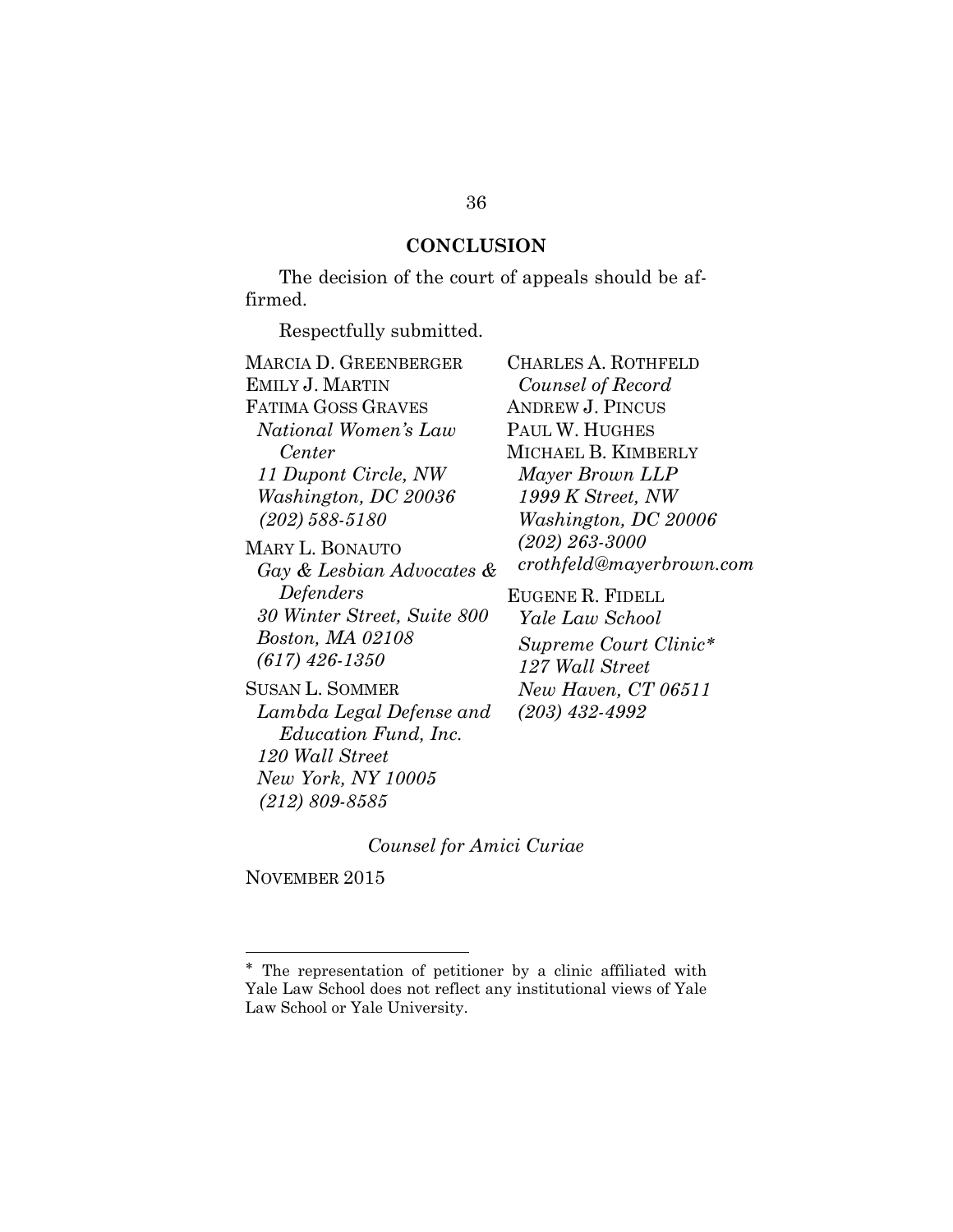## CONCLUSION

The decision of the court of appeals should be affirmed.

Respectfully submitted.

MARCIA D. GREENBERGER
EMILY J. MARTIN
FATIMA GOSS GRAVES
*National Women's Law Center*
*11 Dupont Circle, NW*
*Washington, DC 20036*
*(202) 588-5180*

MARY L. BONAUTO
*Gay & Lesbian Advocates & Defenders*
*30 Winter Street, Suite 800*
*Boston, MA 02108*
*(617) 426-1350*

SUSAN L. SOMMER
*Lambda Legal Defense and Education Fund, Inc.*
*120 Wall Street*
*New York, NY 10005*
*(212) 809-8585*

CHARLES A. ROTHFELD
*Counsel of Record*
ANDREW J. PINCUS
PAUL W. HUGHES
MICHAEL B. KIMBERLY
*Mayer Brown LLP*
*1999 K Street, NW*
*Washington, DC 20006*
*(202) 263-3000*
*crothfeld@mayerbrown.com*

EUGENE R. FIDELL
*Yale Law School*
*Supreme Court Clinic**
*127 Wall Street*
*New Haven, CT 06511*
*(203) 432-4992*

*Counsel for Amici Curiae*

NOVEMBER 2015

---

* The representation of petitioner by a clinic affiliated with Yale Law School does not reflect any institutional views of Yale Law School or Yale University.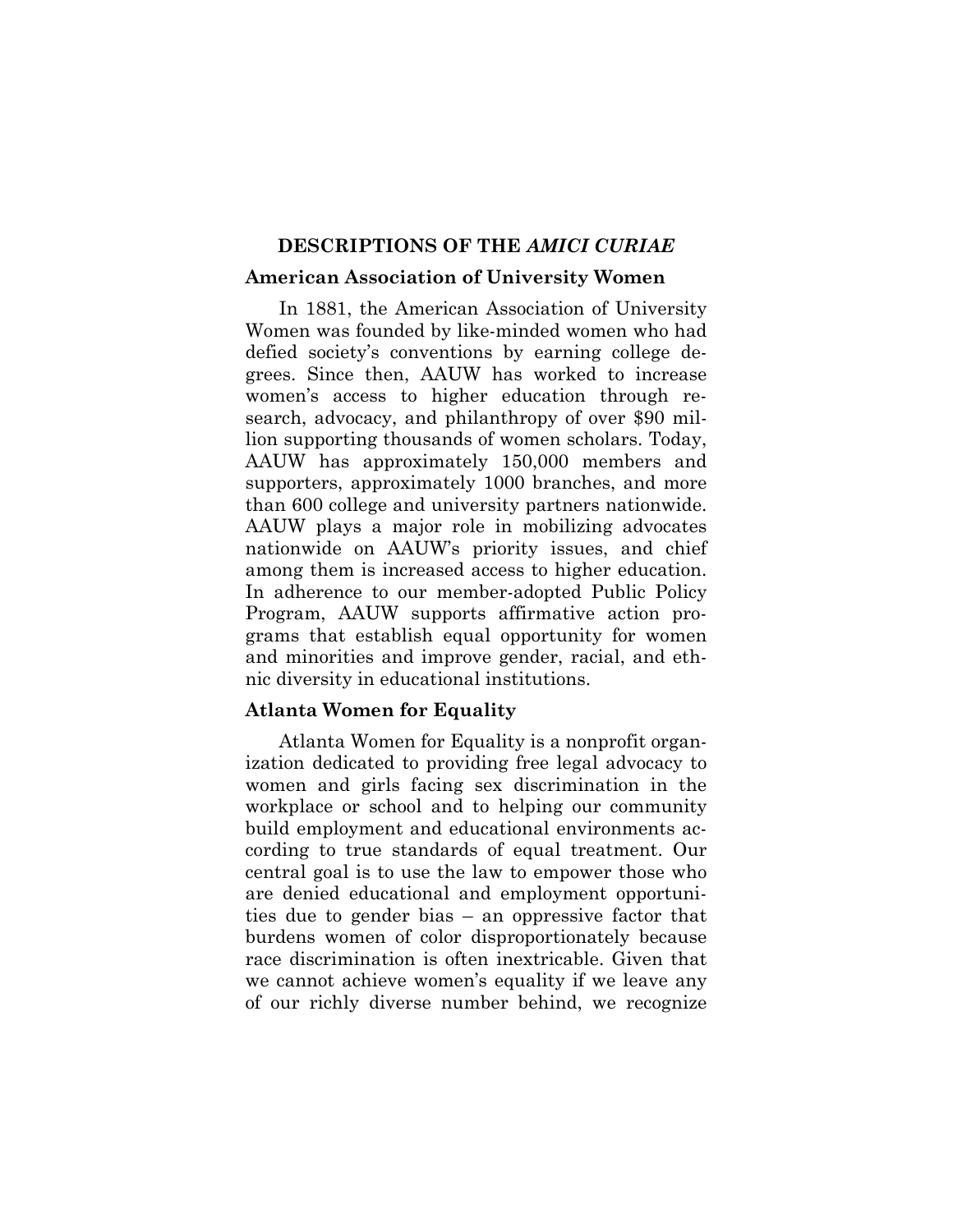## DESCRIPTIONS OF THE *AMICI CURIAE*

### American Association of University Women

In 1881, the American Association of University Women was founded by like-minded women who had defied society's conventions by earning college degrees. Since then, AAUW has worked to increase women's access to higher education through research, advocacy, and philanthropy of over $90 million supporting thousands of women scholars. Today, AAUW has approximately 150,000 members and supporters, approximately 1000 branches, and more than 600 college and university partners nationwide. AAUW plays a major role in mobilizing advocates nationwide on AAUW's priority issues, and chief among them is increased access to higher education. In adherence to our member-adopted Public Policy Program, AAUW supports affirmative action programs that establish equal opportunity for women and minorities and improve gender, racial, and ethnic diversity in educational institutions.

### Atlanta Women for Equality

Atlanta Women for Equality is a nonprofit organization dedicated to providing free legal advocacy to women and girls facing sex discrimination in the workplace or school and to helping our community build employment and educational environments according to true standards of equal treatment. Our central goal is to use the law to empower those who are denied educational and employment opportunities due to gender bias – an oppressive factor that burdens women of color disproportionately because race discrimination is often inextricable. Given that we cannot achieve women's equality if we leave any of our richly diverse number behind, we recognize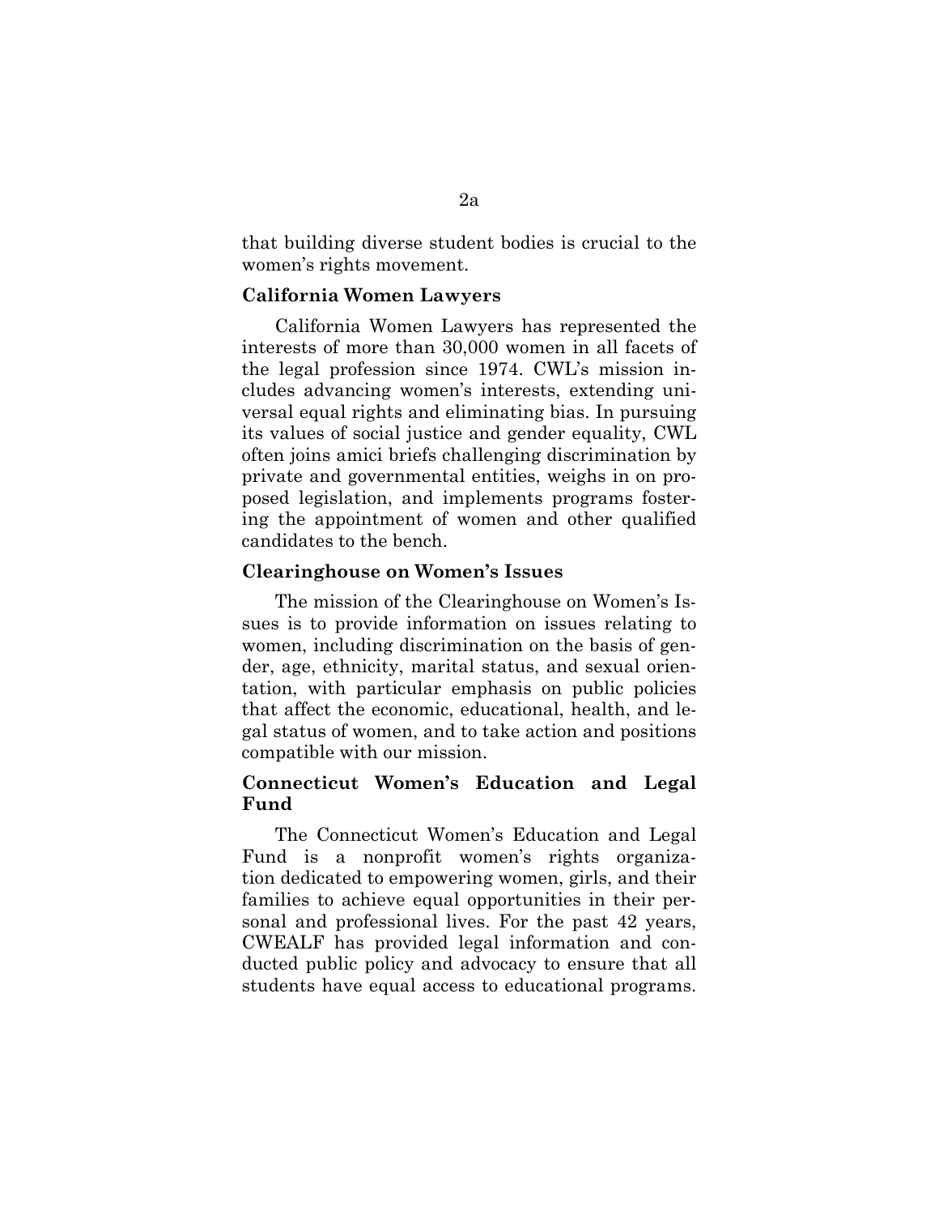that building diverse student bodies is crucial to the women's rights movement.

**California Women Lawyers**

California Women Lawyers has represented the interests of more than 30,000 women in all facets of the legal profession since 1974. CWL's mission includes advancing women's interests, extending universal equal rights and eliminating bias. In pursuing its values of social justice and gender equality, CWL often joins amici briefs challenging discrimination by private and governmental entities, weighs in on proposed legislation, and implements programs fostering the appointment of women and other qualified candidates to the bench.

**Clearinghouse on Women's Issues**

The mission of the Clearinghouse on Women's Issues is to provide information on issues relating to women, including discrimination on the basis of gender, age, ethnicity, marital status, and sexual orientation, with particular emphasis on public policies that affect the economic, educational, health, and legal status of women, and to take action and positions compatible with our mission.

**Connecticut Women's Education and Legal Fund**

The Connecticut Women's Education and Legal Fund is a nonprofit women's rights organization dedicated to empowering women, girls, and their families to achieve equal opportunities in their personal and professional lives. For the past 42 years, CWEALF has provided legal information and conducted public policy and advocacy to ensure that all students have equal access to educational programs.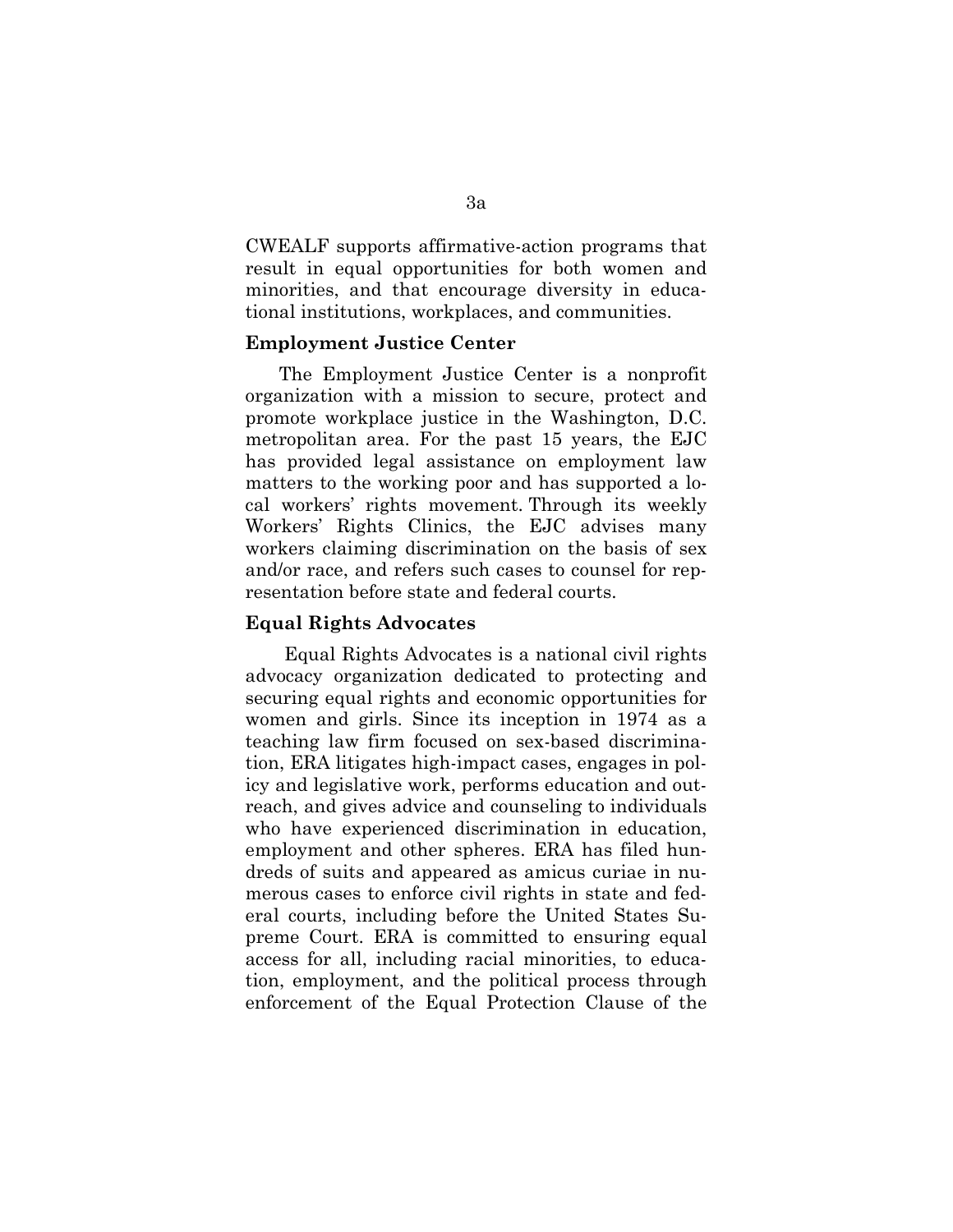CWEALF supports affirmative-action programs that result in equal opportunities for both women and minorities, and that encourage diversity in educational institutions, workplaces, and communities.

**Employment Justice Center**

The Employment Justice Center is a nonprofit organization with a mission to secure, protect and promote workplace justice in the Washington, D.C. metropolitan area. For the past 15 years, the EJC has provided legal assistance on employment law matters to the working poor and has supported a local workers' rights movement. Through its weekly Workers' Rights Clinics, the EJC advises many workers claiming discrimination on the basis of sex and/or race, and refers such cases to counsel for representation before state and federal courts.

**Equal Rights Advocates**

Equal Rights Advocates is a national civil rights advocacy organization dedicated to protecting and securing equal rights and economic opportunities for women and girls. Since its inception in 1974 as a teaching law firm focused on sex-based discrimination, ERA litigates high-impact cases, engages in policy and legislative work, performs education and outreach, and gives advice and counseling to individuals who have experienced discrimination in education, employment and other spheres. ERA has filed hundreds of suits and appeared as amicus curiae in numerous cases to enforce civil rights in state and federal courts, including before the United States Supreme Court. ERA is committed to ensuring equal access for all, including racial minorities, to education, employment, and the political process through enforcement of the Equal Protection Clause of the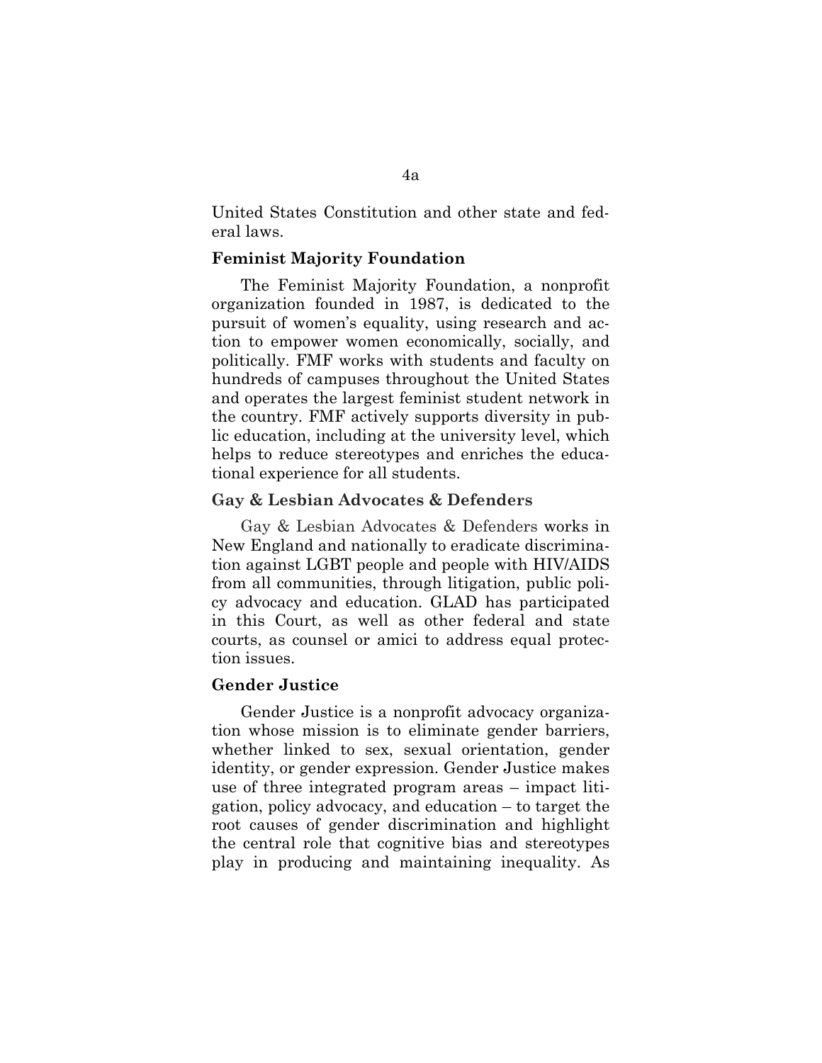United States Constitution and other state and federal laws.

**Feminist Majority Foundation**

The Feminist Majority Foundation, a nonprofit organization founded in 1987, is dedicated to the pursuit of women's equality, using research and action to empower women economically, socially, and politically. FMF works with students and faculty on hundreds of campuses throughout the United States and operates the largest feminist student network in the country. FMF actively supports diversity in public education, including at the university level, which helps to reduce stereotypes and enriches the educational experience for all students.

**Gay & Lesbian Advocates & Defenders**

Gay & Lesbian Advocates & Defenders works in New England and nationally to eradicate discrimination against LGBT people and people with HIV/AIDS from all communities, through litigation, public policy advocacy and education. GLAD has participated in this Court, as well as other federal and state courts, as counsel or amici to address equal protection issues.

**Gender Justice**

Gender Justice is a nonprofit advocacy organization whose mission is to eliminate gender barriers, whether linked to sex, sexual orientation, gender identity, or gender expression. Gender Justice makes use of three integrated program areas – impact litigation, policy advocacy, and education – to target the root causes of gender discrimination and highlight the central role that cognitive bias and stereotypes play in producing and maintaining inequality. As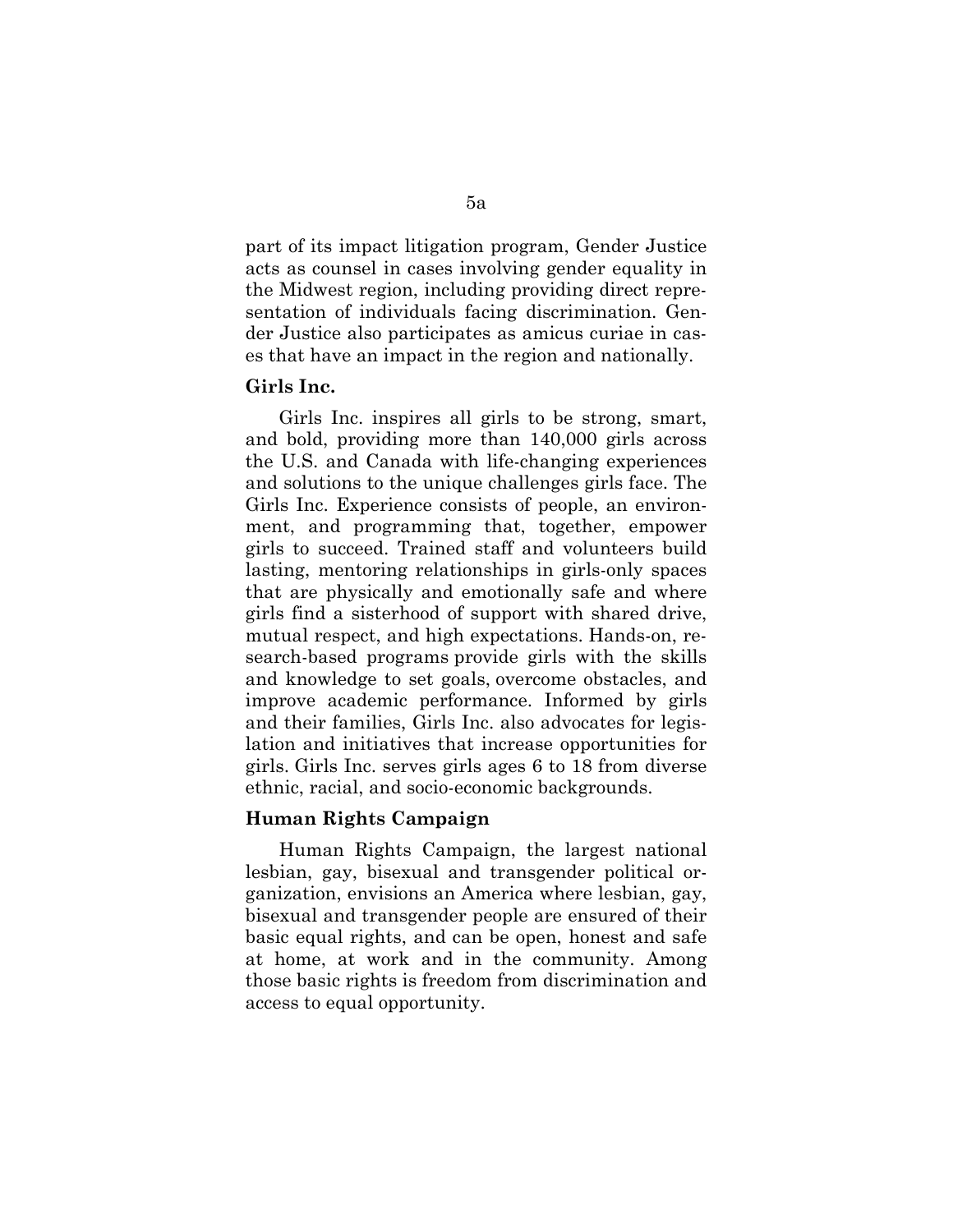part of its impact litigation program, Gender Justice acts as counsel in cases involving gender equality in the Midwest region, including providing direct representation of individuals facing discrimination. Gender Justice also participates as amicus curiae in cases that have an impact in the region and nationally.

**Girls Inc.**

Girls Inc. inspires all girls to be strong, smart, and bold, providing more than 140,000 girls across the U.S. and Canada with life-changing experiences and solutions to the unique challenges girls face. The Girls Inc. Experience consists of people, an environment, and programming that, together, empower girls to succeed. Trained staff and volunteers build lasting, mentoring relationships in girls-only spaces that are physically and emotionally safe and where girls find a sisterhood of support with shared drive, mutual respect, and high expectations. Hands-on, research-based programs provide girls with the skills and knowledge to set goals, overcome obstacles, and improve academic performance. Informed by girls and their families, Girls Inc. also advocates for legislation and initiatives that increase opportunities for girls. Girls Inc. serves girls ages 6 to 18 from diverse ethnic, racial, and socio-economic backgrounds.

**Human Rights Campaign**

Human Rights Campaign, the largest national lesbian, gay, bisexual and transgender political organization, envisions an America where lesbian, gay, bisexual and transgender people are ensured of their basic equal rights, and can be open, honest and safe at home, at work and in the community. Among those basic rights is freedom from discrimination and access to equal opportunity.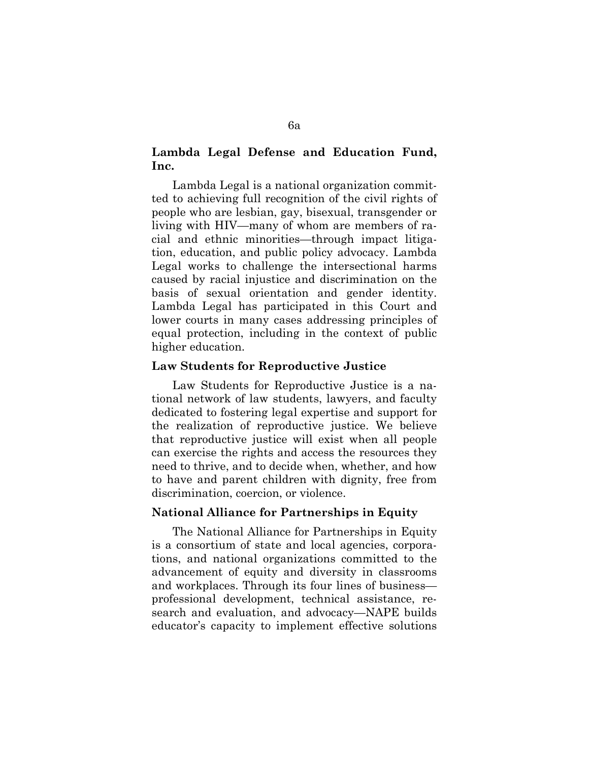**Lambda Legal Defense and Education Fund, Inc.**

Lambda Legal is a national organization committed to achieving full recognition of the civil rights of people who are lesbian, gay, bisexual, transgender or living with HIV—many of whom are members of racial and ethnic minorities—through impact litigation, education, and public policy advocacy. Lambda Legal works to challenge the intersectional harms caused by racial injustice and discrimination on the basis of sexual orientation and gender identity. Lambda Legal has participated in this Court and lower courts in many cases addressing principles of equal protection, including in the context of public higher education.

**Law Students for Reproductive Justice**

Law Students for Reproductive Justice is a national network of law students, lawyers, and faculty dedicated to fostering legal expertise and support for the realization of reproductive justice. We believe that reproductive justice will exist when all people can exercise the rights and access the resources they need to thrive, and to decide when, whether, and how to have and parent children with dignity, free from discrimination, coercion, or violence.

**National Alliance for Partnerships in Equity**

The National Alliance for Partnerships in Equity is a consortium of state and local agencies, corporations, and national organizations committed to the advancement of equity and diversity in classrooms and workplaces. Through its four lines of business—professional development, technical assistance, research and evaluation, and advocacy—NAPE builds educator's capacity to implement effective solutions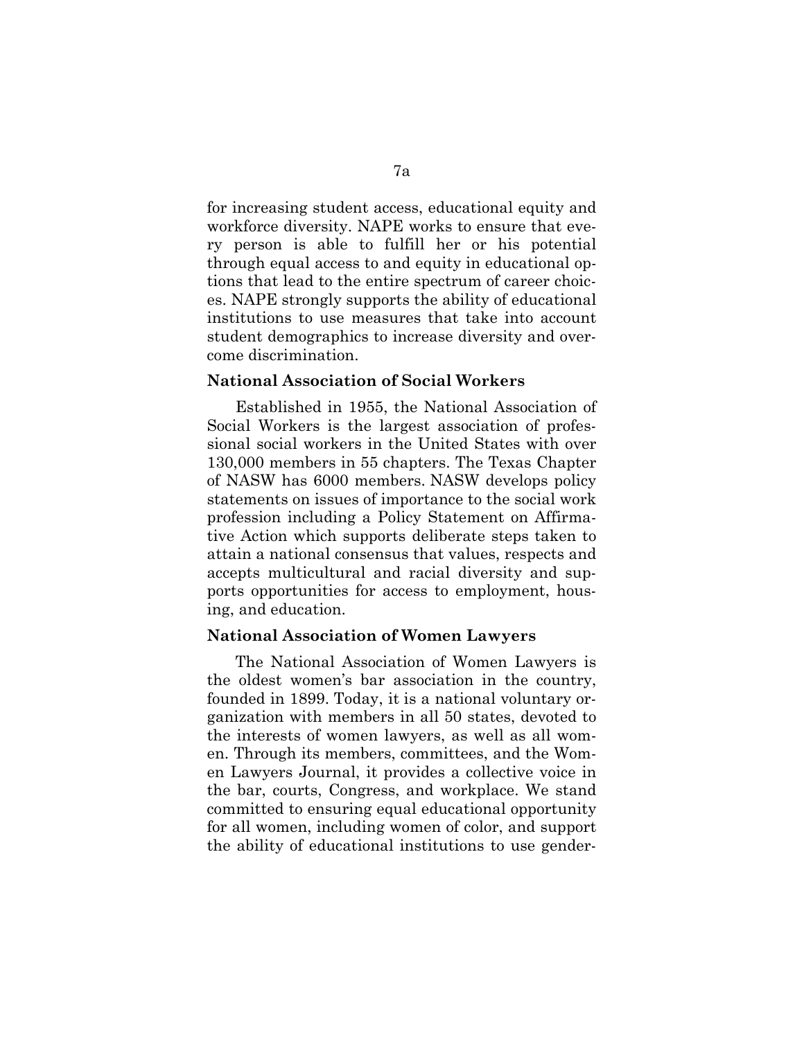for increasing student access, educational equity and workforce diversity. NAPE works to ensure that every person is able to fulfill her or his potential through equal access to and equity in educational options that lead to the entire spectrum of career choices. NAPE strongly supports the ability of educational institutions to use measures that take into account student demographics to increase diversity and overcome discrimination.

**National Association of Social Workers**

Established in 1955, the National Association of Social Workers is the largest association of professional social workers in the United States with over 130,000 members in 55 chapters. The Texas Chapter of NASW has 6000 members. NASW develops policy statements on issues of importance to the social work profession including a Policy Statement on Affirmative Action which supports deliberate steps taken to attain a national consensus that values, respects and accepts multicultural and racial diversity and supports opportunities for access to employment, housing, and education.

**National Association of Women Lawyers**

The National Association of Women Lawyers is the oldest women's bar association in the country, founded in 1899. Today, it is a national voluntary organization with members in all 50 states, devoted to the interests of women lawyers, as well as all women. Through its members, committees, and the Women Lawyers Journal, it provides a collective voice in the bar, courts, Congress, and workplace. We stand committed to ensuring equal educational opportunity for all women, including women of color, and support the ability of educational institutions to use gender-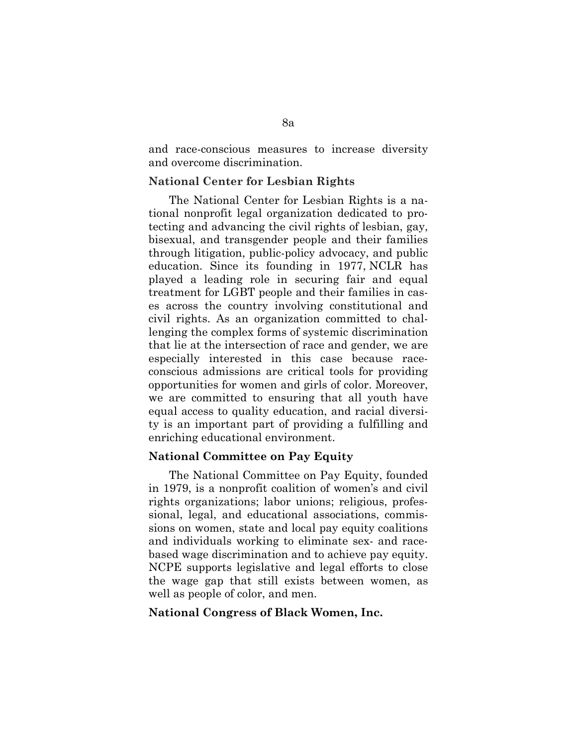and race-conscious measures to increase diversity and overcome discrimination.

**National Center for Lesbian Rights**

The National Center for Lesbian Rights is a national nonprofit legal organization dedicated to protecting and advancing the civil rights of lesbian, gay, bisexual, and transgender people and their families through litigation, public-policy advocacy, and public education. Since its founding in 1977, NCLR has played a leading role in securing fair and equal treatment for LGBT people and their families in cases across the country involving constitutional and civil rights. As an organization committed to challenging the complex forms of systemic discrimination that lie at the intersection of race and gender, we are especially interested in this case because race-conscious admissions are critical tools for providing opportunities for women and girls of color. Moreover, we are committed to ensuring that all youth have equal access to quality education, and racial diversity is an important part of providing a fulfilling and enriching educational environment.

**National Committee on Pay Equity**

The National Committee on Pay Equity, founded in 1979, is a nonprofit coalition of women's and civil rights organizations; labor unions; religious, professional, legal, and educational associations, commissions on women, state and local pay equity coalitions and individuals working to eliminate sex- and race-based wage discrimination and to achieve pay equity. NCPE supports legislative and legal efforts to close the wage gap that still exists between women, as well as people of color, and men.

**National Congress of Black Women, Inc.**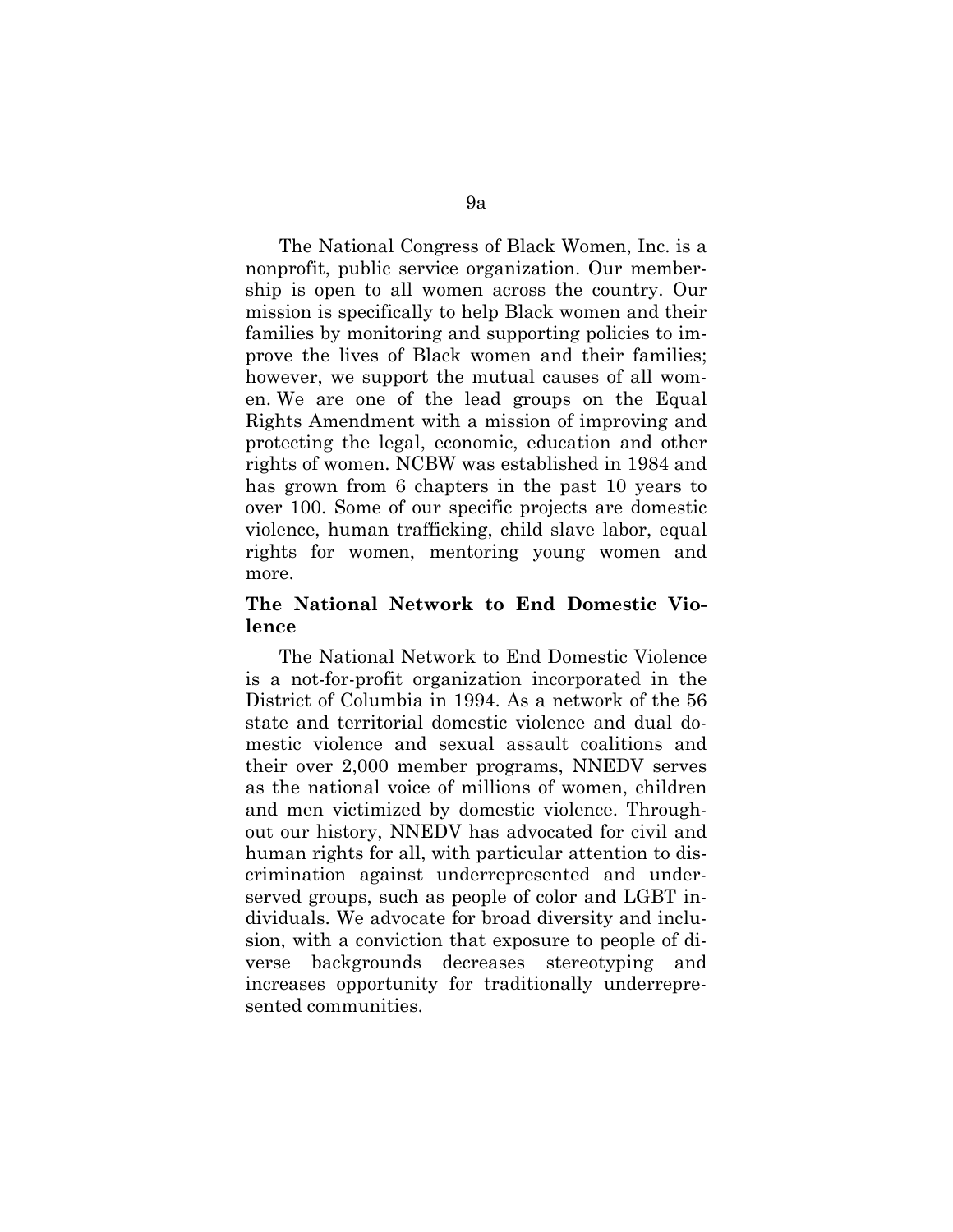The National Congress of Black Women, Inc. is a nonprofit, public service organization. Our membership is open to all women across the country. Our mission is specifically to help Black women and their families by monitoring and supporting policies to improve the lives of Black women and their families; however, we support the mutual causes of all women. We are one of the lead groups on the Equal Rights Amendment with a mission of improving and protecting the legal, economic, education and other rights of women. NCBW was established in 1984 and has grown from 6 chapters in the past 10 years to over 100. Some of our specific projects are domestic violence, human trafficking, child slave labor, equal rights for women, mentoring young women and more.

**The National Network to End Domestic Violence**

The National Network to End Domestic Violence is a not-for-profit organization incorporated in the District of Columbia in 1994. As a network of the 56 state and territorial domestic violence and dual domestic violence and sexual assault coalitions and their over 2,000 member programs, NNEDV serves as the national voice of millions of women, children and men victimized by domestic violence. Throughout our history, NNEDV has advocated for civil and human rights for all, with particular attention to discrimination against underrepresented and underserved groups, such as people of color and LGBT individuals. We advocate for broad diversity and inclusion, with a conviction that exposure to people of diverse backgrounds decreases stereotyping and increases opportunity for traditionally underrepresented communities.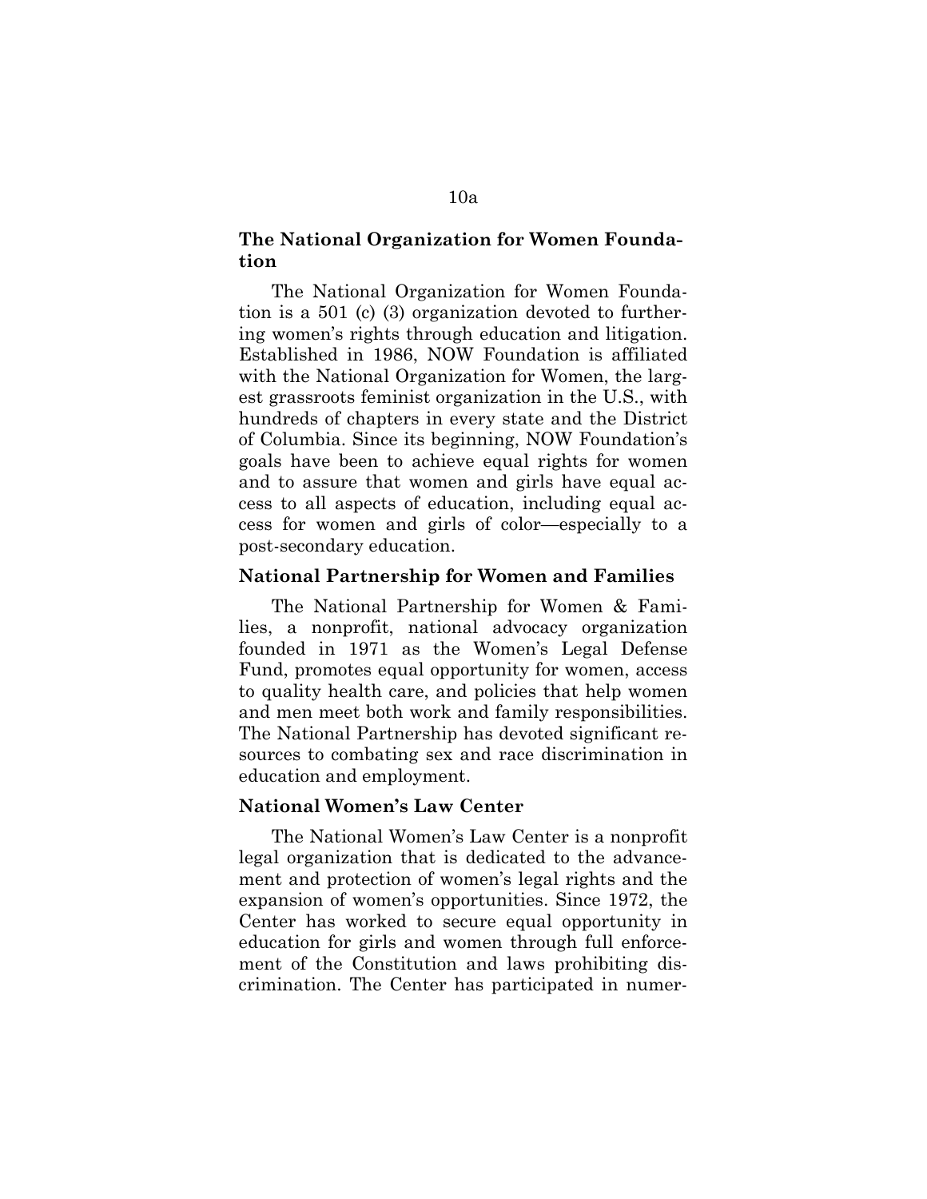**The National Organization for Women Foundation**

The National Organization for Women Foundation is a 501 (c) (3) organization devoted to furthering women's rights through education and litigation. Established in 1986, NOW Foundation is affiliated with the National Organization for Women, the largest grassroots feminist organization in the U.S., with hundreds of chapters in every state and the District of Columbia. Since its beginning, NOW Foundation's goals have been to achieve equal rights for women and to assure that women and girls have equal access to all aspects of education, including equal access for women and girls of color—especially to a post-secondary education.

**National Partnership for Women and Families**

The National Partnership for Women & Families, a nonprofit, national advocacy organization founded in 1971 as the Women's Legal Defense Fund, promotes equal opportunity for women, access to quality health care, and policies that help women and men meet both work and family responsibilities. The National Partnership has devoted significant resources to combating sex and race discrimination in education and employment.

**National Women's Law Center**

The National Women's Law Center is a nonprofit legal organization that is dedicated to the advancement and protection of women's legal rights and the expansion of women's opportunities. Since 1972, the Center has worked to secure equal opportunity in education for girls and women through full enforcement of the Constitution and laws prohibiting discrimination. The Center has participated in numer-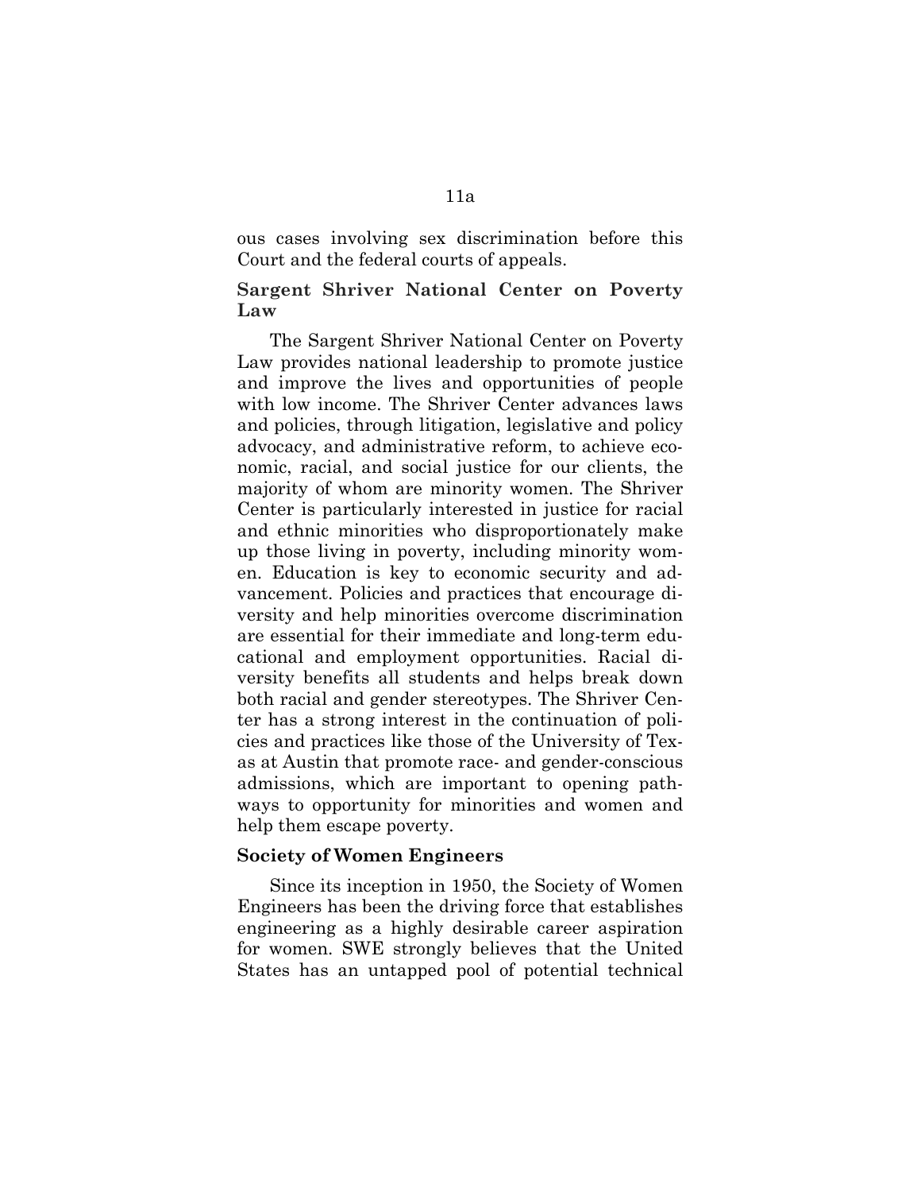ous cases involving sex discrimination before this Court and the federal courts of appeals.

**Sargent Shriver National Center on Poverty Law**

The Sargent Shriver National Center on Poverty Law provides national leadership to promote justice and improve the lives and opportunities of people with low income. The Shriver Center advances laws and policies, through litigation, legislative and policy advocacy, and administrative reform, to achieve economic, racial, and social justice for our clients, the majority of whom are minority women. The Shriver Center is particularly interested in justice for racial and ethnic minorities who disproportionately make up those living in poverty, including minority women. Education is key to economic security and advancement. Policies and practices that encourage diversity and help minorities overcome discrimination are essential for their immediate and long-term educational and employment opportunities. Racial diversity benefits all students and helps break down both racial and gender stereotypes. The Shriver Center has a strong interest in the continuation of policies and practices like those of the University of Texas at Austin that promote race- and gender-conscious admissions, which are important to opening pathways to opportunity for minorities and women and help them escape poverty.

**Society of Women Engineers**

Since its inception in 1950, the Society of Women Engineers has been the driving force that establishes engineering as a highly desirable career aspiration for women. SWE strongly believes that the United States has an untapped pool of potential technical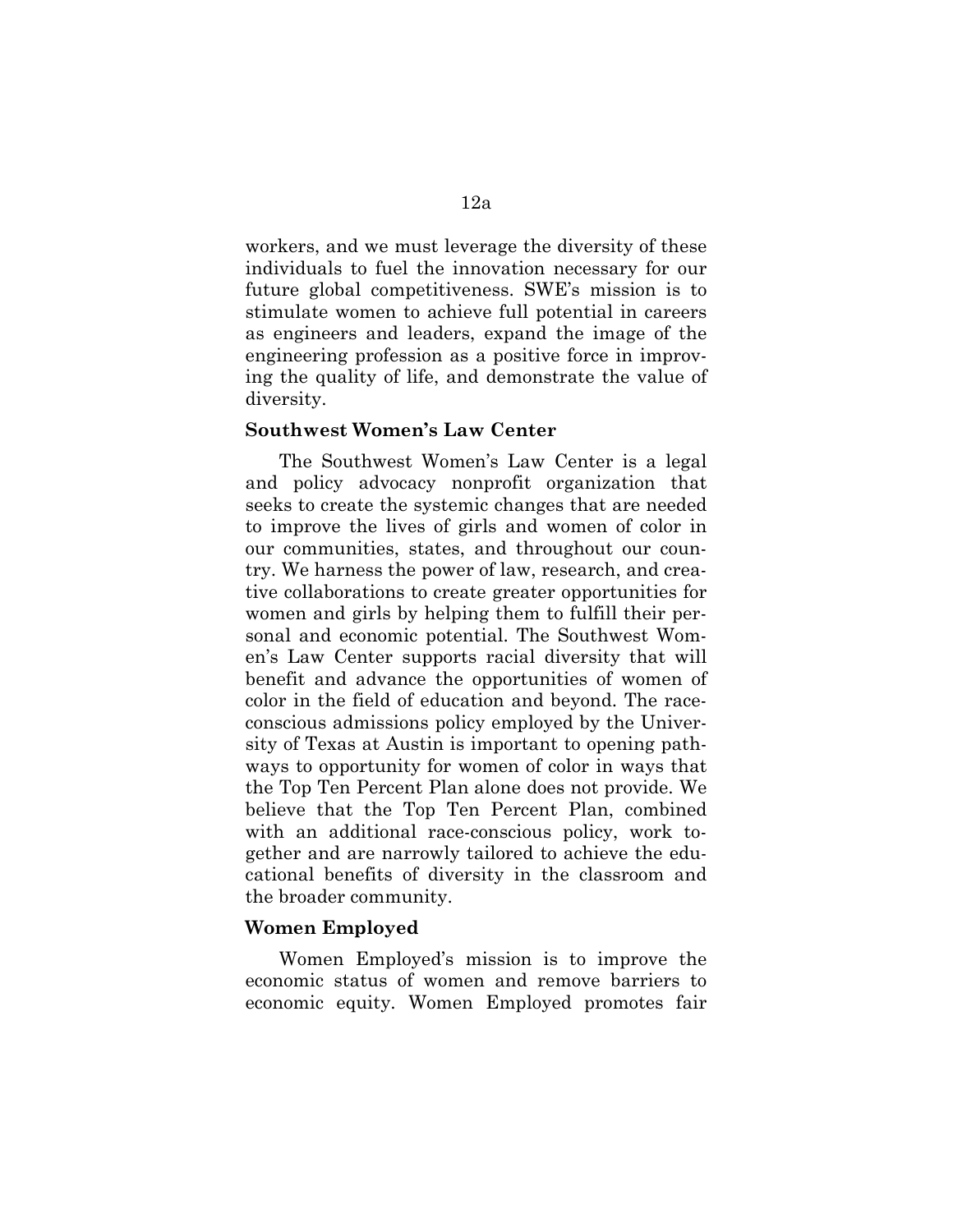workers, and we must leverage the diversity of these individuals to fuel the innovation necessary for our future global competitiveness. SWE's mission is to stimulate women to achieve full potential in careers as engineers and leaders, expand the image of the engineering profession as a positive force in improving the quality of life, and demonstrate the value of diversity.

**Southwest Women's Law Center**

The Southwest Women's Law Center is a legal and policy advocacy nonprofit organization that seeks to create the systemic changes that are needed to improve the lives of girls and women of color in our communities, states, and throughout our country. We harness the power of law, research, and creative collaborations to create greater opportunities for women and girls by helping them to fulfill their personal and economic potential. The Southwest Women's Law Center supports racial diversity that will benefit and advance the opportunities of women of color in the field of education and beyond. The race-conscious admissions policy employed by the University of Texas at Austin is important to opening pathways to opportunity for women of color in ways that the Top Ten Percent Plan alone does not provide. We believe that the Top Ten Percent Plan, combined with an additional race-conscious policy, work together and are narrowly tailored to achieve the educational benefits of diversity in the classroom and the broader community.

**Women Employed**

Women Employed's mission is to improve the economic status of women and remove barriers to economic equity. Women Employed promotes fair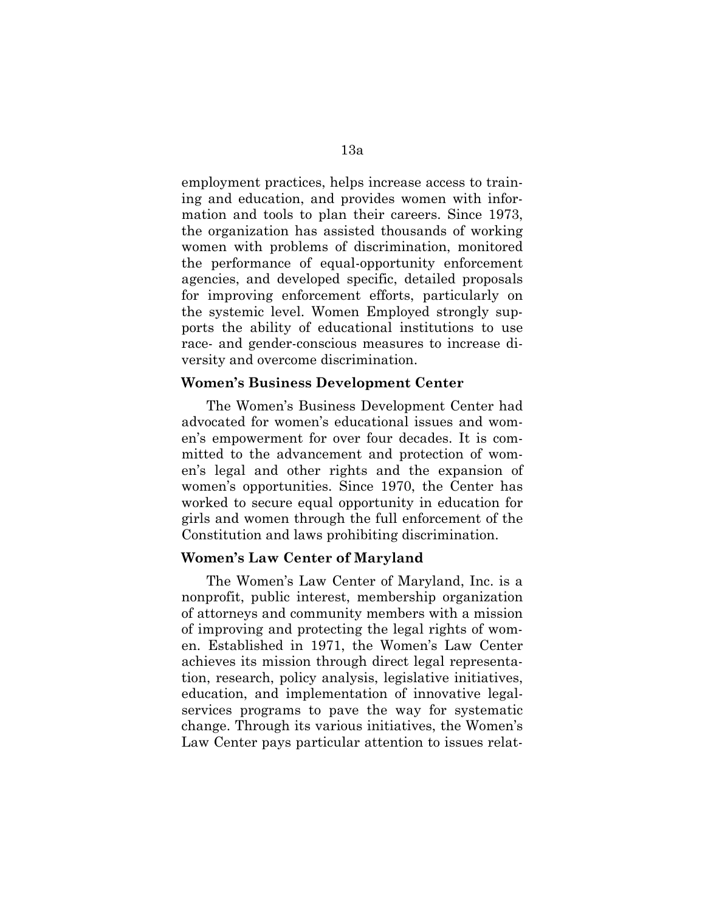employment practices, helps increase access to training and education, and provides women with information and tools to plan their careers. Since 1973, the organization has assisted thousands of working women with problems of discrimination, monitored the performance of equal-opportunity enforcement agencies, and developed specific, detailed proposals for improving enforcement efforts, particularly on the systemic level. Women Employed strongly supports the ability of educational institutions to use race- and gender-conscious measures to increase diversity and overcome discrimination.

**Women's Business Development Center**

The Women's Business Development Center had advocated for women's educational issues and women's empowerment for over four decades. It is committed to the advancement and protection of women's legal and other rights and the expansion of women's opportunities. Since 1970, the Center has worked to secure equal opportunity in education for girls and women through the full enforcement of the Constitution and laws prohibiting discrimination.

**Women's Law Center of Maryland**

The Women's Law Center of Maryland, Inc. is a nonprofit, public interest, membership organization of attorneys and community members with a mission of improving and protecting the legal rights of women. Established in 1971, the Women's Law Center achieves its mission through direct legal representation, research, policy analysis, legislative initiatives, education, and implementation of innovative legal-services programs to pave the way for systematic change. Through its various initiatives, the Women's Law Center pays particular attention to issues relat-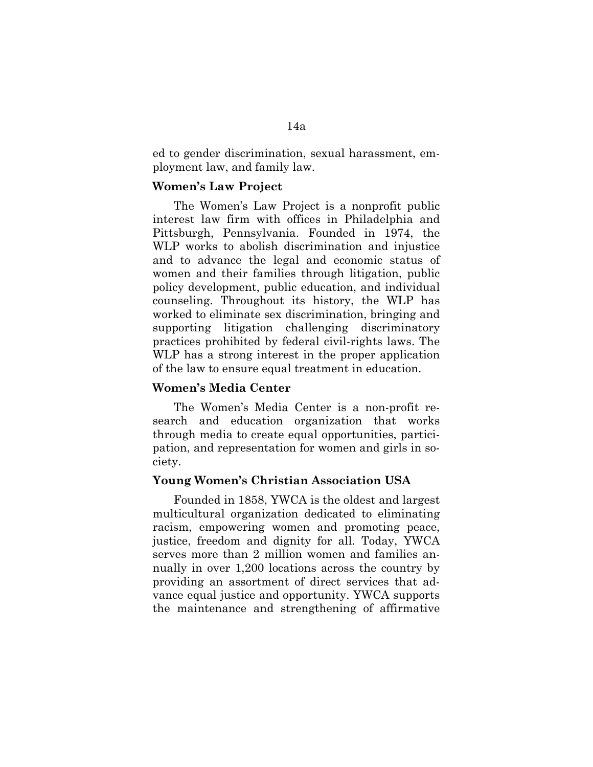ed to gender discrimination, sexual harassment, employment law, and family law.

**Women's Law Project**

The Women's Law Project is a nonprofit public interest law firm with offices in Philadelphia and Pittsburgh, Pennsylvania. Founded in 1974, the WLP works to abolish discrimination and injustice and to advance the legal and economic status of women and their families through litigation, public policy development, public education, and individual counseling. Throughout its history, the WLP has worked to eliminate sex discrimination, bringing and supporting litigation challenging discriminatory practices prohibited by federal civil-rights laws. The WLP has a strong interest in the proper application of the law to ensure equal treatment in education.

**Women's Media Center**

The Women's Media Center is a non-profit research and education organization that works through media to create equal opportunities, participation, and representation for women and girls in society.

**Young Women's Christian Association USA**

Founded in 1858, YWCA is the oldest and largest multicultural organization dedicated to eliminating racism, empowering women and promoting peace, justice, freedom and dignity for all. Today, YWCA serves more than 2 million women and families annually in over 1,200 locations across the country by providing an assortment of direct services that advance equal justice and opportunity. YWCA supports the maintenance and strengthening of affirmative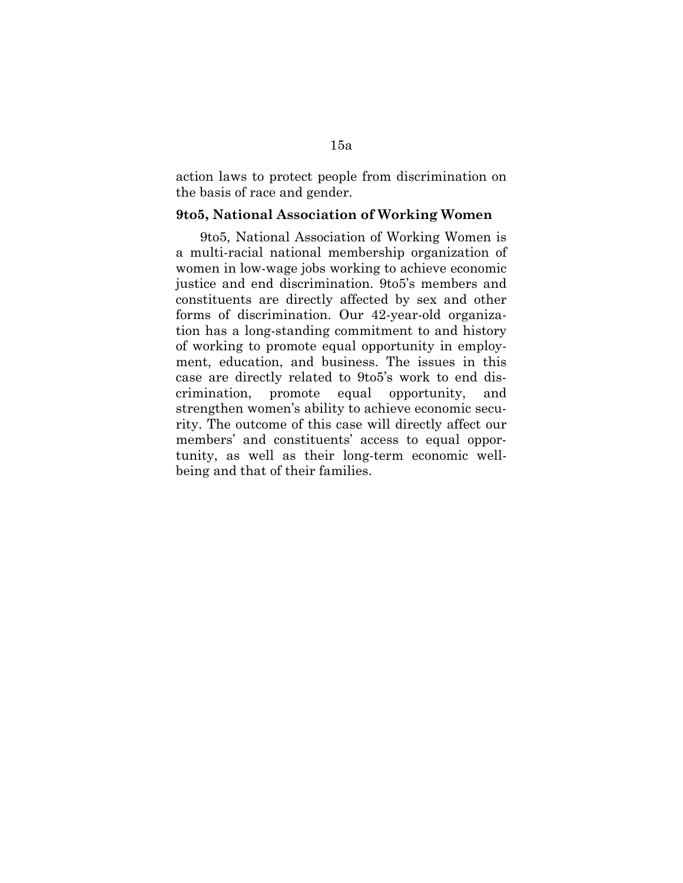action laws to protect people from discrimination on the basis of race and gender.

**9to5, National Association of Working Women**

9to5, National Association of Working Women is a multi-racial national membership organization of women in low-wage jobs working to achieve economic justice and end discrimination. 9to5's members and constituents are directly affected by sex and other forms of discrimination. Our 42-year-old organization has a long-standing commitment to and history of working to promote equal opportunity in employment, education, and business. The issues in this case are directly related to 9to5's work to end discrimination, promote equal opportunity, and strengthen women's ability to achieve economic security. The outcome of this case will directly affect our members' and constituents' access to equal opportunity, as well as their long-term economic well-being and that of their families.